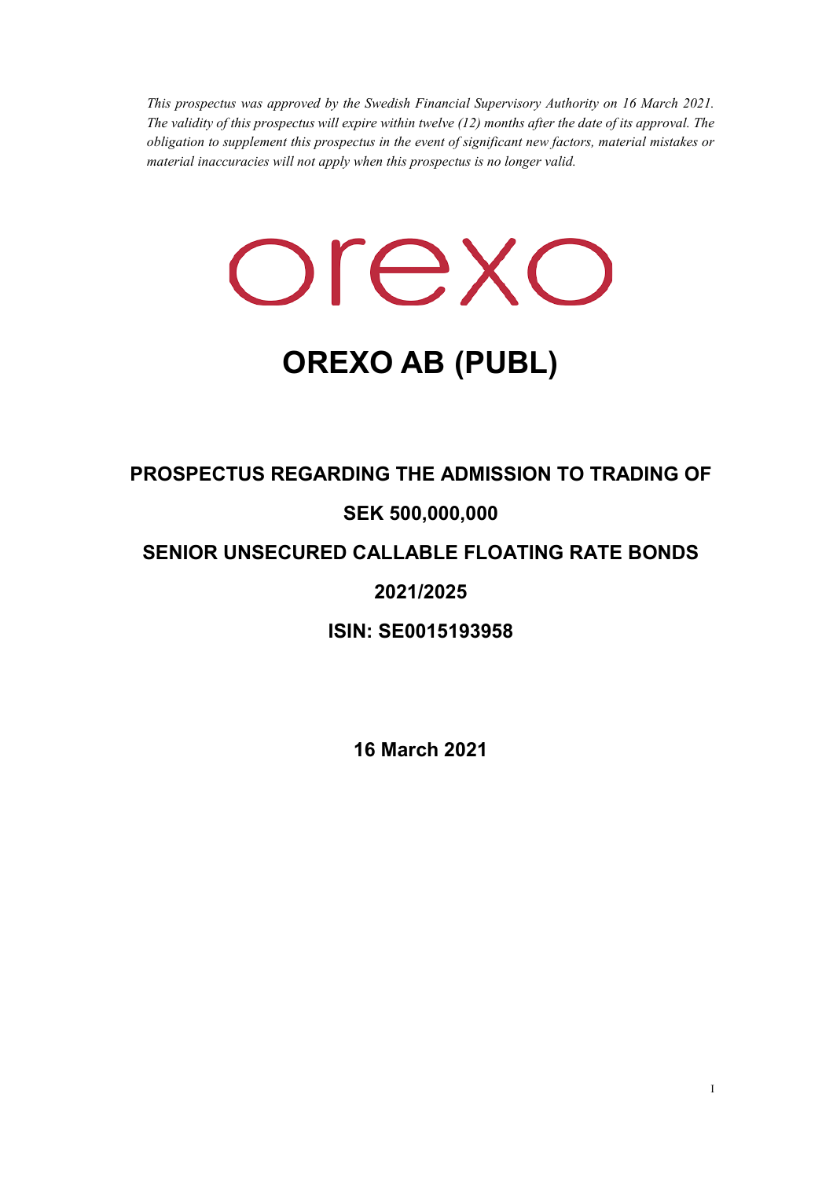*This prospectus was approved by the Swedish Financial Supervisory Authority on 16 March 2021. The validity of this prospectus will expire within twelve (12) months after the date of its approval. The obligation to supplement this prospectus in the event of significant new factors, material mistakes or material inaccuracies will not apply when this prospectus is no longer valid.*

orexo

# OREXO AB (PUBL)

## PROSPECTUS REGARDING THE ADMISSION TO TRADING OF

## SEK 500,000,000

## SENIOR UNSECURED CALLABLE FLOATING RATE BONDS

## 2021/2025

## ISIN: SE0015193958

**16 March 2021**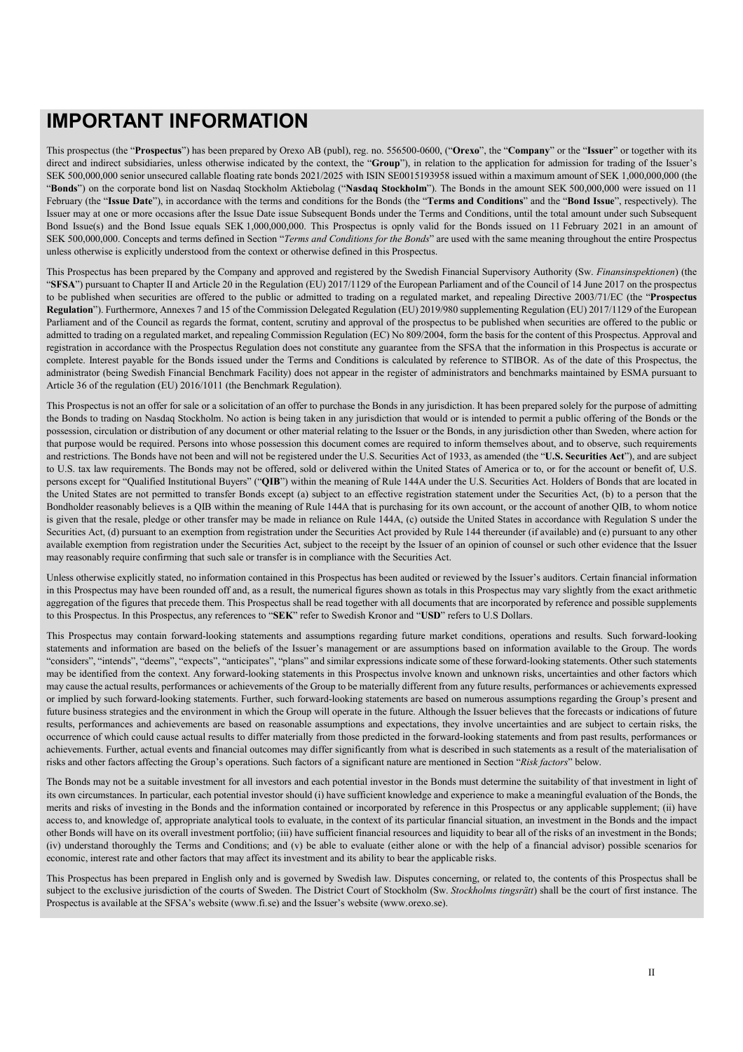# IMPORTANT INFORMATION

This prospectus (the "**Prospectus**") has been prepared by Orexo AB (publ), reg. no. 556500-0600, ("**Orexo**", the "**Company**" or the "**Issuer**" or together with its direct and indirect subsidiaries, unless otherwise indicated by the context, the "**Group**"), in relation to the application for admission for trading of the Issuer's SEK 500,000,000 senior unsecured callable floating rate bonds 2021/2025 with ISIN SE0015193958 issued within a maximum amount of SEK 1,000,000,000 (the "**Bonds**") on the corporate bond list on Nasdaq Stockholm Aktiebolag ("**Nasdaq Stockholm**"). The Bonds in the amount SEK 500,000,000 were issued on 11 February (the "**Issue Date**"), in accordance with the terms and conditions for the Bonds (the "**Terms and Conditions**" and the "**Bond Issue**", respectively). The Issuer may at one or more occasions after the Issue Date issue Subsequent Bonds under the Terms and Conditions, until the total amount under such Subsequent Bond Issue(s) and the Bond Issue equals SEK 1,000,000,000. This Prospectus is opnly valid for the Bonds issued on 11 February 2021 in an amount of SEK 500,000,000. Concepts and terms defined in Section "*Terms and Conditions for the Bonds*" are used with the same meaning throughout the entire Prospectus unless otherwise is explicitly understood from the context or otherwise defined in this Prospectus.

This Prospectus has been prepared by the Company and approved and registered by the Swedish Financial Supervisory Authority (Sw. *Finansinspektionen*) (the "**SFSA**") pursuant to Chapter II and Article 20 in the Regulation (EU) 2017/1129 of the European Parliament and of the Council of 14 June 2017 on the prospectus to be published when securities are offered to the public or admitted to trading on a regulated market, and repealing Directive 2003/71/EC (the "**Prospectus Regulation**"). Furthermore, Annexes 7 and 15 of the Commission Delegated Regulation (EU) 2019/980 supplementing Regulation (EU) 2017/1129 of the European Parliament and of the Council as regards the format, content, scrutiny and approval of the prospectus to be published when securities are offered to the public or admitted to trading on a regulated market, and repealing Commission Regulation (EC) No 809/2004, form the basis for the content of this Prospectus. Approval and registration in accordance with the Prospectus Regulation does not constitute any guarantee from the SFSA that the information in this Prospectus is accurate or complete. Interest payable for the Bonds issued under the Terms and Conditions is calculated by reference to STIBOR. As of the date of this Prospectus, the administrator (being Swedish Financial Benchmark Facility) does not appear in the register of administrators and benchmarks maintained by ESMA pursuant to Article 36 of the regulation (EU) 2016/1011 (the Benchmark Regulation).

This Prospectus is not an offer for sale or a solicitation of an offer to purchase the Bonds in any jurisdiction. It has been prepared solely for the purpose of admitting the Bonds to trading on Nasdaq Stockholm. No action is being taken in any jurisdiction that would or is intended to permit a public offering of the Bonds or the possession, circulation or distribution of any document or other material relating to the Issuer or the Bonds, in any jurisdiction other than Sweden, where action for that purpose would be required. Persons into whose possession this document comes are required to inform themselves about, and to observe, such requirements and restrictions. The Bonds have not been and will not be registered under the U.S. Securities Act of 1933, as amended (the "**U.S. Securities Act**"), and are subject to U.S. tax law requirements. The Bonds may not be offered, sold or delivered within the United States of America or to, or for the account or benefit of, U.S. persons except for "Qualified Institutional Buyers" ("**QIB**") within the meaning of Rule 144A under the U.S. Securities Act. Holders of Bonds that are located in the United States are not permitted to transfer Bonds except (a) subject to an effective registration statement under the Securities Act, (b) to a person that the Bondholder reasonably believes is a QIB within the meaning of Rule 144A that is purchasing for its own account, or the account of another QIB, to whom notice is given that the resale, pledge or other transfer may be made in reliance on Rule 144A, (c) outside the United States in accordance with Regulation S under the Securities Act, (d) pursuant to an exemption from registration under the Securities Act provided by Rule 144 thereunder (if available) and (e) pursuant to any other available exemption from registration under the Securities Act, subject to the receipt by the Issuer of an opinion of counsel or such other evidence that the Issuer may reasonably require confirming that such sale or transfer is in compliance with the Securities Act.

Unless otherwise explicitly stated, no information contained in this Prospectus has been audited or reviewed by the Issuer's auditors. Certain financial information in this Prospectus may have been rounded off and, as a result, the numerical figures shown as totals in this Prospectus may vary slightly from the exact arithmetic aggregation of the figures that precede them. This Prospectus shall be read together with all documents that are incorporated by reference and possible supplements to this Prospectus. In this Prospectus, any references to "**SEK**" refer to Swedish Kronor and "**USD**" refers to U.S Dollars.

This Prospectus may contain forward-looking statements and assumptions regarding future market conditions, operations and results. Such forward-looking statements and information are based on the beliefs of the Issuer's management or are assumptions based on information available to the Group. The words "considers", "intends", "deems", "expects", "anticipates", "plans" and similar expressions indicate some of these forward-looking statements. Other such statements may be identified from the context. Any forward-looking statements in this Prospectus involve known and unknown risks, uncertainties and other factors which may cause the actual results, performances or achievements of the Group to be materially different from any future results, performances or achievements expressed or implied by such forward-looking statements. Further, such forward-looking statements are based on numerous assumptions regarding the Group's present and future business strategies and the environment in which the Group will operate in the future. Although the Issuer believes that the forecasts or indications of future results, performances and achievements are based on reasonable assumptions and expectations, they involve uncertainties and are subject to certain risks, the occurrence of which could cause actual results to differ materially from those predicted in the forward-looking statements and from past results, performances or achievements. Further, actual events and financial outcomes may differ significantly from what is described in such statements as a result of the materialisation of risks and other factors affecting the Group's operations. Such factors of a significant nature are mentioned in Section "*Risk factors*" below.

The Bonds may not be a suitable investment for all investors and each potential investor in the Bonds must determine the suitability of that investment in light of its own circumstances. In particular, each potential investor should (i) have sufficient knowledge and experience to make a meaningful evaluation of the Bonds, the merits and risks of investing in the Bonds and the information contained or incorporated by reference in this Prospectus or any applicable supplement; (ii) have access to, and knowledge of, appropriate analytical tools to evaluate, in the context of its particular financial situation, an investment in the Bonds and the impact other Bonds will have on its overall investment portfolio; (iii) have sufficient financial resources and liquidity to bear all of the risks of an investment in the Bonds; (iv) understand thoroughly the Terms and Conditions; and (v) be able to evaluate (either alone or with the help of a financial advisor) possible scenarios for economic, interest rate and other factors that may affect its investment and its ability to bear the applicable risks.

This Prospectus has been prepared in English only and is governed by Swedish law. Disputes concerning, or related to, the contents of this Prospectus shall be subject to the exclusive jurisdiction of the courts of Sweden. The District Court of Stockholm (Sw. *Stockholms tingsrätt*) shall be the court of first instance. The Prospectus is available at the SFSA's website (www.fi.se) and the Issuer's website (www.orexo.se).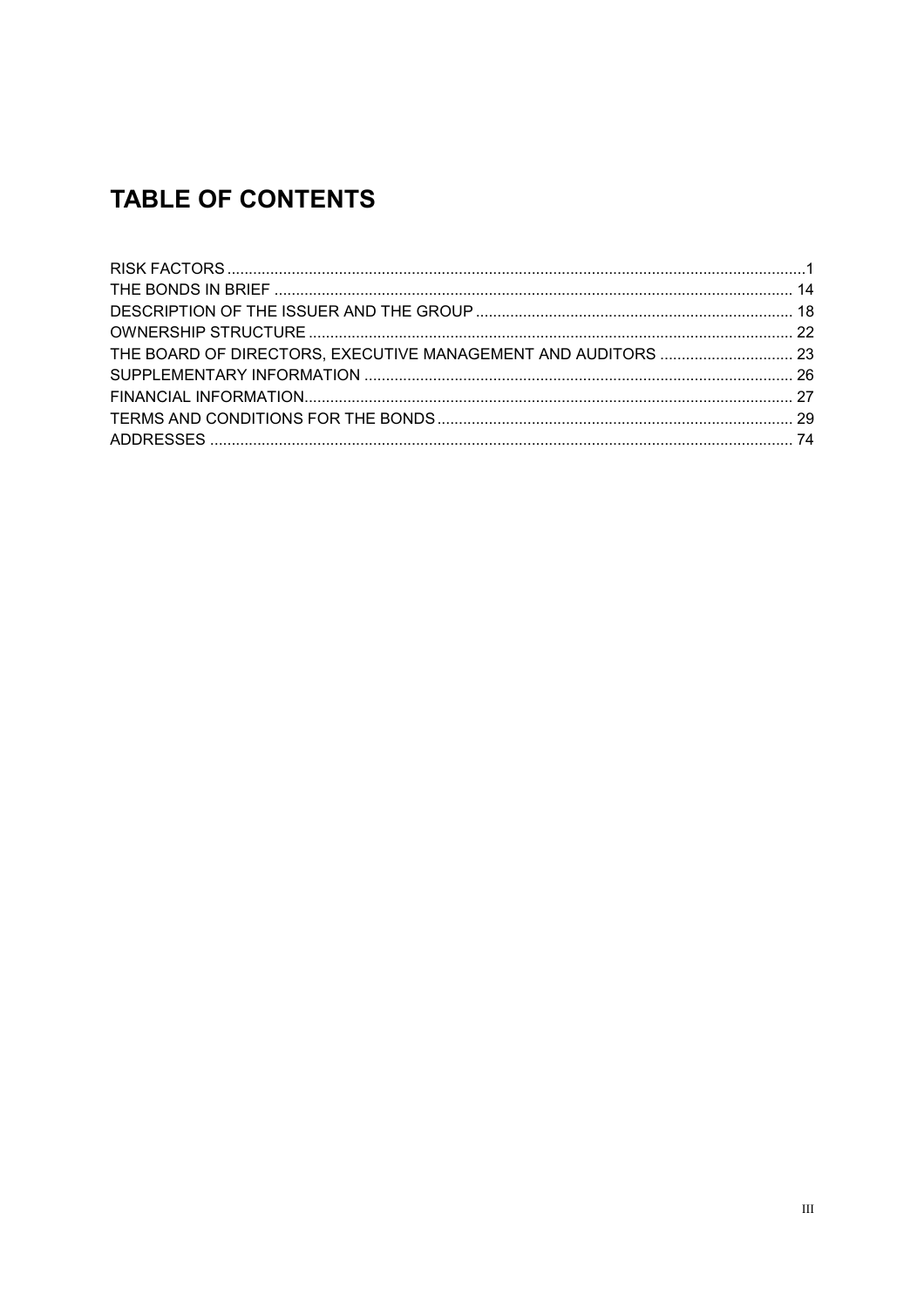# TABLE OF CONTENTS

RISK FACTORS ... 1
THE BONDS IN BRIEF ... 14
DESCRIPTION OF THE ISSUER AND THE GROUP ... 18
OWNERSHIP STRUCTURE ... 22
THE BOARD OF DIRECTORS, EXECUTIVE MANAGEMENT AND AUDITORS ... 23
SUPPLEMENTARY INFORMATION ... 26
FINANCIAL INFORMATION ... 27
TERMS AND CONDITIONS FOR THE BONDS ... 29
ADDRESSES ... 74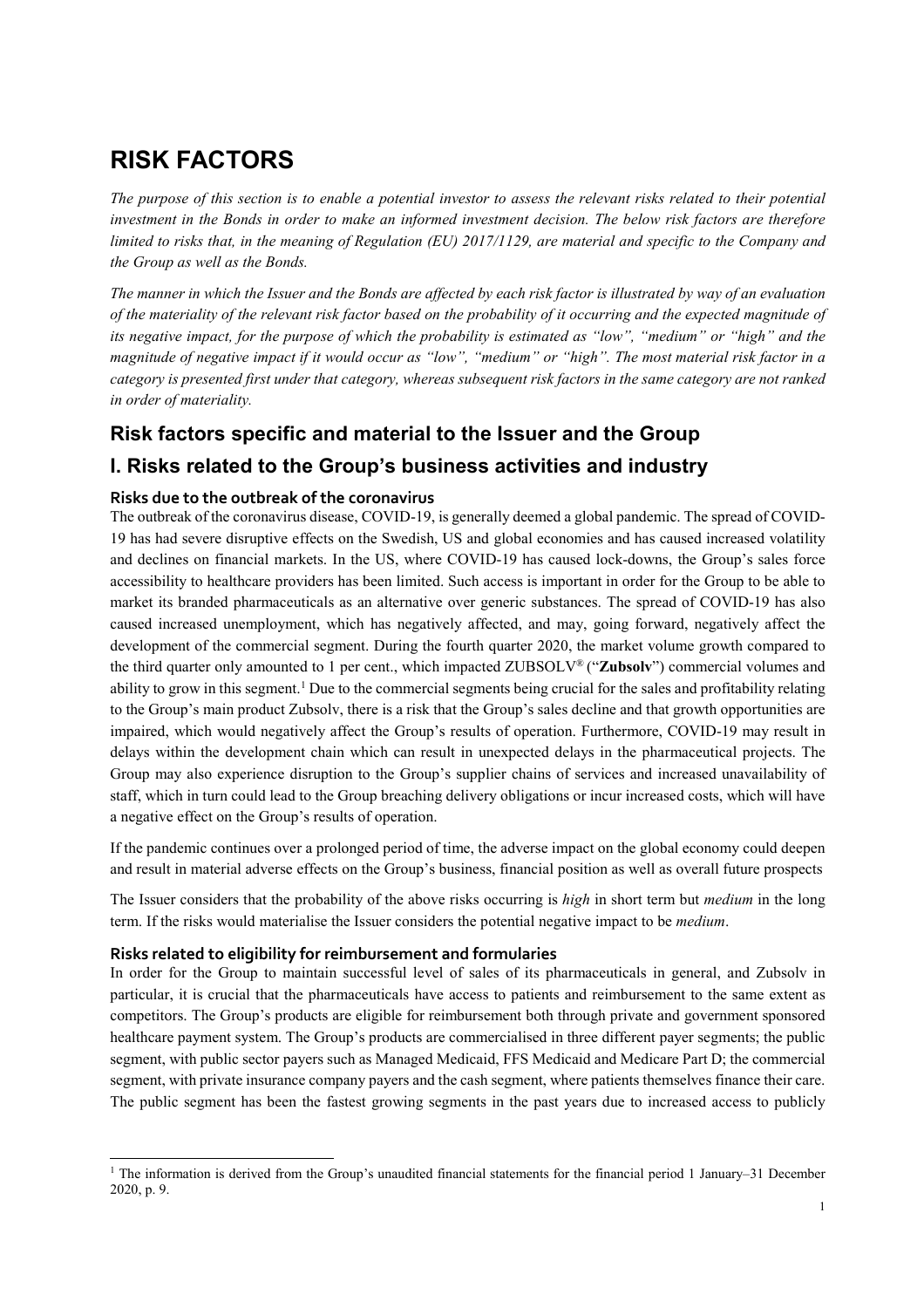# RISK FACTORS

*The purpose of this section is to enable a potential investor to assess the relevant risks related to their potential investment in the Bonds in order to make an informed investment decision. The below risk factors are therefore limited to risks that, in the meaning of Regulation (EU) 2017/1129, are material and specific to the Company and the Group as well as the Bonds.*

*The manner in which the Issuer and the Bonds are affected by each risk factor is illustrated by way of an evaluation of the materiality of the relevant risk factor based on the probability of it occurring and the expected magnitude of its negative impact, for the purpose of which the probability is estimated as "low", "medium" or "high" and the magnitude of negative impact if it would occur as "low", "medium" or "high". The most material risk factor in a category is presented first under that category, whereas subsequent risk factors in the same category are not ranked in order of materiality.*

## Risk factors specific and material to the Issuer and the Group

## I. Risks related to the Group's business activities and industry

### Risks due to the outbreak of the coronavirus

The outbreak of the coronavirus disease, COVID-19, is generally deemed a global pandemic. The spread of COVID-19 has had severe disruptive effects on the Swedish, US and global economies and has caused increased volatility and declines on financial markets. In the US, where COVID-19 has caused lock-downs, the Group's sales force accessibility to healthcare providers has been limited. Such access is important in order for the Group to be able to market its branded pharmaceuticals as an alternative over generic substances. The spread of COVID-19 has also caused increased unemployment, which has negatively affected, and may, going forward, negatively affect the development of the commercial segment. During the fourth quarter 2020, the market volume growth compared to the third quarter only amounted to 1 per cent., which impacted ZUBSOLV® ("**Zubsolv**") commercial volumes and ability to grow in this segment.[1] Due to the commercial segments being crucial for the sales and profitability relating to the Group's main product Zubsolv, there is a risk that the Group's sales decline and that growth opportunities are impaired, which would negatively affect the Group's results of operation. Furthermore, COVID-19 may result in delays within the development chain which can result in unexpected delays in the pharmaceutical projects. The Group may also experience disruption to the Group's supplier chains of services and increased unavailability of staff, which in turn could lead to the Group breaching delivery obligations or incur increased costs, which will have a negative effect on the Group's results of operation.

If the pandemic continues over a prolonged period of time, the adverse impact on the global economy could deepen and result in material adverse effects on the Group's business, financial position as well as overall future prospects

The Issuer considers that the probability of the above risks occurring is *high* in short term but *medium* in the long term. If the risks would materialise the Issuer considers the potential negative impact to be *medium*.

### Risks related to eligibility for reimbursement and formularies

In order for the Group to maintain successful level of sales of its pharmaceuticals in general, and Zubsolv in particular, it is crucial that the pharmaceuticals have access to patients and reimbursement to the same extent as competitors. The Group's products are eligible for reimbursement both through private and government sponsored healthcare payment system. The Group's products are commercialised in three different payer segments; the public segment, with public sector payers such as Managed Medicaid, FFS Medicaid and Medicare Part D; the commercial segment, with private insurance company payers and the cash segment, where patients themselves finance their care. The public segment has been the fastest growing segments in the past years due to increased access to publicly

[1] The information is derived from the Group's unaudited financial statements for the financial period 1 January–31 December 2020, p. 9.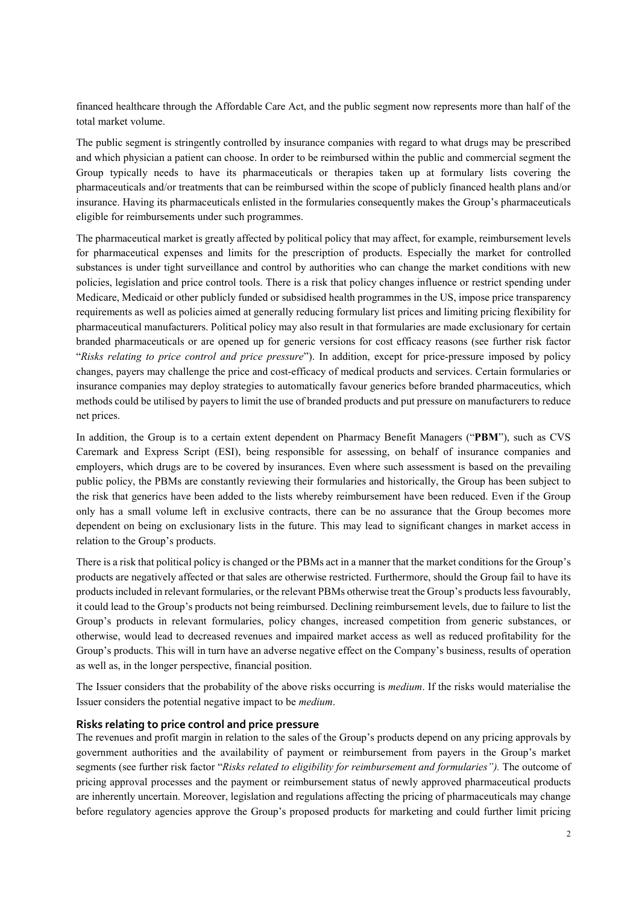financed healthcare through the Affordable Care Act, and the public segment now represents more than half of the total market volume.

The public segment is stringently controlled by insurance companies with regard to what drugs may be prescribed and which physician a patient can choose. In order to be reimbursed within the public and commercial segment the Group typically needs to have its pharmaceuticals or therapies taken up at formulary lists covering the pharmaceuticals and/or treatments that can be reimbursed within the scope of publicly financed health plans and/or insurance. Having its pharmaceuticals enlisted in the formularies consequently makes the Group's pharmaceuticals eligible for reimbursements under such programmes.

The pharmaceutical market is greatly affected by political policy that may affect, for example, reimbursement levels for pharmaceutical expenses and limits for the prescription of products. Especially the market for controlled substances is under tight surveillance and control by authorities who can change the market conditions with new policies, legislation and price control tools. There is a risk that policy changes influence or restrict spending under Medicare, Medicaid or other publicly funded or subsidised health programmes in the US, impose price transparency requirements as well as policies aimed at generally reducing formulary list prices and limiting pricing flexibility for pharmaceutical manufacturers. Political policy may also result in that formularies are made exclusionary for certain branded pharmaceuticals or are opened up for generic versions for cost efficacy reasons (see further risk factor "*Risks relating to price control and price pressure*"). In addition, except for price-pressure imposed by policy changes, payers may challenge the price and cost-efficacy of medical products and services. Certain formularies or insurance companies may deploy strategies to automatically favour generics before branded pharmaceutics, which methods could be utilised by payers to limit the use of branded products and put pressure on manufacturers to reduce net prices.

In addition, the Group is to a certain extent dependent on Pharmacy Benefit Managers ("**PBM**"), such as CVS Caremark and Express Script (ESI), being responsible for assessing, on behalf of insurance companies and employers, which drugs are to be covered by insurances. Even where such assessment is based on the prevailing public policy, the PBMs are constantly reviewing their formularies and historically, the Group has been subject to the risk that generics have been added to the lists whereby reimbursement have been reduced. Even if the Group only has a small volume left in exclusive contracts, there can be no assurance that the Group becomes more dependent on being on exclusionary lists in the future. This may lead to significant changes in market access in relation to the Group's products.

There is a risk that political policy is changed or the PBMs act in a manner that the market conditions for the Group's products are negatively affected or that sales are otherwise restricted. Furthermore, should the Group fail to have its products included in relevant formularies, or the relevant PBMs otherwise treat the Group's products less favourably, it could lead to the Group's products not being reimbursed. Declining reimbursement levels, due to failure to list the Group's products in relevant formularies, policy changes, increased competition from generic substances, or otherwise, would lead to decreased revenues and impaired market access as well as reduced profitability for the Group's products. This will in turn have an adverse negative effect on the Company's business, results of operation as well as, in the longer perspective, financial position.

The Issuer considers that the probability of the above risks occurring is *medium*. If the risks would materialise the Issuer considers the potential negative impact to be *medium*.

### Risks relating to price control and price pressure

The revenues and profit margin in relation to the sales of the Group's products depend on any pricing approvals by government authorities and the availability of payment or reimbursement from payers in the Group's market segments (see further risk factor "*Risks related to eligibility for reimbursement and formularies").* The outcome of pricing approval processes and the payment or reimbursement status of newly approved pharmaceutical products are inherently uncertain. Moreover, legislation and regulations affecting the pricing of pharmaceuticals may change before regulatory agencies approve the Group's proposed products for marketing and could further limit pricing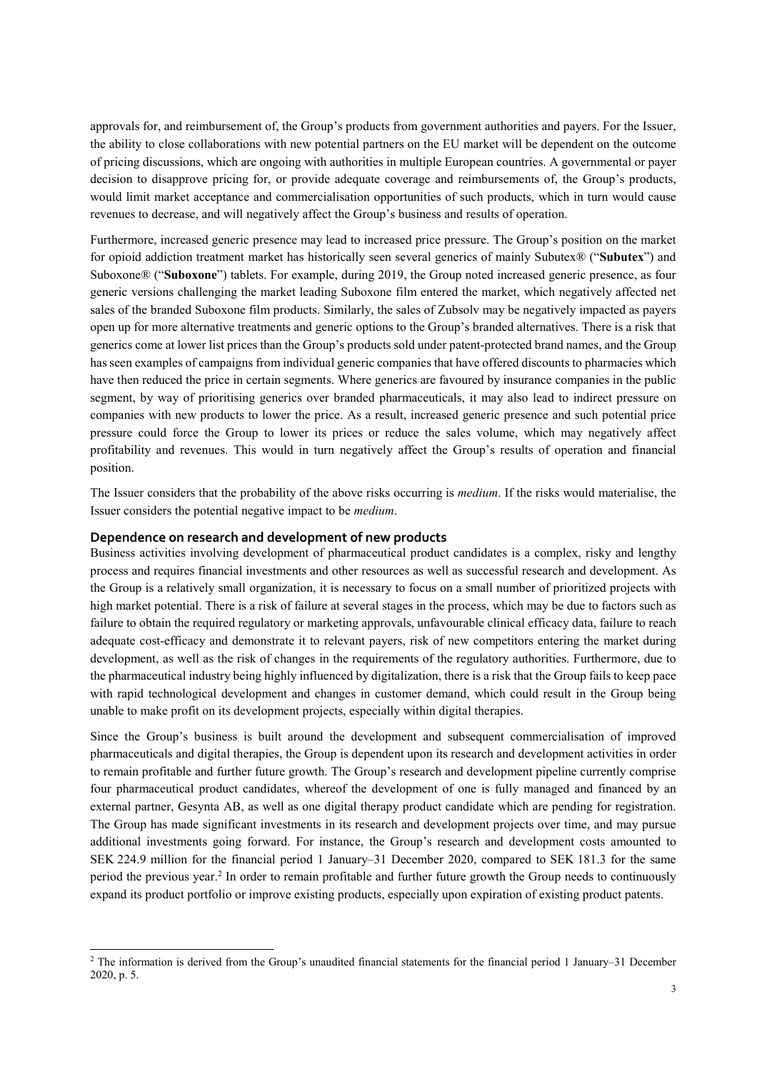approvals for, and reimbursement of, the Group's products from government authorities and payers. For the Issuer, the ability to close collaborations with new potential partners on the EU market will be dependent on the outcome of pricing discussions, which are ongoing with authorities in multiple European countries. A governmental or payer decision to disapprove pricing for, or provide adequate coverage and reimbursements of, the Group's products, would limit market acceptance and commercialisation opportunities of such products, which in turn would cause revenues to decrease, and will negatively affect the Group's business and results of operation.

Furthermore, increased generic presence may lead to increased price pressure. The Group's position on the market for opioid addiction treatment market has historically seen several generics of mainly Subutex® ("**Subutex**") and Suboxone® ("**Suboxone**") tablets. For example, during 2019, the Group noted increased generic presence, as four generic versions challenging the market leading Suboxone film entered the market, which negatively affected net sales of the branded Suboxone film products. Similarly, the sales of Zubsolv may be negatively impacted as payers open up for more alternative treatments and generic options to the Group's branded alternatives. There is a risk that generics come at lower list prices than the Group's products sold under patent-protected brand names, and the Group has seen examples of campaigns from individual generic companies that have offered discounts to pharmacies which have then reduced the price in certain segments. Where generics are favoured by insurance companies in the public segment, by way of prioritising generics over branded pharmaceuticals, it may also lead to indirect pressure on companies with new products to lower the price. As a result, increased generic presence and such potential price pressure could force the Group to lower its prices or reduce the sales volume, which may negatively affect profitability and revenues. This would in turn negatively affect the Group's results of operation and financial position.

The Issuer considers that the probability of the above risks occurring is *medium*. If the risks would materialise, the Issuer considers the potential negative impact to be *medium*.

### Dependence on research and development of new products

Business activities involving development of pharmaceutical product candidates is a complex, risky and lengthy process and requires financial investments and other resources as well as successful research and development. As the Group is a relatively small organization, it is necessary to focus on a small number of prioritized projects with high market potential. There is a risk of failure at several stages in the process, which may be due to factors such as failure to obtain the required regulatory or marketing approvals, unfavourable clinical efficacy data, failure to reach adequate cost-efficacy and demonstrate it to relevant payers, risk of new competitors entering the market during development, as well as the risk of changes in the requirements of the regulatory authorities. Furthermore, due to the pharmaceutical industry being highly influenced by digitalization, there is a risk that the Group fails to keep pace with rapid technological development and changes in customer demand, which could result in the Group being unable to make profit on its development projects, especially within digital therapies.

Since the Group's business is built around the development and subsequent commercialisation of improved pharmaceuticals and digital therapies, the Group is dependent upon its research and development activities in order to remain profitable and further future growth. The Group's research and development pipeline currently comprise four pharmaceutical product candidates, whereof the development of one is fully managed and financed by an external partner, Gesynta AB, as well as one digital therapy product candidate which are pending for registration. The Group has made significant investments in its research and development projects over time, and may pursue additional investments going forward. For instance, the Group's research and development costs amounted to SEK 224.9 million for the financial period 1 January–31 December 2020, compared to SEK 181.3 for the same period the previous year.[2] In order to remain profitable and further future growth the Group needs to continuously expand its product portfolio or improve existing products, especially upon expiration of existing product patents.

[2] The information is derived from the Group's unaudited financial statements for the financial period 1 January–31 December 2020, p. 5.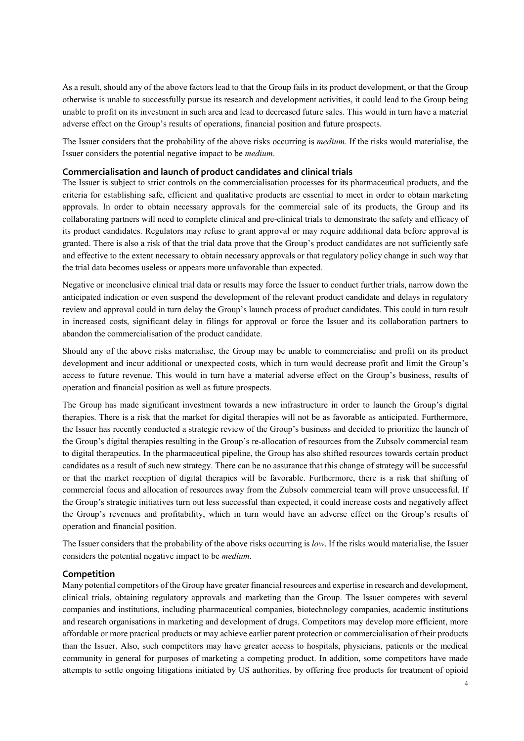As a result, should any of the above factors lead to that the Group fails in its product development, or that the Group otherwise is unable to successfully pursue its research and development activities, it could lead to the Group being unable to profit on its investment in such area and lead to decreased future sales. This would in turn have a material adverse effect on the Group's results of operations, financial position and future prospects.

The Issuer considers that the probability of the above risks occurring is *medium*. If the risks would materialise, the Issuer considers the potential negative impact to be *medium*.

### Commercialisation and launch of product candidates and clinical trials

The Issuer is subject to strict controls on the commercialisation processes for its pharmaceutical products, and the criteria for establishing safe, efficient and qualitative products are essential to meet in order to obtain marketing approvals. In order to obtain necessary approvals for the commercial sale of its products, the Group and its collaborating partners will need to complete clinical and pre-clinical trials to demonstrate the safety and efficacy of its product candidates. Regulators may refuse to grant approval or may require additional data before approval is granted. There is also a risk of that the trial data prove that the Group's product candidates are not sufficiently safe and effective to the extent necessary to obtain necessary approvals or that regulatory policy change in such way that the trial data becomes useless or appears more unfavorable than expected.

Negative or inconclusive clinical trial data or results may force the Issuer to conduct further trials, narrow down the anticipated indication or even suspend the development of the relevant product candidate and delays in regulatory review and approval could in turn delay the Group's launch process of product candidates. This could in turn result in increased costs, significant delay in filings for approval or force the Issuer and its collaboration partners to abandon the commercialisation of the product candidate.

Should any of the above risks materialise, the Group may be unable to commercialise and profit on its product development and incur additional or unexpected costs, which in turn would decrease profit and limit the Group's access to future revenue. This would in turn have a material adverse effect on the Group's business, results of operation and financial position as well as future prospects.

The Group has made significant investment towards a new infrastructure in order to launch the Group's digital therapies. There is a risk that the market for digital therapies will not be as favorable as anticipated. Furthermore, the Issuer has recently conducted a strategic review of the Group's business and decided to prioritize the launch of the Group's digital therapies resulting in the Group's re-allocation of resources from the Zubsolv commercial team to digital therapeutics. In the pharmaceutical pipeline, the Group has also shifted resources towards certain product candidates as a result of such new strategy. There can be no assurance that this change of strategy will be successful or that the market reception of digital therapies will be favorable. Furthermore, there is a risk that shifting of commercial focus and allocation of resources away from the Zubsolv commercial team will prove unsuccessful. If the Group's strategic initiatives turn out less successful than expected, it could increase costs and negatively affect the Group's revenues and profitability, which in turn would have an adverse effect on the Group's results of operation and financial position.

The Issuer considers that the probability of the above risks occurring is *low*. If the risks would materialise, the Issuer considers the potential negative impact to be *medium*.

### Competition

Many potential competitors of the Group have greater financial resources and expertise in research and development, clinical trials, obtaining regulatory approvals and marketing than the Group. The Issuer competes with several companies and institutions, including pharmaceutical companies, biotechnology companies, academic institutions and research organisations in marketing and development of drugs. Competitors may develop more efficient, more affordable or more practical products or may achieve earlier patent protection or commercialisation of their products than the Issuer. Also, such competitors may have greater access to hospitals, physicians, patients or the medical community in general for purposes of marketing a competing product. In addition, some competitors have made attempts to settle ongoing litigations initiated by US authorities, by offering free products for treatment of opioid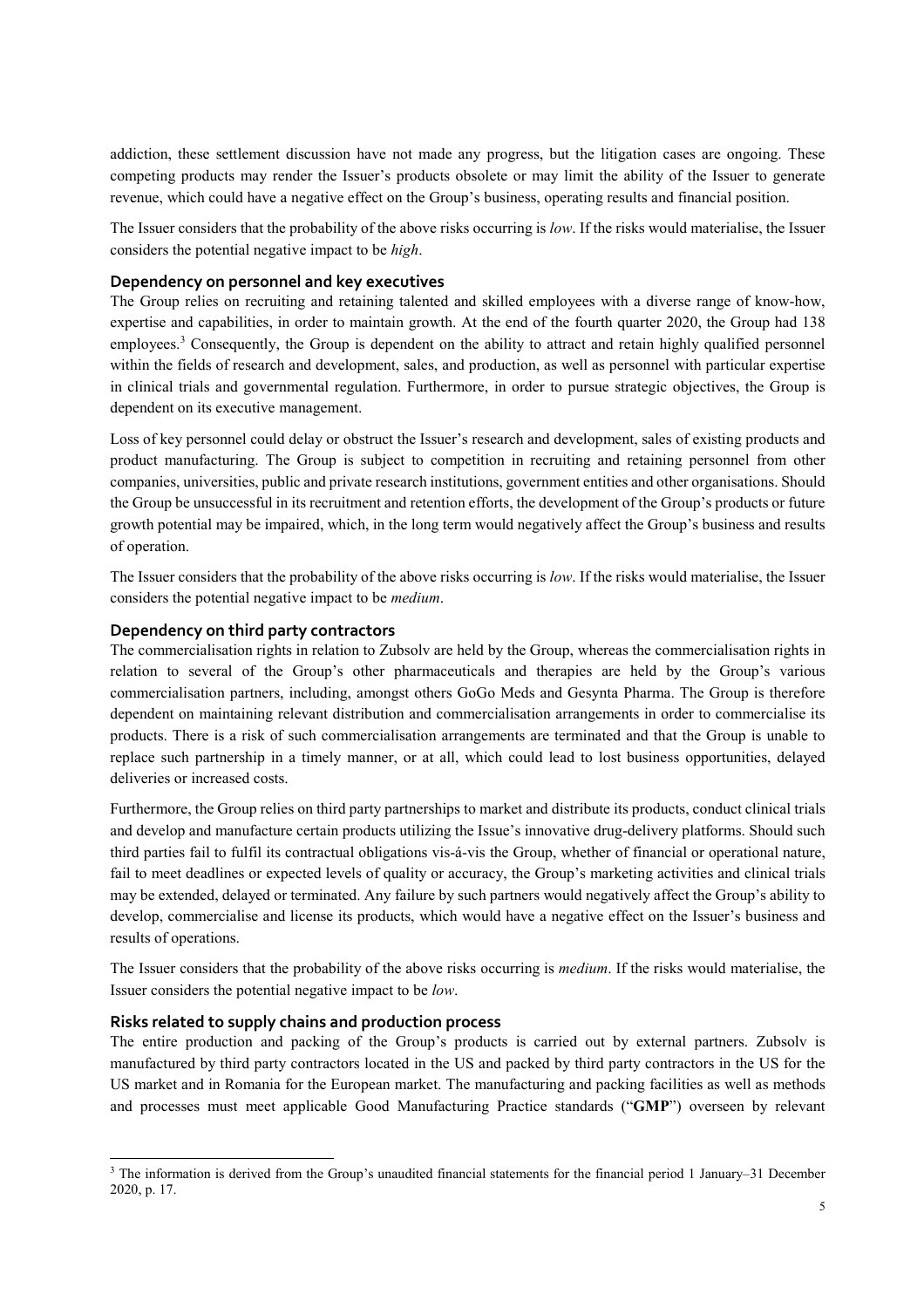addiction, these settlement discussion have not made any progress, but the litigation cases are ongoing. These competing products may render the Issuer's products obsolete or may limit the ability of the Issuer to generate revenue, which could have a negative effect on the Group's business, operating results and financial position.

The Issuer considers that the probability of the above risks occurring is *low*. If the risks would materialise, the Issuer considers the potential negative impact to be *high*.

### Dependency on personnel and key executives

The Group relies on recruiting and retaining talented and skilled employees with a diverse range of know-how, expertise and capabilities, in order to maintain growth. At the end of the fourth quarter 2020, the Group had 138 employees.[3] Consequently, the Group is dependent on the ability to attract and retain highly qualified personnel within the fields of research and development, sales, and production, as well as personnel with particular expertise in clinical trials and governmental regulation. Furthermore, in order to pursue strategic objectives, the Group is dependent on its executive management.

Loss of key personnel could delay or obstruct the Issuer's research and development, sales of existing products and product manufacturing. The Group is subject to competition in recruiting and retaining personnel from other companies, universities, public and private research institutions, government entities and other organisations. Should the Group be unsuccessful in its recruitment and retention efforts, the development of the Group's products or future growth potential may be impaired, which, in the long term would negatively affect the Group's business and results of operation.

The Issuer considers that the probability of the above risks occurring is *low*. If the risks would materialise, the Issuer considers the potential negative impact to be *medium*.

### Dependency on third party contractors

The commercialisation rights in relation to Zubsolv are held by the Group, whereas the commercialisation rights in relation to several of the Group's other pharmaceuticals and therapies are held by the Group's various commercialisation partners, including, amongst others GoGo Meds and Gesynta Pharma. The Group is therefore dependent on maintaining relevant distribution and commercialisation arrangements in order to commercialise its products. There is a risk of such commercialisation arrangements are terminated and that the Group is unable to replace such partnership in a timely manner, or at all, which could lead to lost business opportunities, delayed deliveries or increased costs.

Furthermore, the Group relies on third party partnerships to market and distribute its products, conduct clinical trials and develop and manufacture certain products utilizing the Issue's innovative drug-delivery platforms. Should such third parties fail to fulfil its contractual obligations vis-á-vis the Group, whether of financial or operational nature, fail to meet deadlines or expected levels of quality or accuracy, the Group's marketing activities and clinical trials may be extended, delayed or terminated. Any failure by such partners would negatively affect the Group's ability to develop, commercialise and license its products, which would have a negative effect on the Issuer's business and results of operations.

The Issuer considers that the probability of the above risks occurring is *medium*. If the risks would materialise, the Issuer considers the potential negative impact to be *low*.

### Risks related to supply chains and production process

The entire production and packing of the Group's products is carried out by external partners. Zubsolv is manufactured by third party contractors located in the US and packed by third party contractors in the US for the US market and in Romania for the European market. The manufacturing and packing facilities as well as methods and processes must meet applicable Good Manufacturing Practice standards ("**GMP**") overseen by relevant

[3] The information is derived from the Group's unaudited financial statements for the financial period 1 January–31 December 2020, p. 17.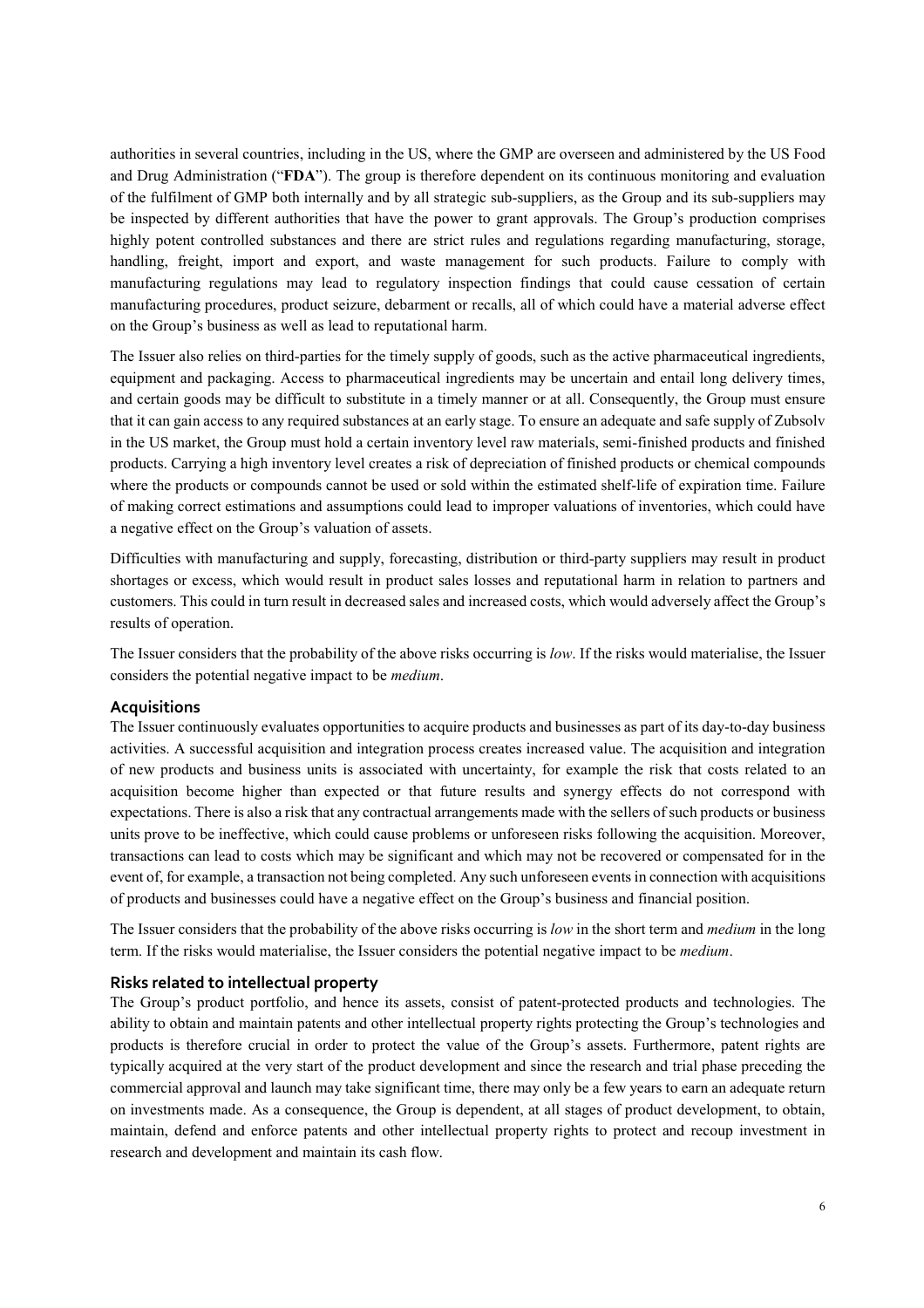authorities in several countries, including in the US, where the GMP are overseen and administered by the US Food and Drug Administration ("**FDA**"). The group is therefore dependent on its continuous monitoring and evaluation of the fulfilment of GMP both internally and by all strategic sub-suppliers, as the Group and its sub-suppliers may be inspected by different authorities that have the power to grant approvals. The Group's production comprises highly potent controlled substances and there are strict rules and regulations regarding manufacturing, storage, handling, freight, import and export, and waste management for such products. Failure to comply with manufacturing regulations may lead to regulatory inspection findings that could cause cessation of certain manufacturing procedures, product seizure, debarment or recalls, all of which could have a material adverse effect on the Group's business as well as lead to reputational harm.

The Issuer also relies on third-parties for the timely supply of goods, such as the active pharmaceutical ingredients, equipment and packaging. Access to pharmaceutical ingredients may be uncertain and entail long delivery times, and certain goods may be difficult to substitute in a timely manner or at all. Consequently, the Group must ensure that it can gain access to any required substances at an early stage. To ensure an adequate and safe supply of Zubsolv in the US market, the Group must hold a certain inventory level raw materials, semi-finished products and finished products. Carrying a high inventory level creates a risk of depreciation of finished products or chemical compounds where the products or compounds cannot be used or sold within the estimated shelf-life of expiration time. Failure of making correct estimations and assumptions could lead to improper valuations of inventories, which could have a negative effect on the Group's valuation of assets.

Difficulties with manufacturing and supply, forecasting, distribution or third-party suppliers may result in product shortages or excess, which would result in product sales losses and reputational harm in relation to partners and customers. This could in turn result in decreased sales and increased costs, which would adversely affect the Group's results of operation.

The Issuer considers that the probability of the above risks occurring is *low*. If the risks would materialise, the Issuer considers the potential negative impact to be *medium*.

### Acquisitions

The Issuer continuously evaluates opportunities to acquire products and businesses as part of its day-to-day business activities. A successful acquisition and integration process creates increased value. The acquisition and integration of new products and business units is associated with uncertainty, for example the risk that costs related to an acquisition become higher than expected or that future results and synergy effects do not correspond with expectations. There is also a risk that any contractual arrangements made with the sellers of such products or business units prove to be ineffective, which could cause problems or unforeseen risks following the acquisition. Moreover, transactions can lead to costs which may be significant and which may not be recovered or compensated for in the event of, for example, a transaction not being completed. Any such unforeseen events in connection with acquisitions of products and businesses could have a negative effect on the Group's business and financial position.

The Issuer considers that the probability of the above risks occurring is *low* in the short term and *medium* in the long term. If the risks would materialise, the Issuer considers the potential negative impact to be *medium*.

### Risks related to intellectual property

The Group's product portfolio, and hence its assets, consist of patent-protected products and technologies. The ability to obtain and maintain patents and other intellectual property rights protecting the Group's technologies and products is therefore crucial in order to protect the value of the Group's assets. Furthermore, patent rights are typically acquired at the very start of the product development and since the research and trial phase preceding the commercial approval and launch may take significant time, there may only be a few years to earn an adequate return on investments made. As a consequence, the Group is dependent, at all stages of product development, to obtain, maintain, defend and enforce patents and other intellectual property rights to protect and recoup investment in research and development and maintain its cash flow.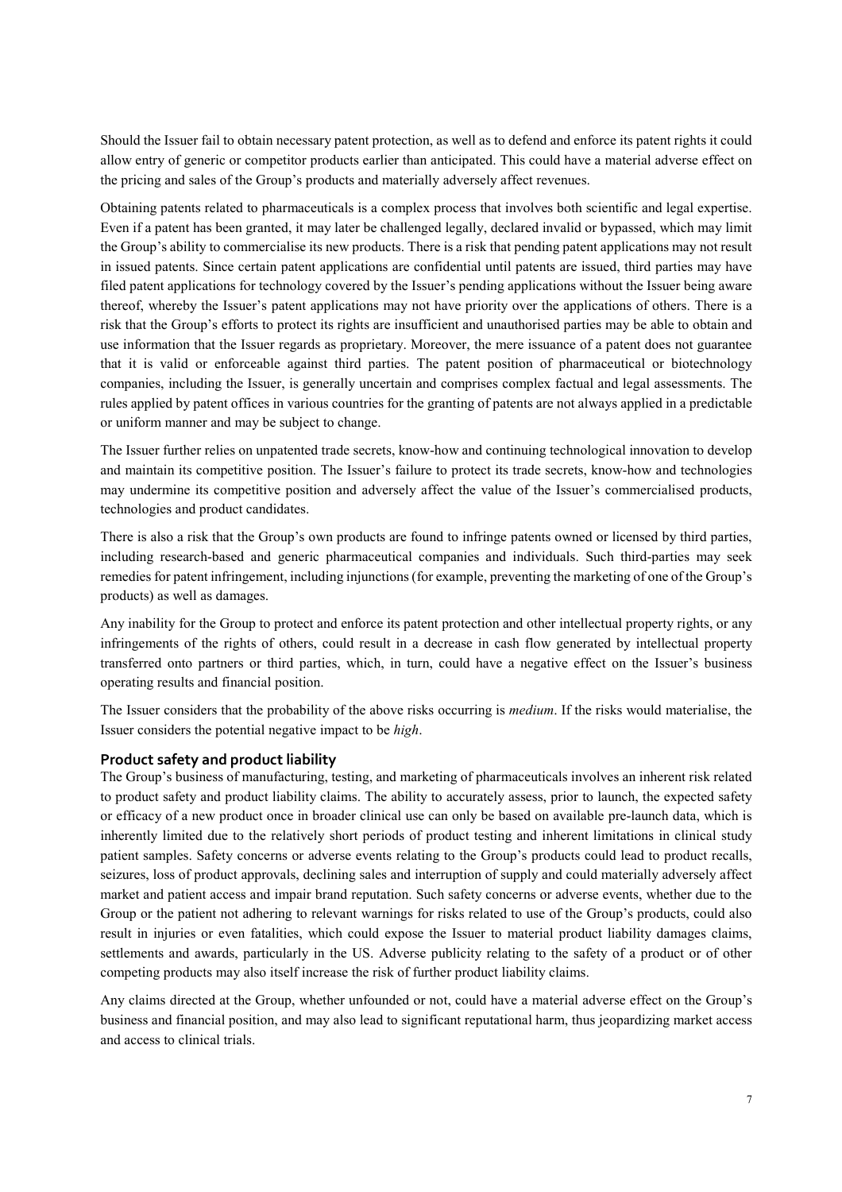Should the Issuer fail to obtain necessary patent protection, as well as to defend and enforce its patent rights it could allow entry of generic or competitor products earlier than anticipated. This could have a material adverse effect on the pricing and sales of the Group's products and materially adversely affect revenues.

Obtaining patents related to pharmaceuticals is a complex process that involves both scientific and legal expertise. Even if a patent has been granted, it may later be challenged legally, declared invalid or bypassed, which may limit the Group's ability to commercialise its new products. There is a risk that pending patent applications may not result in issued patents. Since certain patent applications are confidential until patents are issued, third parties may have filed patent applications for technology covered by the Issuer's pending applications without the Issuer being aware thereof, whereby the Issuer's patent applications may not have priority over the applications of others. There is a risk that the Group's efforts to protect its rights are insufficient and unauthorised parties may be able to obtain and use information that the Issuer regards as proprietary. Moreover, the mere issuance of a patent does not guarantee that it is valid or enforceable against third parties. The patent position of pharmaceutical or biotechnology companies, including the Issuer, is generally uncertain and comprises complex factual and legal assessments. The rules applied by patent offices in various countries for the granting of patents are not always applied in a predictable or uniform manner and may be subject to change.

The Issuer further relies on unpatented trade secrets, know-how and continuing technological innovation to develop and maintain its competitive position. The Issuer's failure to protect its trade secrets, know-how and technologies may undermine its competitive position and adversely affect the value of the Issuer's commercialised products, technologies and product candidates.

There is also a risk that the Group's own products are found to infringe patents owned or licensed by third parties, including research-based and generic pharmaceutical companies and individuals. Such third-parties may seek remedies for patent infringement, including injunctions (for example, preventing the marketing of one of the Group's products) as well as damages.

Any inability for the Group to protect and enforce its patent protection and other intellectual property rights, or any infringements of the rights of others, could result in a decrease in cash flow generated by intellectual property transferred onto partners or third parties, which, in turn, could have a negative effect on the Issuer's business operating results and financial position.

The Issuer considers that the probability of the above risks occurring is *medium*. If the risks would materialise, the Issuer considers the potential negative impact to be *high*.

### Product safety and product liability

The Group's business of manufacturing, testing, and marketing of pharmaceuticals involves an inherent risk related to product safety and product liability claims. The ability to accurately assess, prior to launch, the expected safety or efficacy of a new product once in broader clinical use can only be based on available pre-launch data, which is inherently limited due to the relatively short periods of product testing and inherent limitations in clinical study patient samples. Safety concerns or adverse events relating to the Group's products could lead to product recalls, seizures, loss of product approvals, declining sales and interruption of supply and could materially adversely affect market and patient access and impair brand reputation. Such safety concerns or adverse events, whether due to the Group or the patient not adhering to relevant warnings for risks related to use of the Group's products, could also result in injuries or even fatalities, which could expose the Issuer to material product liability damages claims, settlements and awards, particularly in the US. Adverse publicity relating to the safety of a product or of other competing products may also itself increase the risk of further product liability claims.

Any claims directed at the Group, whether unfounded or not, could have a material adverse effect on the Group's business and financial position, and may also lead to significant reputational harm, thus jeopardizing market access and access to clinical trials.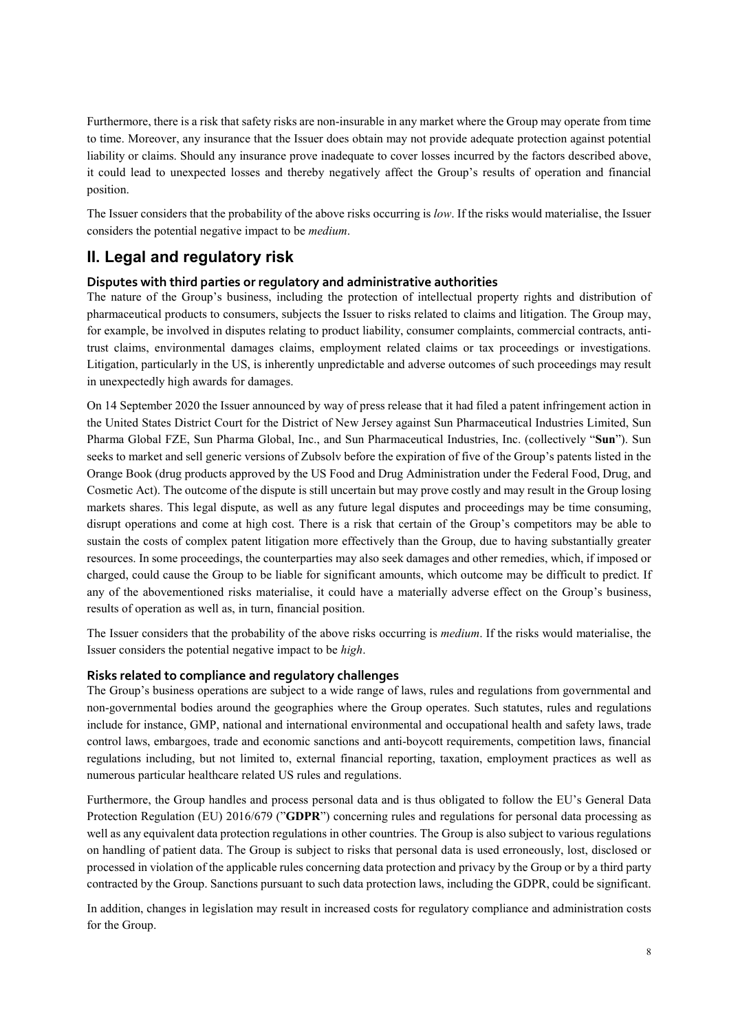Furthermore, there is a risk that safety risks are non-insurable in any market where the Group may operate from time to time. Moreover, any insurance that the Issuer does obtain may not provide adequate protection against potential liability or claims. Should any insurance prove inadequate to cover losses incurred by the factors described above, it could lead to unexpected losses and thereby negatively affect the Group's results of operation and financial position.

The Issuer considers that the probability of the above risks occurring is *low*. If the risks would materialise, the Issuer considers the potential negative impact to be *medium*.

## II. Legal and regulatory risk

### Disputes with third parties or regulatory and administrative authorities

The nature of the Group's business, including the protection of intellectual property rights and distribution of pharmaceutical products to consumers, subjects the Issuer to risks related to claims and litigation. The Group may, for example, be involved in disputes relating to product liability, consumer complaints, commercial contracts, anti-trust claims, environmental damages claims, employment related claims or tax proceedings or investigations. Litigation, particularly in the US, is inherently unpredictable and adverse outcomes of such proceedings may result in unexpectedly high awards for damages.

On 14 September 2020 the Issuer announced by way of press release that it had filed a patent infringement action in the United States District Court for the District of New Jersey against Sun Pharmaceutical Industries Limited, Sun Pharma Global FZE, Sun Pharma Global, Inc., and Sun Pharmaceutical Industries, Inc. (collectively "**Sun**"). Sun seeks to market and sell generic versions of Zubsolv before the expiration of five of the Group's patents listed in the Orange Book (drug products approved by the US Food and Drug Administration under the Federal Food, Drug, and Cosmetic Act). The outcome of the dispute is still uncertain but may prove costly and may result in the Group losing markets shares. This legal dispute, as well as any future legal disputes and proceedings may be time consuming, disrupt operations and come at high cost. There is a risk that certain of the Group's competitors may be able to sustain the costs of complex patent litigation more effectively than the Group, due to having substantially greater resources. In some proceedings, the counterparties may also seek damages and other remedies, which, if imposed or charged, could cause the Group to be liable for significant amounts, which outcome may be difficult to predict. If any of the abovementioned risks materialise, it could have a materially adverse effect on the Group's business, results of operation as well as, in turn, financial position.

The Issuer considers that the probability of the above risks occurring is *medium*. If the risks would materialise, the Issuer considers the potential negative impact to be *high*.

### Risks related to compliance and regulatory challenges

The Group's business operations are subject to a wide range of laws, rules and regulations from governmental and non-governmental bodies around the geographies where the Group operates. Such statutes, rules and regulations include for instance, GMP, national and international environmental and occupational health and safety laws, trade control laws, embargoes, trade and economic sanctions and anti-boycott requirements, competition laws, financial regulations including, but not limited to, external financial reporting, taxation, employment practices as well as numerous particular healthcare related US rules and regulations.

Furthermore, the Group handles and process personal data and is thus obligated to follow the EU's General Data Protection Regulation (EU) 2016/679 ("**GDPR**") concerning rules and regulations for personal data processing as well as any equivalent data protection regulations in other countries. The Group is also subject to various regulations on handling of patient data. The Group is subject to risks that personal data is used erroneously, lost, disclosed or processed in violation of the applicable rules concerning data protection and privacy by the Group or by a third party contracted by the Group. Sanctions pursuant to such data protection laws, including the GDPR, could be significant.

In addition, changes in legislation may result in increased costs for regulatory compliance and administration costs for the Group.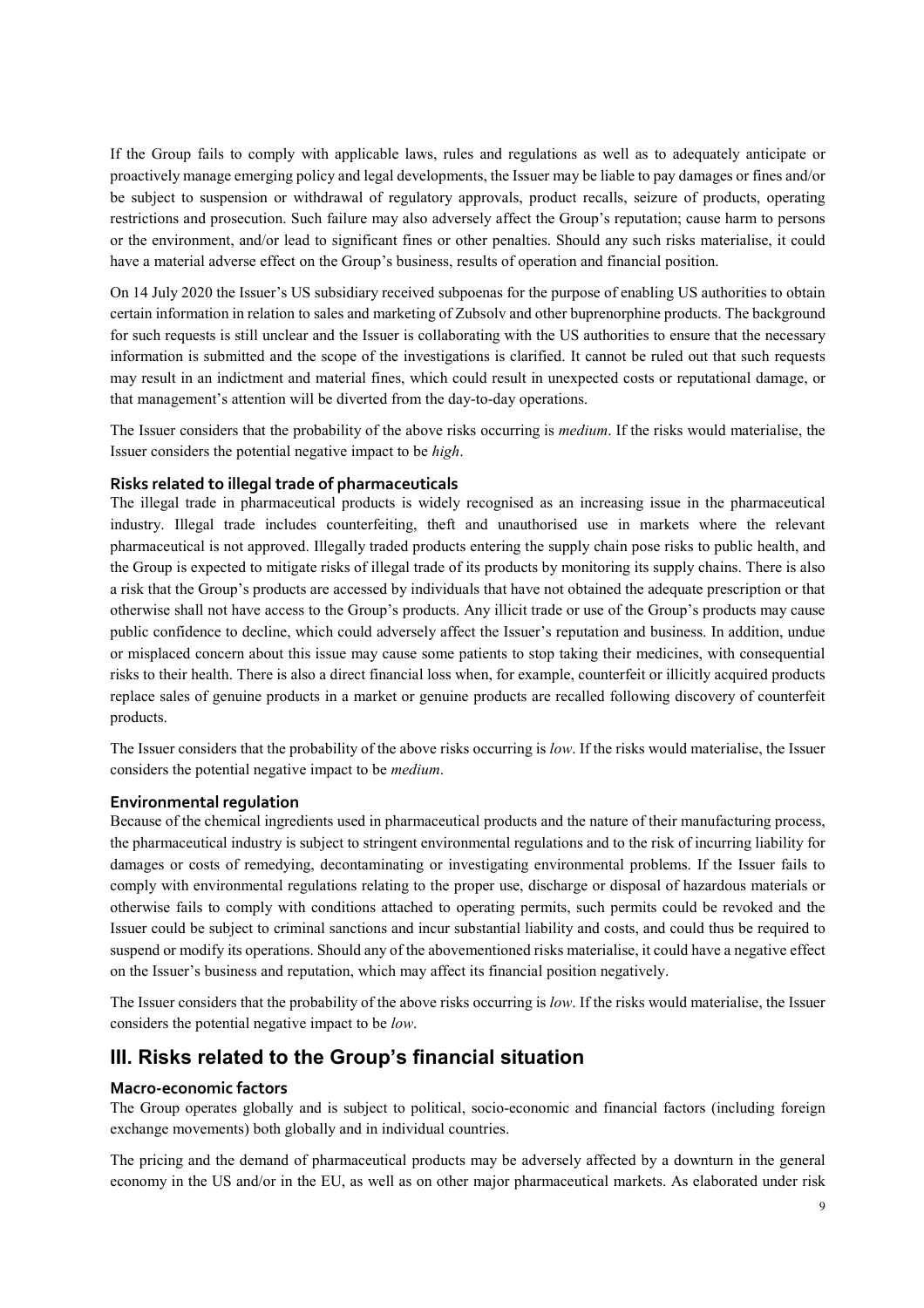If the Group fails to comply with applicable laws, rules and regulations as well as to adequately anticipate or proactively manage emerging policy and legal developments, the Issuer may be liable to pay damages or fines and/or be subject to suspension or withdrawal of regulatory approvals, product recalls, seizure of products, operating restrictions and prosecution. Such failure may also adversely affect the Group's reputation; cause harm to persons or the environment, and/or lead to significant fines or other penalties. Should any such risks materialise, it could have a material adverse effect on the Group's business, results of operation and financial position.

On 14 July 2020 the Issuer's US subsidiary received subpoenas for the purpose of enabling US authorities to obtain certain information in relation to sales and marketing of Zubsolv and other buprenorphine products. The background for such requests is still unclear and the Issuer is collaborating with the US authorities to ensure that the necessary information is submitted and the scope of the investigations is clarified. It cannot be ruled out that such requests may result in an indictment and material fines, which could result in unexpected costs or reputational damage, or that management's attention will be diverted from the day-to-day operations.

The Issuer considers that the probability of the above risks occurring is *medium*. If the risks would materialise, the Issuer considers the potential negative impact to be *high*.

### Risks related to illegal trade of pharmaceuticals

The illegal trade in pharmaceutical products is widely recognised as an increasing issue in the pharmaceutical industry. Illegal trade includes counterfeiting, theft and unauthorised use in markets where the relevant pharmaceutical is not approved. Illegally traded products entering the supply chain pose risks to public health, and the Group is expected to mitigate risks of illegal trade of its products by monitoring its supply chains. There is also a risk that the Group's products are accessed by individuals that have not obtained the adequate prescription or that otherwise shall not have access to the Group's products. Any illicit trade or use of the Group's products may cause public confidence to decline, which could adversely affect the Issuer's reputation and business. In addition, undue or misplaced concern about this issue may cause some patients to stop taking their medicines, with consequential risks to their health. There is also a direct financial loss when, for example, counterfeit or illicitly acquired products replace sales of genuine products in a market or genuine products are recalled following discovery of counterfeit products.

The Issuer considers that the probability of the above risks occurring is *low*. If the risks would materialise, the Issuer considers the potential negative impact to be *medium*.

### Environmental regulation

Because of the chemical ingredients used in pharmaceutical products and the nature of their manufacturing process, the pharmaceutical industry is subject to stringent environmental regulations and to the risk of incurring liability for damages or costs of remedying, decontaminating or investigating environmental problems. If the Issuer fails to comply with environmental regulations relating to the proper use, discharge or disposal of hazardous materials or otherwise fails to comply with conditions attached to operating permits, such permits could be revoked and the Issuer could be subject to criminal sanctions and incur substantial liability and costs, and could thus be required to suspend or modify its operations. Should any of the abovementioned risks materialise, it could have a negative effect on the Issuer's business and reputation, which may affect its financial position negatively.

The Issuer considers that the probability of the above risks occurring is *low*. If the risks would materialise, the Issuer considers the potential negative impact to be *low*.

## III. Risks related to the Group's financial situation

### Macro-economic factors

The Group operates globally and is subject to political, socio-economic and financial factors (including foreign exchange movements) both globally and in individual countries.

The pricing and the demand of pharmaceutical products may be adversely affected by a downturn in the general economy in the US and/or in the EU, as well as on other major pharmaceutical markets. As elaborated under risk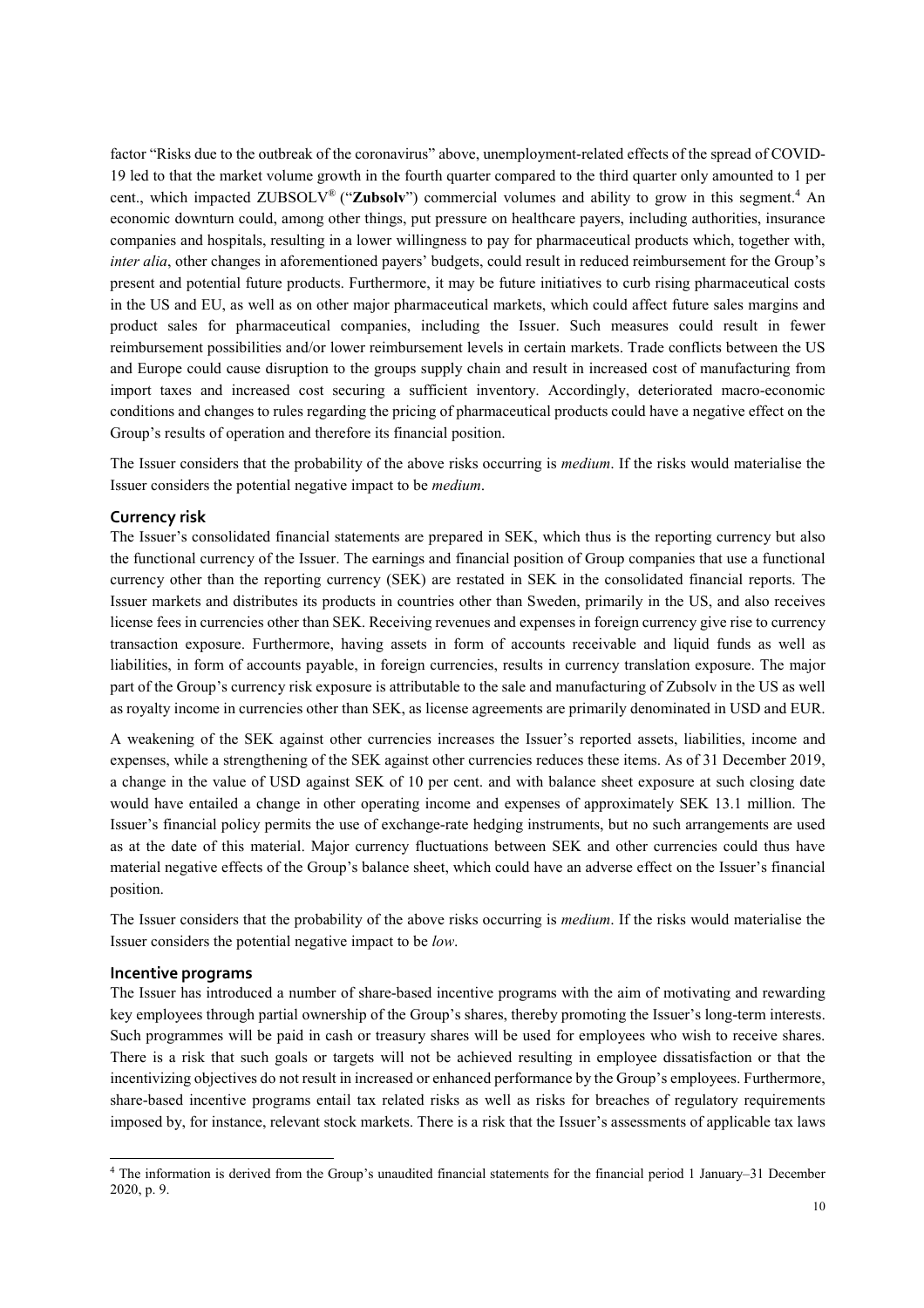factor "Risks due to the outbreak of the coronavirus" above, unemployment-related effects of the spread of COVID-19 led to that the market volume growth in the fourth quarter compared to the third quarter only amounted to 1 per cent., which impacted ZUBSOLV® ("**Zubsolv**") commercial volumes and ability to grow in this segment.[4] An economic downturn could, among other things, put pressure on healthcare payers, including authorities, insurance companies and hospitals, resulting in a lower willingness to pay for pharmaceutical products which, together with, *inter alia*, other changes in aforementioned payers' budgets, could result in reduced reimbursement for the Group's present and potential future products. Furthermore, it may be future initiatives to curb rising pharmaceutical costs in the US and EU, as well as on other major pharmaceutical markets, which could affect future sales margins and product sales for pharmaceutical companies, including the Issuer. Such measures could result in fewer reimbursement possibilities and/or lower reimbursement levels in certain markets. Trade conflicts between the US and Europe could cause disruption to the groups supply chain and result in increased cost of manufacturing from import taxes and increased cost securing a sufficient inventory. Accordingly, deteriorated macro-economic conditions and changes to rules regarding the pricing of pharmaceutical products could have a negative effect on the Group's results of operation and therefore its financial position.

The Issuer considers that the probability of the above risks occurring is *medium*. If the risks would materialise the Issuer considers the potential negative impact to be *medium*.

### Currency risk

The Issuer's consolidated financial statements are prepared in SEK, which thus is the reporting currency but also the functional currency of the Issuer. The earnings and financial position of Group companies that use a functional currency other than the reporting currency (SEK) are restated in SEK in the consolidated financial reports. The Issuer markets and distributes its products in countries other than Sweden, primarily in the US, and also receives license fees in currencies other than SEK. Receiving revenues and expenses in foreign currency give rise to currency transaction exposure. Furthermore, having assets in form of accounts receivable and liquid funds as well as liabilities, in form of accounts payable, in foreign currencies, results in currency translation exposure. The major part of the Group's currency risk exposure is attributable to the sale and manufacturing of Zubsolv in the US as well as royalty income in currencies other than SEK, as license agreements are primarily denominated in USD and EUR.

A weakening of the SEK against other currencies increases the Issuer's reported assets, liabilities, income and expenses, while a strengthening of the SEK against other currencies reduces these items. As of 31 December 2019, a change in the value of USD against SEK of 10 per cent. and with balance sheet exposure at such closing date would have entailed a change in other operating income and expenses of approximately SEK 13.1 million. The Issuer's financial policy permits the use of exchange-rate hedging instruments, but no such arrangements are used as at the date of this material. Major currency fluctuations between SEK and other currencies could thus have material negative effects of the Group's balance sheet, which could have an adverse effect on the Issuer's financial position.

The Issuer considers that the probability of the above risks occurring is *medium*. If the risks would materialise the Issuer considers the potential negative impact to be *low*.

### Incentive programs

The Issuer has introduced a number of share-based incentive programs with the aim of motivating and rewarding key employees through partial ownership of the Group's shares, thereby promoting the Issuer's long-term interests. Such programmes will be paid in cash or treasury shares will be used for employees who wish to receive shares. There is a risk that such goals or targets will not be achieved resulting in employee dissatisfaction or that the incentivizing objectives do not result in increased or enhanced performance by the Group's employees. Furthermore, share-based incentive programs entail tax related risks as well as risks for breaches of regulatory requirements imposed by, for instance, relevant stock markets. There is a risk that the Issuer's assessments of applicable tax laws

---

[4] The information is derived from the Group's unaudited financial statements for the financial period 1 January–31 December 2020, p. 9.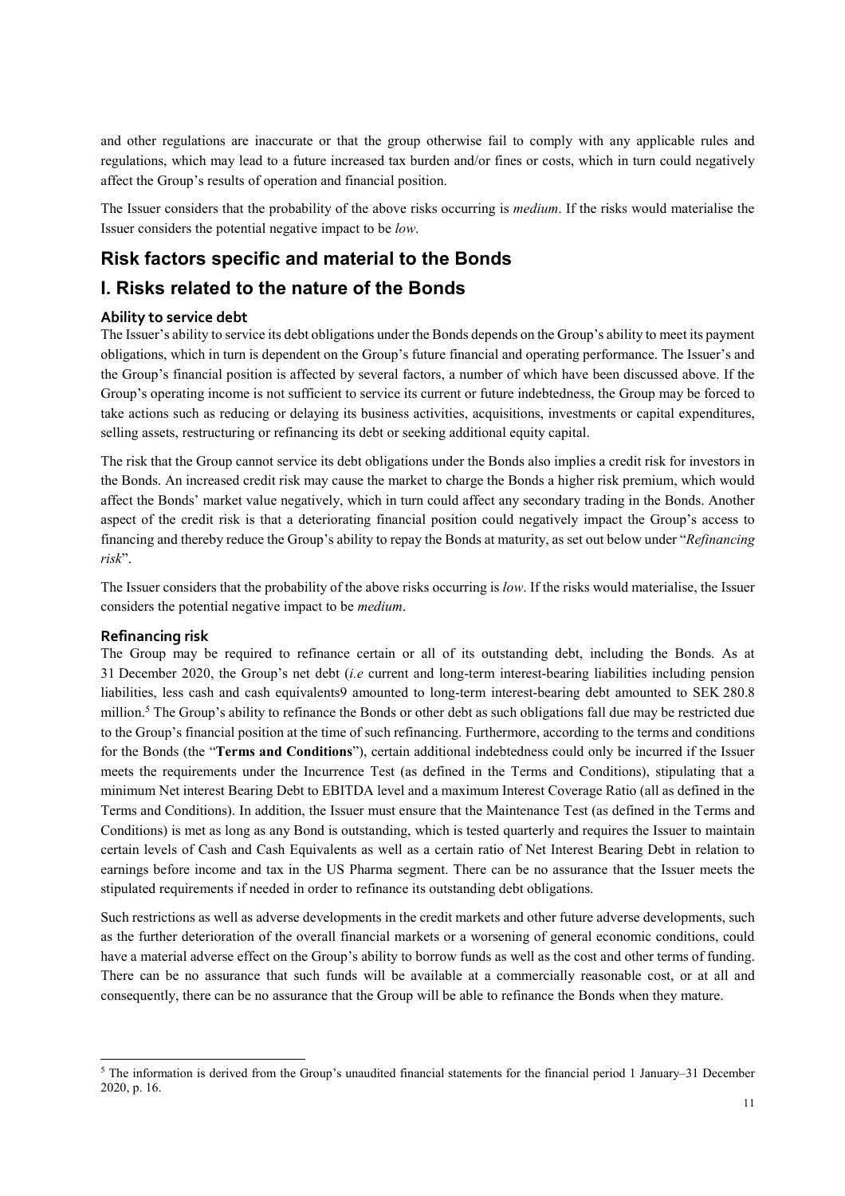and other regulations are inaccurate or that the group otherwise fail to comply with any applicable rules and regulations, which may lead to a future increased tax burden and/or fines or costs, which in turn could negatively affect the Group's results of operation and financial position.

The Issuer considers that the probability of the above risks occurring is *medium*. If the risks would materialise the Issuer considers the potential negative impact to be *low*.

## Risk factors specific and material to the Bonds

## I. Risks related to the nature of the Bonds

### Ability to service debt

The Issuer's ability to service its debt obligations under the Bonds depends on the Group's ability to meet its payment obligations, which in turn is dependent on the Group's future financial and operating performance. The Issuer's and the Group's financial position is affected by several factors, a number of which have been discussed above. If the Group's operating income is not sufficient to service its current or future indebtedness, the Group may be forced to take actions such as reducing or delaying its business activities, acquisitions, investments or capital expenditures, selling assets, restructuring or refinancing its debt or seeking additional equity capital.

The risk that the Group cannot service its debt obligations under the Bonds also implies a credit risk for investors in the Bonds. An increased credit risk may cause the market to charge the Bonds a higher risk premium, which would affect the Bonds' market value negatively, which in turn could affect any secondary trading in the Bonds. Another aspect of the credit risk is that a deteriorating financial position could negatively impact the Group's access to financing and thereby reduce the Group's ability to repay the Bonds at maturity, as set out below under "*Refinancing risk*".

The Issuer considers that the probability of the above risks occurring is *low*. If the risks would materialise, the Issuer considers the potential negative impact to be *medium*.

### Refinancing risk

The Group may be required to refinance certain or all of its outstanding debt, including the Bonds. As at 31 December 2020, the Group's net debt (*i.e* current and long-term interest-bearing liabilities including pension liabilities, less cash and cash equivalents9 amounted to long-term interest-bearing debt amounted to SEK 280.8 million.[5] The Group's ability to refinance the Bonds or other debt as such obligations fall due may be restricted due to the Group's financial position at the time of such refinancing. Furthermore, according to the terms and conditions for the Bonds (the "**Terms and Conditions**"), certain additional indebtedness could only be incurred if the Issuer meets the requirements under the Incurrence Test (as defined in the Terms and Conditions), stipulating that a minimum Net interest Bearing Debt to EBITDA level and a maximum Interest Coverage Ratio (all as defined in the Terms and Conditions). In addition, the Issuer must ensure that the Maintenance Test (as defined in the Terms and Conditions) is met as long as any Bond is outstanding, which is tested quarterly and requires the Issuer to maintain certain levels of Cash and Cash Equivalents as well as a certain ratio of Net Interest Bearing Debt in relation to earnings before income and tax in the US Pharma segment. There can be no assurance that the Issuer meets the stipulated requirements if needed in order to refinance its outstanding debt obligations.

Such restrictions as well as adverse developments in the credit markets and other future adverse developments, such as the further deterioration of the overall financial markets or a worsening of general economic conditions, could have a material adverse effect on the Group's ability to borrow funds as well as the cost and other terms of funding. There can be no assurance that such funds will be available at a commercially reasonable cost, or at all and consequently, there can be no assurance that the Group will be able to refinance the Bonds when they mature.

[5] The information is derived from the Group's unaudited financial statements for the financial period 1 January–31 December 2020, p. 16.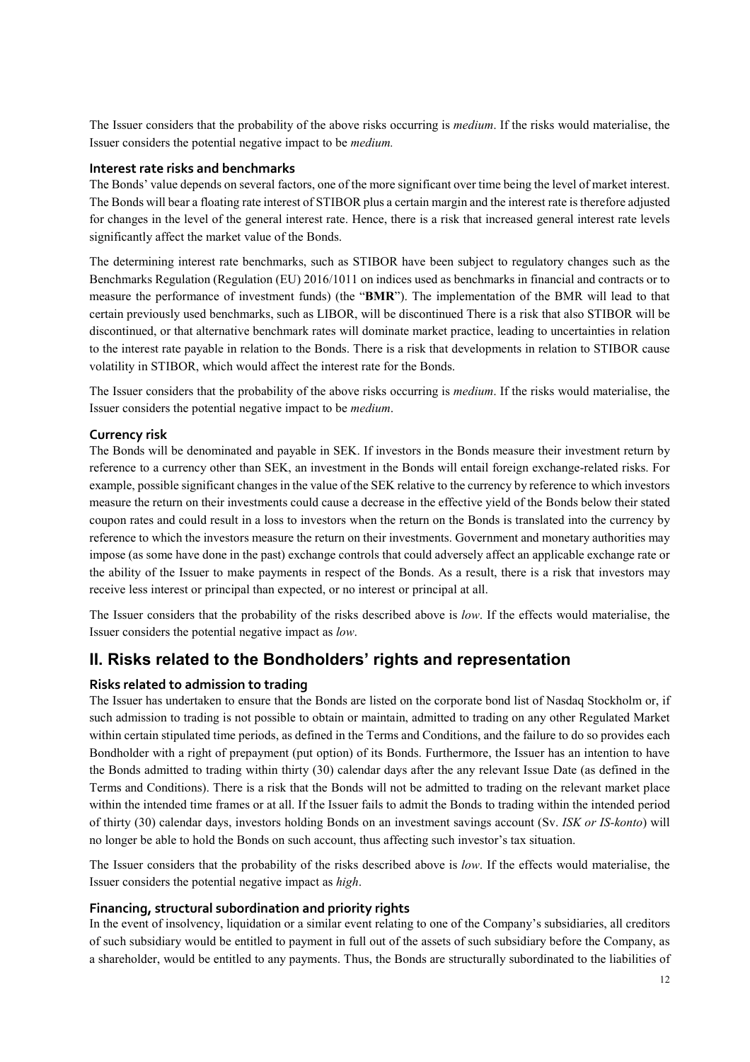The Issuer considers that the probability of the above risks occurring is *medium*. If the risks would materialise, the Issuer considers the potential negative impact to be *medium.*

### Interest rate risks and benchmarks

The Bonds' value depends on several factors, one of the more significant over time being the level of market interest. The Bonds will bear a floating rate interest of STIBOR plus a certain margin and the interest rate is therefore adjusted for changes in the level of the general interest rate. Hence, there is a risk that increased general interest rate levels significantly affect the market value of the Bonds.

The determining interest rate benchmarks, such as STIBOR have been subject to regulatory changes such as the Benchmarks Regulation (Regulation (EU) 2016/1011 on indices used as benchmarks in financial and contracts or to measure the performance of investment funds) (the "**BMR**"). The implementation of the BMR will lead to that certain previously used benchmarks, such as LIBOR, will be discontinued There is a risk that also STIBOR will be discontinued, or that alternative benchmark rates will dominate market practice, leading to uncertainties in relation to the interest rate payable in relation to the Bonds. There is a risk that developments in relation to STIBOR cause volatility in STIBOR, which would affect the interest rate for the Bonds.

The Issuer considers that the probability of the above risks occurring is *medium*. If the risks would materialise, the Issuer considers the potential negative impact to be *medium*.

### Currency risk

The Bonds will be denominated and payable in SEK. If investors in the Bonds measure their investment return by reference to a currency other than SEK, an investment in the Bonds will entail foreign exchange-related risks. For example, possible significant changes in the value of the SEK relative to the currency by reference to which investors measure the return on their investments could cause a decrease in the effective yield of the Bonds below their stated coupon rates and could result in a loss to investors when the return on the Bonds is translated into the currency by reference to which the investors measure the return on their investments. Government and monetary authorities may impose (as some have done in the past) exchange controls that could adversely affect an applicable exchange rate or the ability of the Issuer to make payments in respect of the Bonds. As a result, there is a risk that investors may receive less interest or principal than expected, or no interest or principal at all.

The Issuer considers that the probability of the risks described above is *low*. If the effects would materialise, the Issuer considers the potential negative impact as *low*.

## II. Risks related to the Bondholders' rights and representation

### Risks related to admission to trading

The Issuer has undertaken to ensure that the Bonds are listed on the corporate bond list of Nasdaq Stockholm or, if such admission to trading is not possible to obtain or maintain, admitted to trading on any other Regulated Market within certain stipulated time periods, as defined in the Terms and Conditions, and the failure to do so provides each Bondholder with a right of prepayment (put option) of its Bonds. Furthermore, the Issuer has an intention to have the Bonds admitted to trading within thirty (30) calendar days after the any relevant Issue Date (as defined in the Terms and Conditions). There is a risk that the Bonds will not be admitted to trading on the relevant market place within the intended time frames or at all. If the Issuer fails to admit the Bonds to trading within the intended period of thirty (30) calendar days, investors holding Bonds on an investment savings account (Sv. *ISK or IS-konto*) will no longer be able to hold the Bonds on such account, thus affecting such investor's tax situation.

The Issuer considers that the probability of the risks described above is *low*. If the effects would materialise, the Issuer considers the potential negative impact as *high*.

### Financing, structural subordination and priority rights

In the event of insolvency, liquidation or a similar event relating to one of the Company's subsidiaries, all creditors of such subsidiary would be entitled to payment in full out of the assets of such subsidiary before the Company, as a shareholder, would be entitled to any payments. Thus, the Bonds are structurally subordinated to the liabilities of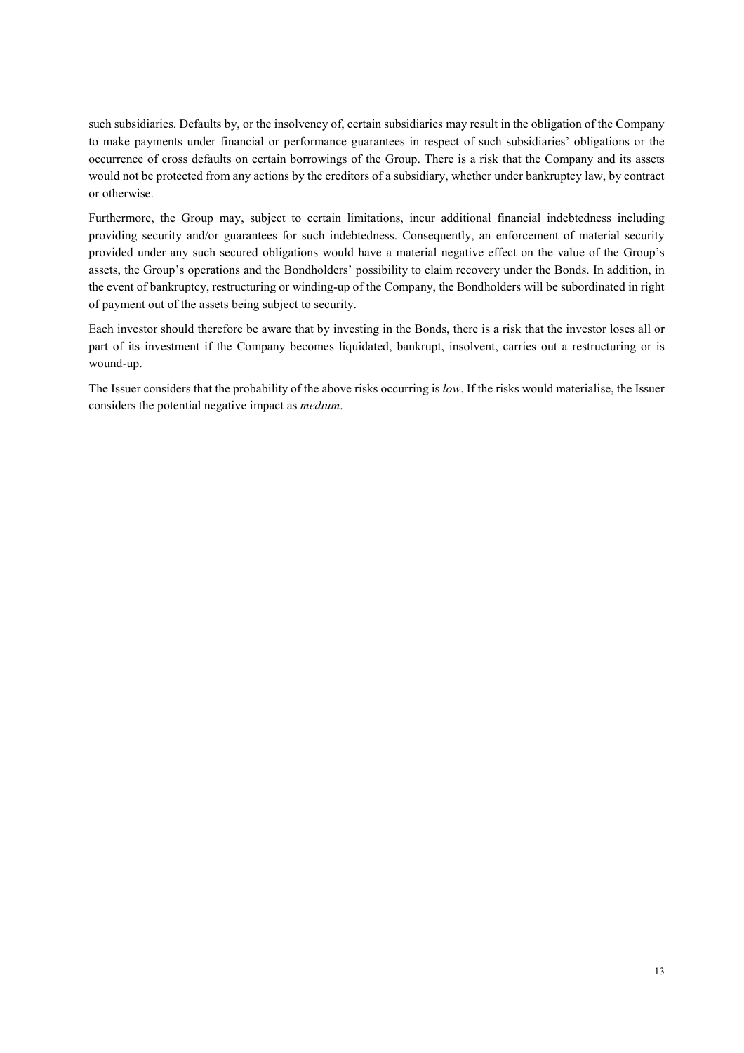such subsidiaries. Defaults by, or the insolvency of, certain subsidiaries may result in the obligation of the Company to make payments under financial or performance guarantees in respect of such subsidiaries' obligations or the occurrence of cross defaults on certain borrowings of the Group. There is a risk that the Company and its assets would not be protected from any actions by the creditors of a subsidiary, whether under bankruptcy law, by contract or otherwise.

Furthermore, the Group may, subject to certain limitations, incur additional financial indebtedness including providing security and/or guarantees for such indebtedness. Consequently, an enforcement of material security provided under any such secured obligations would have a material negative effect on the value of the Group's assets, the Group's operations and the Bondholders' possibility to claim recovery under the Bonds. In addition, in the event of bankruptcy, restructuring or winding-up of the Company, the Bondholders will be subordinated in right of payment out of the assets being subject to security.

Each investor should therefore be aware that by investing in the Bonds, there is a risk that the investor loses all or part of its investment if the Company becomes liquidated, bankrupt, insolvent, carries out a restructuring or is wound-up.

The Issuer considers that the probability of the above risks occurring is *low*. If the risks would materialise, the Issuer considers the potential negative impact as *medium*.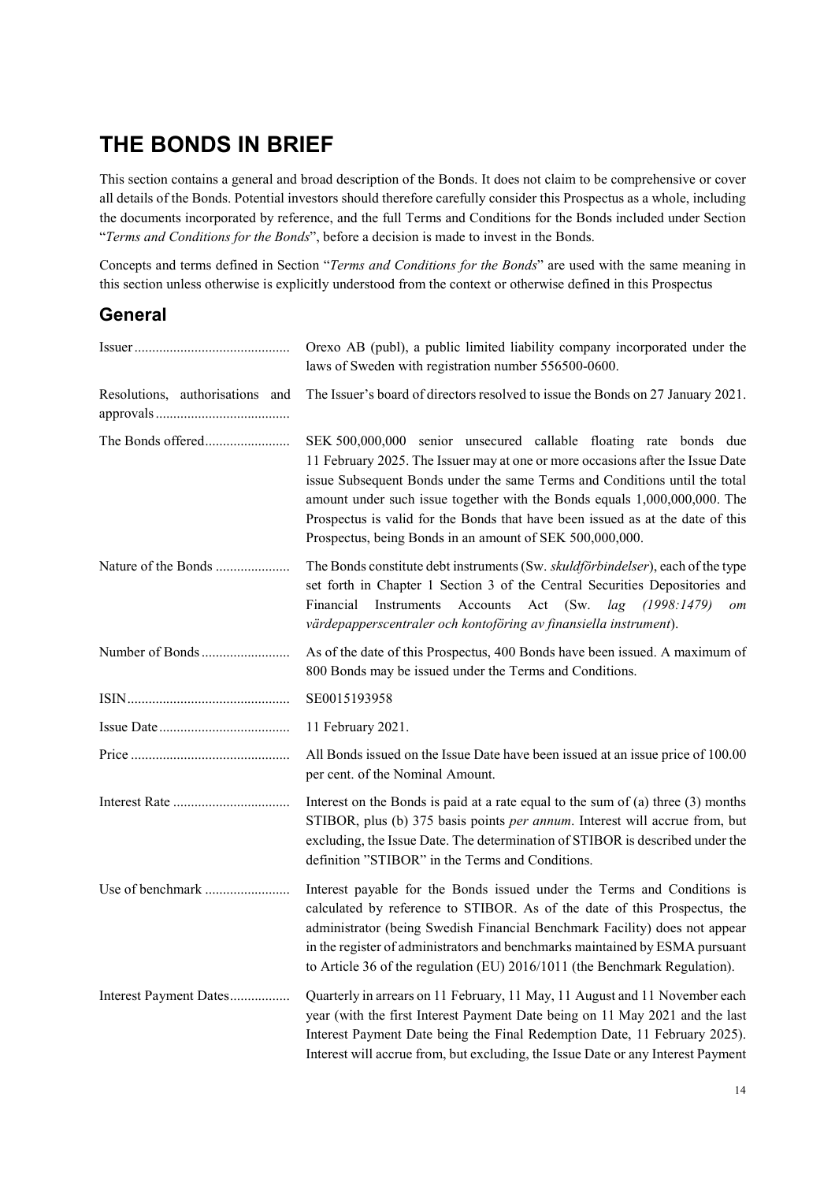# THE BONDS IN BRIEF

This section contains a general and broad description of the Bonds. It does not claim to be comprehensive or cover all details of the Bonds. Potential investors should therefore carefully consider this Prospectus as a whole, including the documents incorporated by reference, and the full Terms and Conditions for the Bonds included under Section "*Terms and Conditions for the Bonds*", before a decision is made to invest in the Bonds.

Concepts and terms defined in Section "*Terms and Conditions for the Bonds*" are used with the same meaning in this section unless otherwise is explicitly understood from the context or otherwise defined in this Prospectus

## General

| | |
|---|---|
| Issuer | Orexo AB (publ), a public limited liability company incorporated under the laws of Sweden with registration number 556500-0600. |
| Resolutions, authorisations and approvals | The Issuer's board of directors resolved to issue the Bonds on 27 January 2021. |
| The Bonds offered | SEK 500,000,000 senior unsecured callable floating rate bonds due 11 February 2025. The Issuer may at one or more occasions after the Issue Date issue Subsequent Bonds under the same Terms and Conditions until the total amount under such issue together with the Bonds equals 1,000,000,000. The Prospectus is valid for the Bonds that have been issued as at the date of this Prospectus, being Bonds in an amount of SEK 500,000,000. |
| Nature of the Bonds | The Bonds constitute debt instruments (Sw. *skuldförbindelser*), each of the type set forth in Chapter 1 Section 3 of the Central Securities Depositories and Financial Instruments Accounts Act (Sw. *lag (1998:1479) om värdepapperscentraler och kontoföring av finansiella instrument*). |
| Number of Bonds | As of the date of this Prospectus, 400 Bonds have been issued. A maximum of 800 Bonds may be issued under the Terms and Conditions. |
| ISIN | SE0015193958 |
| Issue Date | 11 February 2021. |
| Price | All Bonds issued on the Issue Date have been issued at an issue price of 100.00 per cent. of the Nominal Amount. |
| Interest Rate | Interest on the Bonds is paid at a rate equal to the sum of (a) three (3) months STIBOR, plus (b) 375 basis points *per annum*. Interest will accrue from, but excluding, the Issue Date. The determination of STIBOR is described under the definition "STIBOR" in the Terms and Conditions. |
| Use of benchmark | Interest payable for the Bonds issued under the Terms and Conditions is calculated by reference to STIBOR. As of the date of this Prospectus, the administrator (being Swedish Financial Benchmark Facility) does not appear in the register of administrators and benchmarks maintained by ESMA pursuant to Article 36 of the regulation (EU) 2016/1011 (the Benchmark Regulation). |
| Interest Payment Dates | Quarterly in arrears on 11 February, 11 May, 11 August and 11 November each year (with the first Interest Payment Date being on 11 May 2021 and the last Interest Payment Date being the Final Redemption Date, 11 February 2025). Interest will accrue from, but excluding, the Issue Date or any Interest Payment |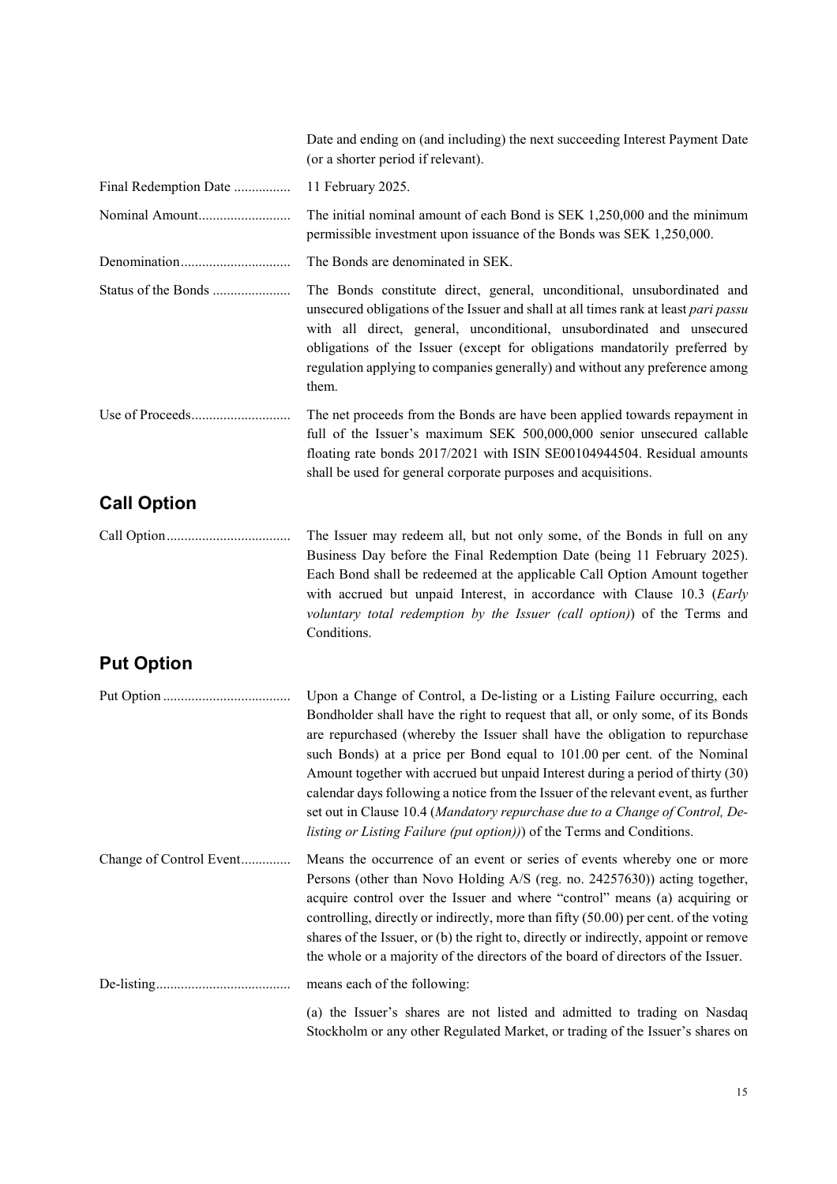Date and ending on (and including) the next succeeding Interest Payment Date (or a shorter period if relevant).

| | |
|---|---|
| Final Redemption Date | 11 February 2025. |
| Nominal Amount | The initial nominal amount of each Bond is SEK 1,250,000 and the minimum permissible investment upon issuance of the Bonds was SEK 1,250,000. |
| Denomination | The Bonds are denominated in SEK. |
| Status of the Bonds | The Bonds constitute direct, general, unconditional, unsubordinated and unsecured obligations of the Issuer and shall at all times rank at least *pari passu* with all direct, general, unconditional, unsubordinated and unsecured obligations of the Issuer (except for obligations mandatorily preferred by regulation applying to companies generally) and without any preference among them. |
| Use of Proceeds | The net proceeds from the Bonds are have been applied towards repayment in full of the Issuer's maximum SEK 500,000,000 senior unsecured callable floating rate bonds 2017/2021 with ISIN SE00104944504. Residual amounts shall be used for general corporate purposes and acquisitions. |

## Call Option

| | |
|---|---|
| Call Option | The Issuer may redeem all, but not only some, of the Bonds in full on any Business Day before the Final Redemption Date (being 11 February 2025). Each Bond shall be redeemed at the applicable Call Option Amount together with accrued but unpaid Interest, in accordance with Clause 10.3 (*Early voluntary total redemption by the Issuer (call option)*) of the Terms and Conditions. |

## Put Option

| | |
|---|---|
| Put Option | Upon a Change of Control, a De-listing or a Listing Failure occurring, each Bondholder shall have the right to request that all, or only some, of its Bonds are repurchased (whereby the Issuer shall have the obligation to repurchase such Bonds) at a price per Bond equal to 101.00 per cent. of the Nominal Amount together with accrued but unpaid Interest during a period of thirty (30) calendar days following a notice from the Issuer of the relevant event, as further set out in Clause 10.4 (*Mandatory repurchase due to a Change of Control, De-listing or Listing Failure (put option))*) of the Terms and Conditions. |
| Change of Control Event | Means the occurrence of an event or series of events whereby one or more Persons (other than Novo Holding A/S (reg. no. 24257630)) acting together, acquire control over the Issuer and where "control" means (a) acquiring or controlling, directly or indirectly, more than fifty (50.00) per cent. of the voting shares of the Issuer, or (b) the right to, directly or indirectly, appoint or remove the whole or a majority of the directors of the board of directors of the Issuer. |
| De-listing | means each of the following:<br><br>(a) the Issuer's shares are not listed and admitted to trading on Nasdaq Stockholm or any other Regulated Market, or trading of the Issuer's shares on |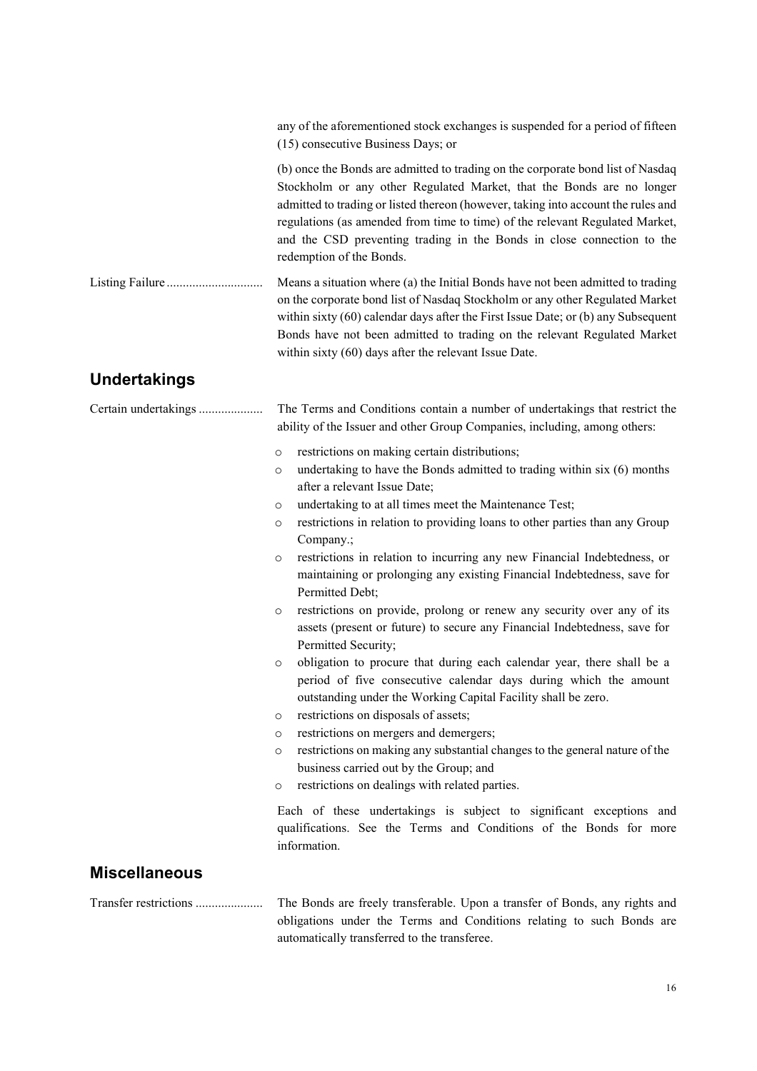| | |
|---|---|
| | any of the aforementioned stock exchanges is suspended for a period of fifteen (15) consecutive Business Days; or |
| | (b) once the Bonds are admitted to trading on the corporate bond list of Nasdaq Stockholm or any other Regulated Market, that the Bonds are no longer admitted to trading or listed thereon (however, taking into account the rules and regulations (as amended from time to time) of the relevant Regulated Market, and the CSD preventing trading in the Bonds in close connection to the redemption of the Bonds. |
| Listing Failure | Means a situation where (a) the Initial Bonds have not been admitted to trading on the corporate bond list of Nasdaq Stockholm or any other Regulated Market within sixty (60) calendar days after the First Issue Date; or (b) any Subsequent Bonds have not been admitted to trading on the relevant Regulated Market within sixty (60) days after the relevant Issue Date. |

## Undertakings

**Certain undertakings**

The Terms and Conditions contain a number of undertakings that restrict the ability of the Issuer and other Group Companies, including, among others:

- restrictions on making certain distributions;
- undertaking to have the Bonds admitted to trading within six (6) months after a relevant Issue Date;
- undertaking to at all times meet the Maintenance Test;
- restrictions in relation to providing loans to other parties than any Group Company.;
- restrictions in relation to incurring any new Financial Indebtedness, or maintaining or prolonging any existing Financial Indebtedness, save for Permitted Debt;
- restrictions on provide, prolong or renew any security over any of its assets (present or future) to secure any Financial Indebtedness, save for Permitted Security;
- obligation to procure that during each calendar year, there shall be a period of five consecutive calendar days during which the amount outstanding under the Working Capital Facility shall be zero.
- restrictions on disposals of assets;
- restrictions on mergers and demergers;
- restrictions on making any substantial changes to the general nature of the business carried out by the Group; and
- restrictions on dealings with related parties.

Each of these undertakings is subject to significant exceptions and qualifications. See the Terms and Conditions of the Bonds for more information.

## Miscellaneous

**Transfer restrictions**

The Bonds are freely transferable. Upon a transfer of Bonds, any rights and obligations under the Terms and Conditions relating to such Bonds are automatically transferred to the transferee.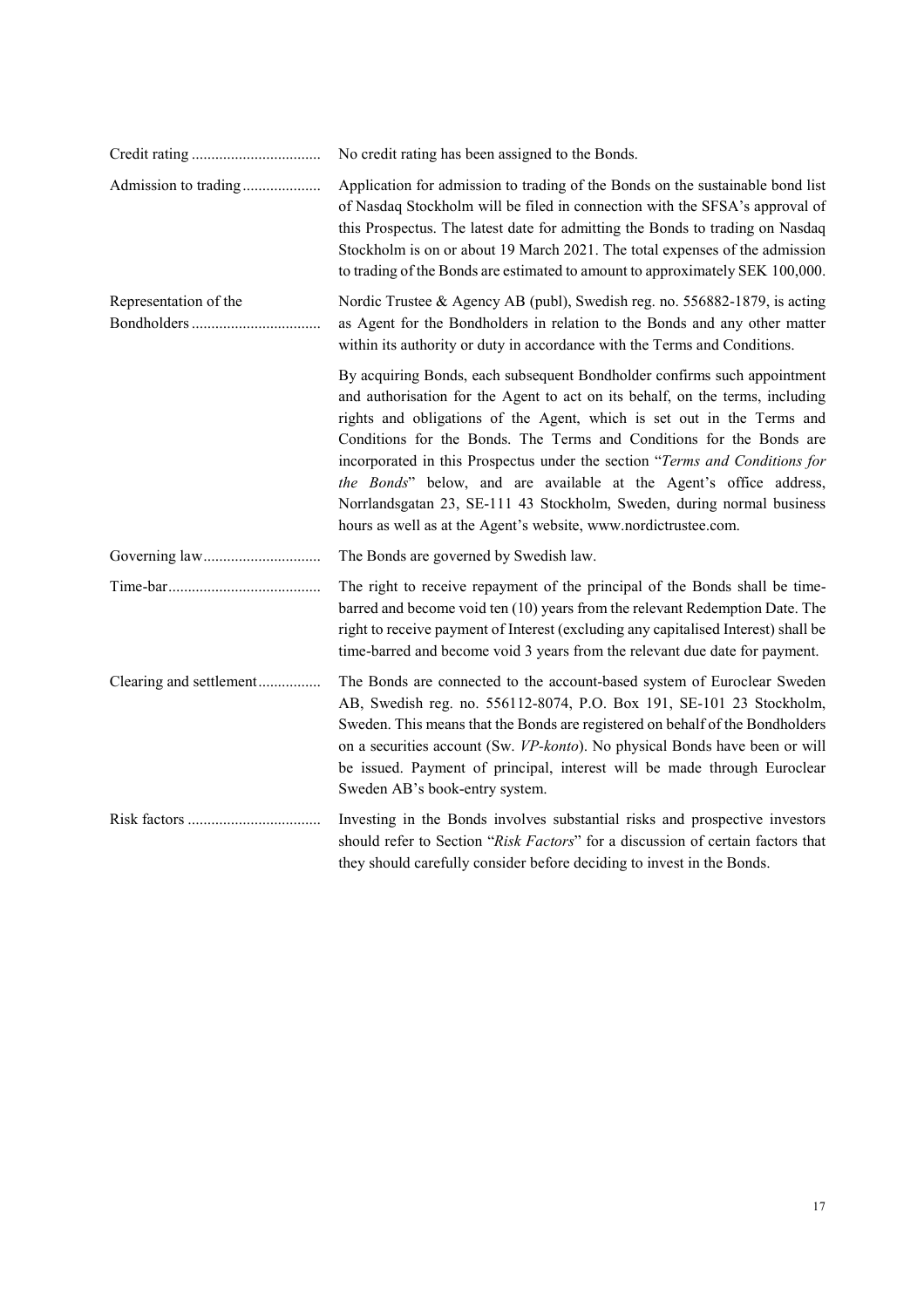| | |
|---|---|
| Credit rating | No credit rating has been assigned to the Bonds. |
| Admission to trading | Application for admission to trading of the Bonds on the sustainable bond list of Nasdaq Stockholm will be filed in connection with the SFSA's approval of this Prospectus. The latest date for admitting the Bonds to trading on Nasdaq Stockholm is on or about 19 March 2021. The total expenses of the admission to trading of the Bonds are estimated to amount to approximately SEK 100,000. |
| Representation of the Bondholders | Nordic Trustee & Agency AB (publ), Swedish reg. no. 556882-1879, is acting as Agent for the Bondholders in relation to the Bonds and any other matter within its authority or duty in accordance with the Terms and Conditions.<br><br>By acquiring Bonds, each subsequent Bondholder confirms such appointment and authorisation for the Agent to act on its behalf, on the terms, including rights and obligations of the Agent, which is set out in the Terms and Conditions for the Bonds. The Terms and Conditions for the Bonds are incorporated in this Prospectus under the section "*Terms and Conditions for the Bonds*" below, and are available at the Agent's office address, Norrlandsgatan 23, SE-111 43 Stockholm, Sweden, during normal business hours as well as at the Agent's website, www.nordictrustee.com. |
| Governing law | The Bonds are governed by Swedish law. |
| Time-bar | The right to receive repayment of the principal of the Bonds shall be time-barred and become void ten (10) years from the relevant Redemption Date. The right to receive payment of Interest (excluding any capitalised Interest) shall be time-barred and become void 3 years from the relevant due date for payment. |
| Clearing and settlement | The Bonds are connected to the account-based system of Euroclear Sweden AB, Swedish reg. no. 556112-8074, P.O. Box 191, SE-101 23 Stockholm, Sweden. This means that the Bonds are registered on behalf of the Bondholders on a securities account (Sw. *VP-konto*). No physical Bonds have been or will be issued. Payment of principal, interest will be made through Euroclear Sweden AB's book-entry system. |
| Risk factors | Investing in the Bonds involves substantial risks and prospective investors should refer to Section "*Risk Factors*" for a discussion of certain factors that they should carefully consider before deciding to invest in the Bonds. |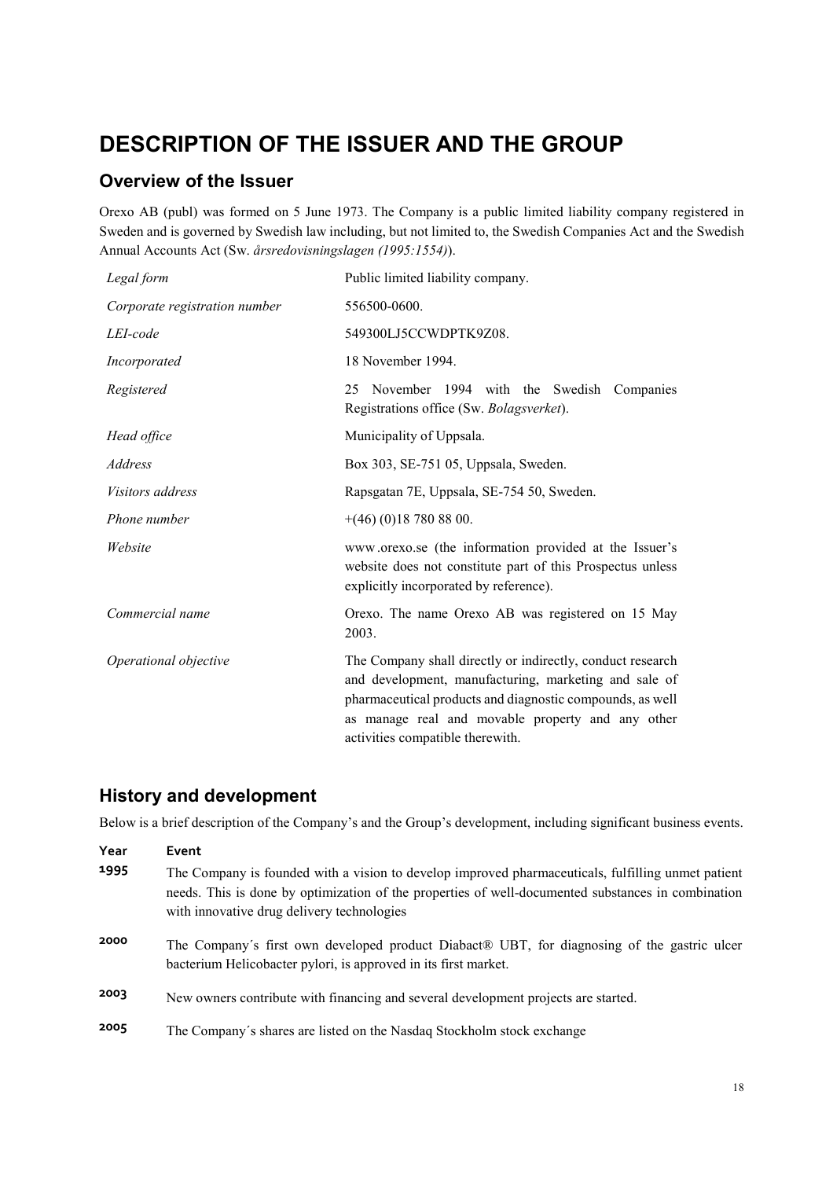# DESCRIPTION OF THE ISSUER AND THE GROUP

## Overview of the Issuer

Orexo AB (publ) was formed on 5 June 1973. The Company is a public limited liability company registered in Sweden and is governed by Swedish law including, but not limited to, the Swedish Companies Act and the Swedish Annual Accounts Act (Sw. *årsredovisningslagen (1995:1554)*).

| | |
|---|---|
| *Legal form* | Public limited liability company. |
| *Corporate registration number* | 556500-0600. |
| *LEI-code* | 549300LJ5CCWDPTK9Z08. |
| *Incorporated* | 18 November 1994. |
| *Registered* | 25 November 1994 with the Swedish Companies Registrations office (Sw. *Bolagsverket*). |
| *Head office* | Municipality of Uppsala. |
| *Address* | Box 303, SE-751 05, Uppsala, Sweden. |
| *Visitors address* | Rapsgatan 7E, Uppsala, SE-754 50, Sweden. |
| *Phone number* | +(46) (0)18 780 88 00. |
| *Website* | www.orexo.se (the information provided at the Issuer's website does not constitute part of this Prospectus unless explicitly incorporated by reference). |
| *Commercial name* | Orexo. The name Orexo AB was registered on 15 May 2003. |
| *Operational objective* | The Company shall directly or indirectly, conduct research and development, manufacturing, marketing and sale of pharmaceutical products and diagnostic compounds, as well as manage real and movable property and any other activities compatible therewith. |

## History and development

Below is a brief description of the Company's and the Group's development, including significant business events.

| Year | Event |
|---|---|
| **1995** | The Company is founded with a vision to develop improved pharmaceuticals, fulfilling unmet patient needs. This is done by optimization of the properties of well-documented substances in combination with innovative drug delivery technologies |
| **2000** | The Company´s first own developed product Diabact® UBT, for diagnosing of the gastric ulcer bacterium Helicobacter pylori, is approved in its first market. |
| **2003** | New owners contribute with financing and several development projects are started. |
| **2005** | The Company´s shares are listed on the Nasdaq Stockholm stock exchange |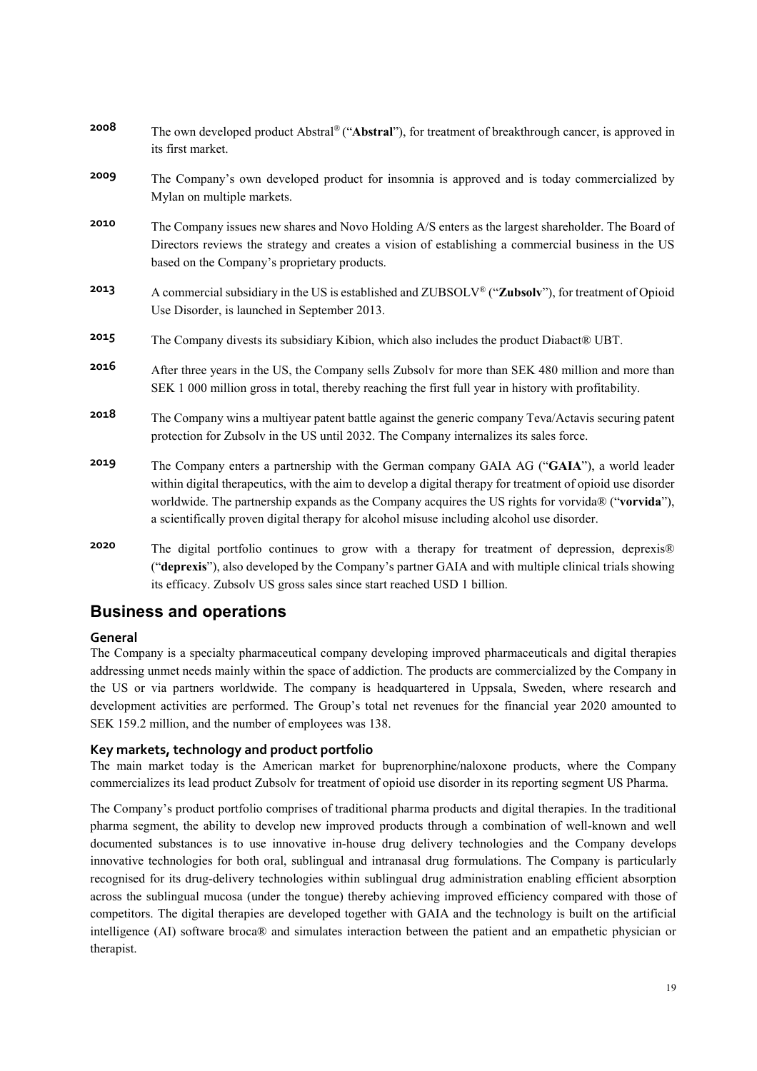**2008** The own developed product Abstral® ("**Abstral**"), for treatment of breakthrough cancer, is approved in its first market.

**2009** The Company's own developed product for insomnia is approved and is today commercialized by Mylan on multiple markets.

**2010** The Company issues new shares and Novo Holding A/S enters as the largest shareholder. The Board of Directors reviews the strategy and creates a vision of establishing a commercial business in the US based on the Company's proprietary products.

**2013** A commercial subsidiary in the US is established and ZUBSOLV® ("**Zubsolv**"), for treatment of Opioid Use Disorder, is launched in September 2013.

**2015** The Company divests its subsidiary Kibion, which also includes the product Diabact® UBT.

**2016** After three years in the US, the Company sells Zubsolv for more than SEK 480 million and more than SEK 1 000 million gross in total, thereby reaching the first full year in history with profitability.

**2018** The Company wins a multiyear patent battle against the generic company Teva/Actavis securing patent protection for Zubsolv in the US until 2032. The Company internalizes its sales force.

**2019** The Company enters a partnership with the German company GAIA AG ("**GAIA**"), a world leader within digital therapeutics, with the aim to develop a digital therapy for treatment of opioid use disorder worldwide. The partnership expands as the Company acquires the US rights for vorvida® ("**vorvida**"), a scientifically proven digital therapy for alcohol misuse including alcohol use disorder.

**2020** The digital portfolio continues to grow with a therapy for treatment of depression, deprexis® ("**deprexis**"), also developed by the Company's partner GAIA and with multiple clinical trials showing its efficacy. Zubsolv US gross sales since start reached USD 1 billion.

## Business and operations

### General

The Company is a specialty pharmaceutical company developing improved pharmaceuticals and digital therapies addressing unmet needs mainly within the space of addiction. The products are commercialized by the Company in the US or via partners worldwide. The company is headquartered in Uppsala, Sweden, where research and development activities are performed. The Group's total net revenues for the financial year 2020 amounted to SEK 159.2 million, and the number of employees was 138.

### Key markets, technology and product portfolio

The main market today is the American market for buprenorphine/naloxone products, where the Company commercializes its lead product Zubsolv for treatment of opioid use disorder in its reporting segment US Pharma.

The Company's product portfolio comprises of traditional pharma products and digital therapies. In the traditional pharma segment, the ability to develop new improved products through a combination of well-known and well documented substances is to use innovative in-house drug delivery technologies and the Company develops innovative technologies for both oral, sublingual and intranasal drug formulations. The Company is particularly recognised for its drug-delivery technologies within sublingual drug administration enabling efficient absorption across the sublingual mucosa (under the tongue) thereby achieving improved efficiency compared with those of competitors. The digital therapies are developed together with GAIA and the technology is built on the artificial intelligence (AI) software broca® and simulates interaction between the patient and an empathetic physician or therapist.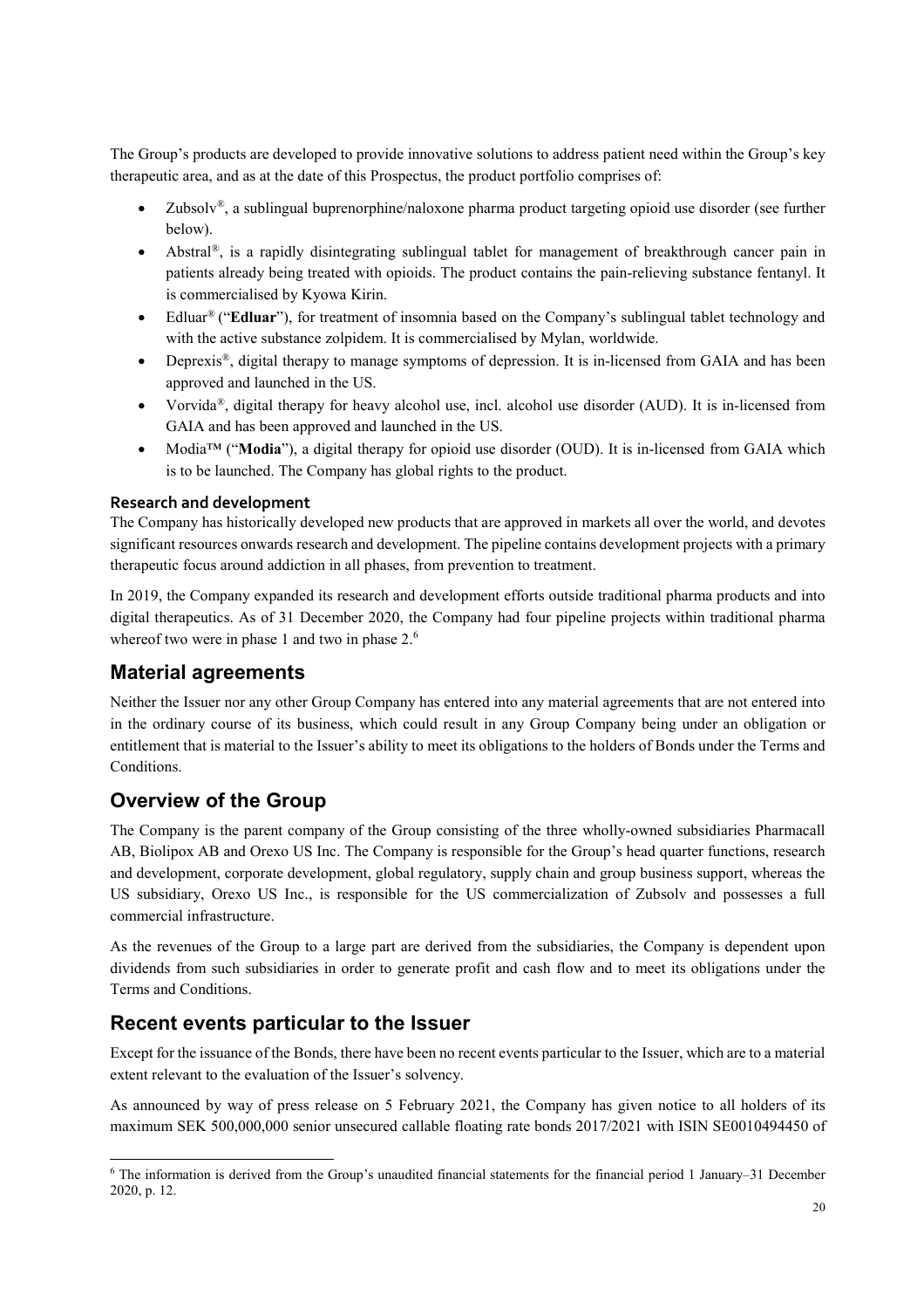The Group's products are developed to provide innovative solutions to address patient need within the Group's key therapeutic area, and as at the date of this Prospectus, the product portfolio comprises of:

- Zubsolv®, a sublingual buprenorphine/naloxone pharma product targeting opioid use disorder (see further below).
- Abstral®, is a rapidly disintegrating sublingual tablet for management of breakthrough cancer pain in patients already being treated with opioids. The product contains the pain-relieving substance fentanyl. It is commercialised by Kyowa Kirin.
- Edluar® ("**Edluar**"), for treatment of insomnia based on the Company's sublingual tablet technology and with the active substance zolpidem. It is commercialised by Mylan, worldwide.
- Deprexis®, digital therapy to manage symptoms of depression. It is in-licensed from GAIA and has been approved and launched in the US.
- Vorvida®, digital therapy for heavy alcohol use, incl. alcohol use disorder (AUD). It is in-licensed from GAIA and has been approved and launched in the US.
- Modia™ ("**Modia**"), a digital therapy for opioid use disorder (OUD). It is in-licensed from GAIA which is to be launched. The Company has global rights to the product.

### Research and development

The Company has historically developed new products that are approved in markets all over the world, and devotes significant resources onwards research and development. The pipeline contains development projects with a primary therapeutic focus around addiction in all phases, from prevention to treatment.

In 2019, the Company expanded its research and development efforts outside traditional pharma products and into digital therapeutics. As of 31 December 2020, the Company had four pipeline projects within traditional pharma whereof two were in phase 1 and two in phase 2.[6]

## Material agreements

Neither the Issuer nor any other Group Company has entered into any material agreements that are not entered into in the ordinary course of its business, which could result in any Group Company being under an obligation or entitlement that is material to the Issuer's ability to meet its obligations to the holders of Bonds under the Terms and Conditions.

## Overview of the Group

The Company is the parent company of the Group consisting of the three wholly-owned subsidiaries Pharmacall AB, Biolipox AB and Orexo US Inc. The Company is responsible for the Group's head quarter functions, research and development, corporate development, global regulatory, supply chain and group business support, whereas the US subsidiary, Orexo US Inc., is responsible for the US commercialization of Zubsolv and possesses a full commercial infrastructure.

As the revenues of the Group to a large part are derived from the subsidiaries, the Company is dependent upon dividends from such subsidiaries in order to generate profit and cash flow and to meet its obligations under the Terms and Conditions.

## Recent events particular to the Issuer

Except for the issuance of the Bonds, there have been no recent events particular to the Issuer, which are to a material extent relevant to the evaluation of the Issuer's solvency.

As announced by way of press release on 5 February 2021, the Company has given notice to all holders of its maximum SEK 500,000,000 senior unsecured callable floating rate bonds 2017/2021 with ISIN SE0010494450 of

[6] The information is derived from the Group's unaudited financial statements for the financial period 1 January–31 December 2020, p. 12.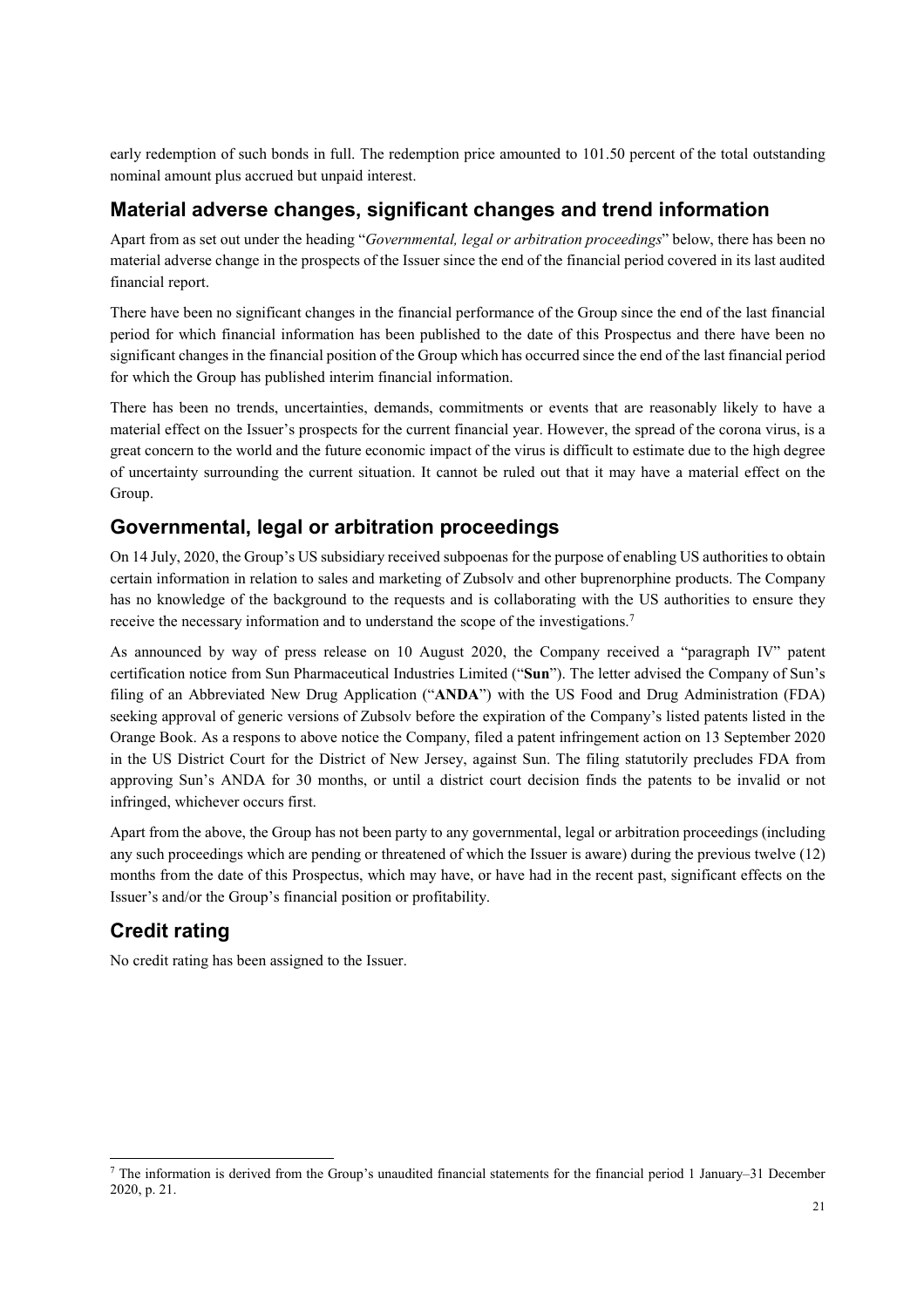early redemption of such bonds in full. The redemption price amounted to 101.50 percent of the total outstanding nominal amount plus accrued but unpaid interest.

## Material adverse changes, significant changes and trend information

Apart from as set out under the heading "*Governmental, legal or arbitration proceedings*" below, there has been no material adverse change in the prospects of the Issuer since the end of the financial period covered in its last audited financial report.

There have been no significant changes in the financial performance of the Group since the end of the last financial period for which financial information has been published to the date of this Prospectus and there have been no significant changes in the financial position of the Group which has occurred since the end of the last financial period for which the Group has published interim financial information.

There has been no trends, uncertainties, demands, commitments or events that are reasonably likely to have a material effect on the Issuer's prospects for the current financial year. However, the spread of the corona virus, is a great concern to the world and the future economic impact of the virus is difficult to estimate due to the high degree of uncertainty surrounding the current situation. It cannot be ruled out that it may have a material effect on the Group.

## Governmental, legal or arbitration proceedings

On 14 July, 2020, the Group's US subsidiary received subpoenas for the purpose of enabling US authorities to obtain certain information in relation to sales and marketing of Zubsolv and other buprenorphine products. The Company has no knowledge of the background to the requests and is collaborating with the US authorities to ensure they receive the necessary information and to understand the scope of the investigations.[7]

As announced by way of press release on 10 August 2020, the Company received a "paragraph IV" patent certification notice from Sun Pharmaceutical Industries Limited ("**Sun**"). The letter advised the Company of Sun's filing of an Abbreviated New Drug Application ("**ANDA**") with the US Food and Drug Administration (FDA) seeking approval of generic versions of Zubsolv before the expiration of the Company's listed patents listed in the Orange Book. As a respons to above notice the Company, filed a patent infringement action on 13 September 2020 in the US District Court for the District of New Jersey, against Sun. The filing statutorily precludes FDA from approving Sun's ANDA for 30 months, or until a district court decision finds the patents to be invalid or not infringed, whichever occurs first.

Apart from the above, the Group has not been party to any governmental, legal or arbitration proceedings (including any such proceedings which are pending or threatened of which the Issuer is aware) during the previous twelve (12) months from the date of this Prospectus, which may have, or have had in the recent past, significant effects on the Issuer's and/or the Group's financial position or profitability.

## Credit rating

No credit rating has been assigned to the Issuer.

---

[7] The information is derived from the Group's unaudited financial statements for the financial period 1 January–31 December 2020, p. 21.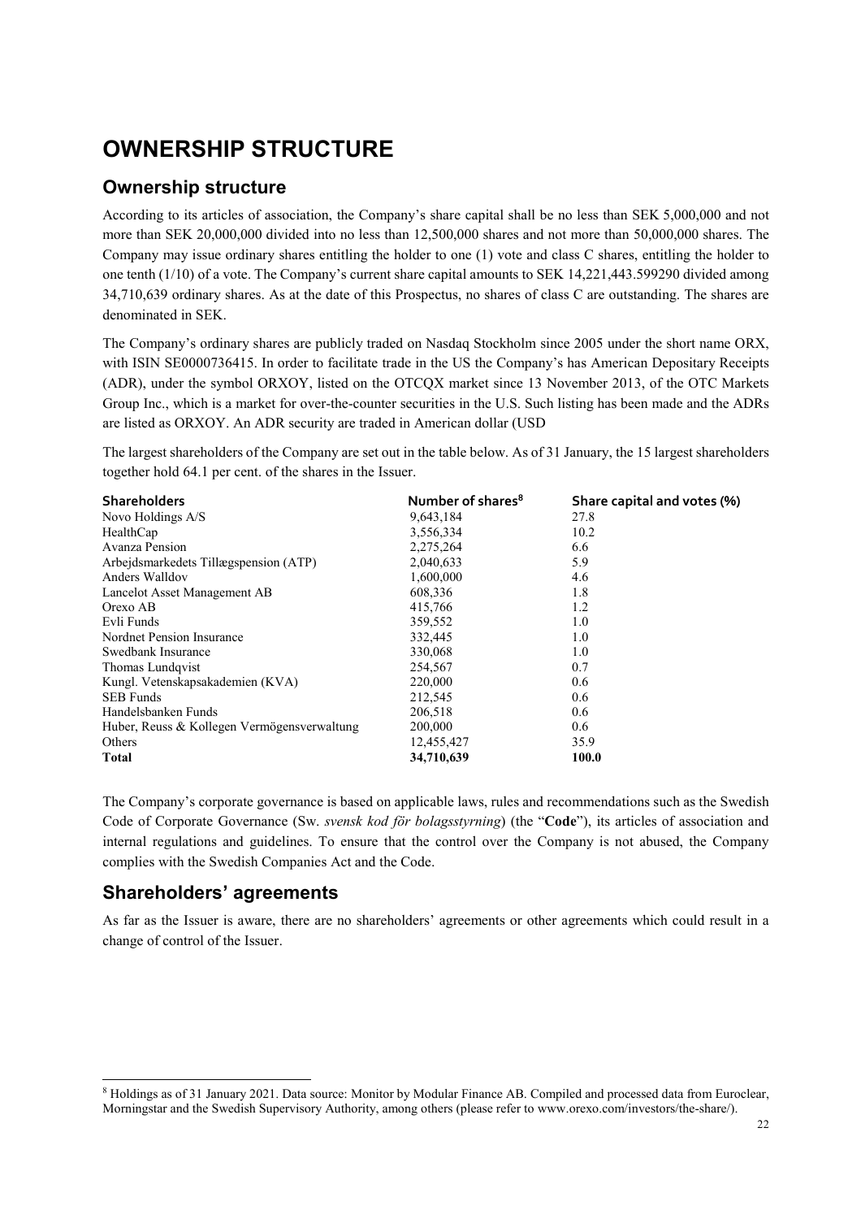# OWNERSHIP STRUCTURE

## Ownership structure

According to its articles of association, the Company's share capital shall be no less than SEK 5,000,000 and not more than SEK 20,000,000 divided into no less than 12,500,000 shares and not more than 50,000,000 shares. The Company may issue ordinary shares entitling the holder to one (1) vote and class C shares, entitling the holder to one tenth (1/10) of a vote. The Company's current share capital amounts to SEK 14,221,443.599290 divided among 34,710,639 ordinary shares. As at the date of this Prospectus, no shares of class C are outstanding. The shares are denominated in SEK.

The Company's ordinary shares are publicly traded on Nasdaq Stockholm since 2005 under the short name ORX, with ISIN SE0000736415. In order to facilitate trade in the US the Company's has American Depositary Receipts (ADR), under the symbol ORXOY, listed on the OTCQX market since 13 November 2013, of the OTC Markets Group Inc., which is a market for over-the-counter securities in the U.S. Such listing has been made and the ADRs are listed as ORXOY. An ADR security are traded in American dollar (USD

The largest shareholders of the Company are set out in the table below. As of 31 January, the 15 largest shareholders together hold 64.1 per cent. of the shares in the Issuer.

| Shareholders | Number of shares[8] | Share capital and votes (%) |
|---|---|---|
| Novo Holdings A/S | 9,643,184 | 27.8 |
| HealthCap | 3,556,334 | 10.2 |
| Avanza Pension | 2,275,264 | 6.6 |
| Arbejdsmarkedets Tillægspension (ATP) | 2,040,633 | 5.9 |
| Anders Walldov | 1,600,000 | 4.6 |
| Lancelot Asset Management AB | 608,336 | 1.8 |
| Orexo AB | 415,766 | 1.2 |
| Evli Funds | 359,552 | 1.0 |
| Nordnet Pension Insurance | 332,445 | 1.0 |
| Swedbank Insurance | 330,068 | 1.0 |
| Thomas Lundqvist | 254,567 | 0.7 |
| Kungl. Vetenskapsakademien (KVA) | 220,000 | 0.6 |
| SEB Funds | 212,545 | 0.6 |
| Handelsbanken Funds | 206,518 | 0.6 |
| Huber, Reuss & Kollegen Vermögensverwaltung | 200,000 | 0.6 |
| Others | 12,455,427 | 35.9 |
| **Total** | **34,710,639** | **100.0** |

The Company's corporate governance is based on applicable laws, rules and recommendations such as the Swedish Code of Corporate Governance (Sw. *svensk kod för bolagsstyrning*) (the "**Code**"), its articles of association and internal regulations and guidelines. To ensure that the control over the Company is not abused, the Company complies with the Swedish Companies Act and the Code.

## Shareholders' agreements

As far as the Issuer is aware, there are no shareholders' agreements or other agreements which could result in a change of control of the Issuer.

[8] Holdings as of 31 January 2021. Data source: Monitor by Modular Finance AB. Compiled and processed data from Euroclear, Morningstar and the Swedish Supervisory Authority, among others (please refer to www.orexo.com/investors/the-share/).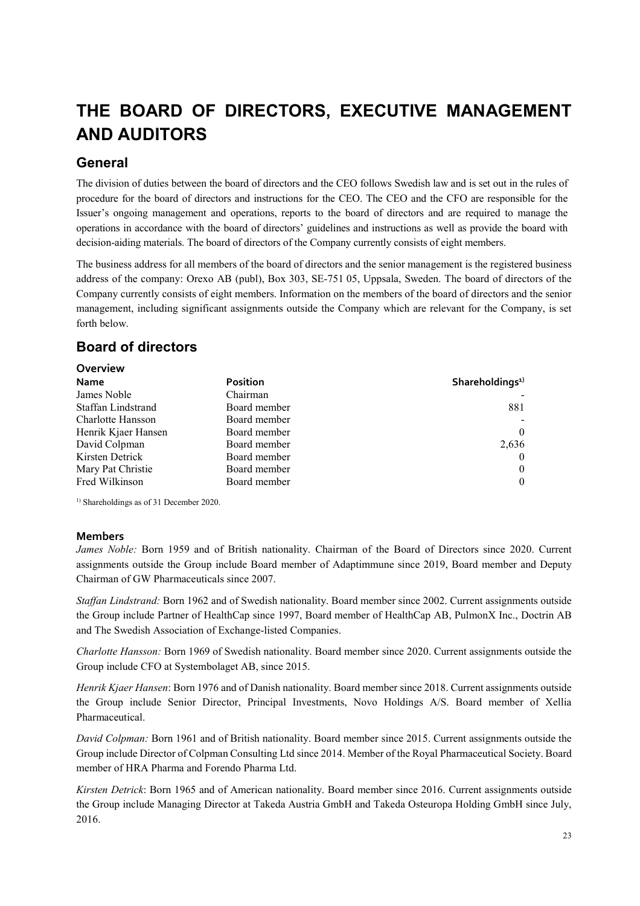# THE BOARD OF DIRECTORS, EXECUTIVE MANAGEMENT AND AUDITORS

## General

The division of duties between the board of directors and the CEO follows Swedish law and is set out in the rules of procedure for the board of directors and instructions for the CEO. The CEO and the CFO are responsible for the Issuer's ongoing management and operations, reports to the board of directors and are required to manage the operations in accordance with the board of directors' guidelines and instructions as well as provide the board with decision-aiding materials. The board of directors of the Company currently consists of eight members.

The business address for all members of the board of directors and the senior management is the registered business address of the company: Orexo AB (publ), Box 303, SE-751 05, Uppsala, Sweden. The board of directors of the Company currently consists of eight members. Information on the members of the board of directors and the senior management, including significant assignments outside the Company which are relevant for the Company, is set forth below.

## Board of directors

### Overview

| Name | Position | Shareholdings[1] |
|---|---|---|
| James Noble | Chairman | - |
| Staffan Lindstrand | Board member | 881 |
| Charlotte Hansson | Board member | - |
| Henrik Kjaer Hansen | Board member | 0 |
| David Colpman | Board member | 2,636 |
| Kirsten Detrick | Board member | 0 |
| Mary Pat Christie | Board member | 0 |
| Fred Wilkinson | Board member | 0 |

[1] Shareholdings as of 31 December 2020.

### Members

*James Noble:* Born 1959 and of British nationality. Chairman of the Board of Directors since 2020. Current assignments outside the Group include Board member of Adaptimmune since 2019, Board member and Deputy Chairman of GW Pharmaceuticals since 2007.

*Staffan Lindstrand:* Born 1962 and of Swedish nationality. Board member since 2002. Current assignments outside the Group include Partner of HealthCap since 1997, Board member of HealthCap AB, PulmonX Inc., Doctrin AB and The Swedish Association of Exchange-listed Companies.

*Charlotte Hansson:* Born 1969 of Swedish nationality. Board member since 2020. Current assignments outside the Group include CFO at Systembolaget AB, since 2015.

*Henrik Kjaer Hansen*: Born 1976 and of Danish nationality. Board member since 2018. Current assignments outside the Group include Senior Director, Principal Investments, Novo Holdings A/S. Board member of Xellia Pharmaceutical.

*David Colpman:* Born 1961 and of British nationality. Board member since 2015. Current assignments outside the Group include Director of Colpman Consulting Ltd since 2014. Member of the Royal Pharmaceutical Society. Board member of HRA Pharma and Forendo Pharma Ltd.

*Kirsten Detrick*: Born 1965 and of American nationality. Board member since 2016. Current assignments outside the Group include Managing Director at Takeda Austria GmbH and Takeda Osteuropa Holding GmbH since July, 2016.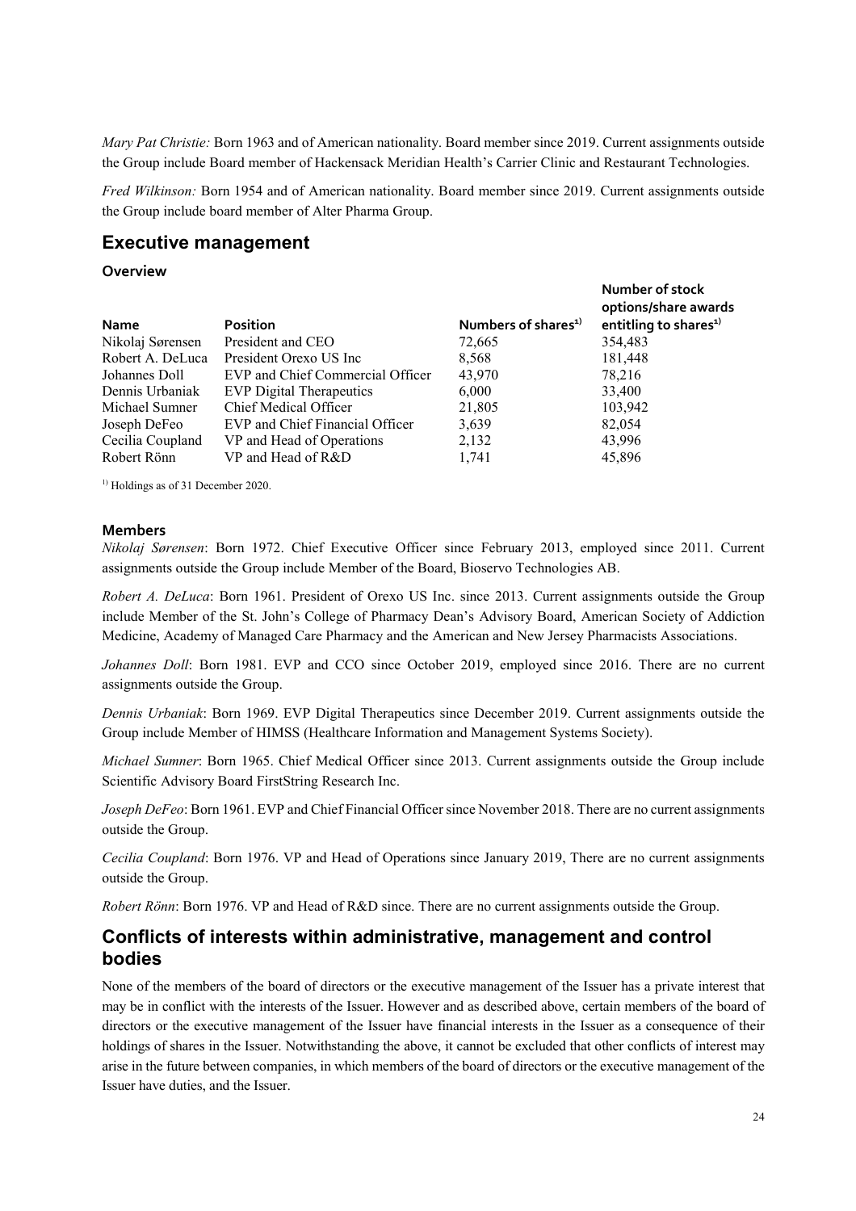*Mary Pat Christie:* Born 1963 and of American nationality. Board member since 2019. Current assignments outside the Group include Board member of Hackensack Meridian Health's Carrier Clinic and Restaurant Technologies.

*Fred Wilkinson:* Born 1954 and of American nationality. Board member since 2019. Current assignments outside the Group include board member of Alter Pharma Group.

## Executive management

### Overview

| Name | Position | Numbers of shares[1)] | Number of stock options/share awards entitling to shares[1)] |
|---|---|---|---|
| Nikolaj Sørensen | President and CEO | 72,665 | 354,483 |
| Robert A. DeLuca | President Orexo US Inc | 8,568 | 181,448 |
| Johannes Doll | EVP and Chief Commercial Officer | 43,970 | 78,216 |
| Dennis Urbaniak | EVP Digital Therapeutics | 6,000 | 33,400 |
| Michael Sumner | Chief Medical Officer | 21,805 | 103,942 |
| Joseph DeFeo | EVP and Chief Financial Officer | 3,639 | 82,054 |
| Cecilia Coupland | VP and Head of Operations | 2,132 | 43,996 |
| Robert Rönn | VP and Head of R&D | 1,741 | 45,896 |

[1)] Holdings as of 31 December 2020.

### Members

*Nikolaj Sørensen*: Born 1972. Chief Executive Officer since February 2013, employed since 2011. Current assignments outside the Group include Member of the Board, Bioservo Technologies AB.

*Robert A. DeLuca*: Born 1961. President of Orexo US Inc. since 2013. Current assignments outside the Group include Member of the St. John's College of Pharmacy Dean's Advisory Board, American Society of Addiction Medicine, Academy of Managed Care Pharmacy and the American and New Jersey Pharmacists Associations.

*Johannes Doll*: Born 1981. EVP and CCO since October 2019, employed since 2016. There are no current assignments outside the Group.

*Dennis Urbaniak*: Born 1969. EVP Digital Therapeutics since December 2019. Current assignments outside the Group include Member of HIMSS (Healthcare Information and Management Systems Society).

*Michael Sumner*: Born 1965. Chief Medical Officer since 2013. Current assignments outside the Group include Scientific Advisory Board FirstString Research Inc.

*Joseph DeFeo*: Born 1961. EVP and Chief Financial Officer since November 2018. There are no current assignments outside the Group.

*Cecilia Coupland*: Born 1976. VP and Head of Operations since January 2019, There are no current assignments outside the Group.

*Robert Rönn*: Born 1976. VP and Head of R&D since. There are no current assignments outside the Group.

## Conflicts of interests within administrative, management and control bodies

None of the members of the board of directors or the executive management of the Issuer has a private interest that may be in conflict with the interests of the Issuer. However and as described above, certain members of the board of directors or the executive management of the Issuer have financial interests in the Issuer as a consequence of their holdings of shares in the Issuer. Notwithstanding the above, it cannot be excluded that other conflicts of interest may arise in the future between companies, in which members of the board of directors or the executive management of the Issuer have duties, and the Issuer.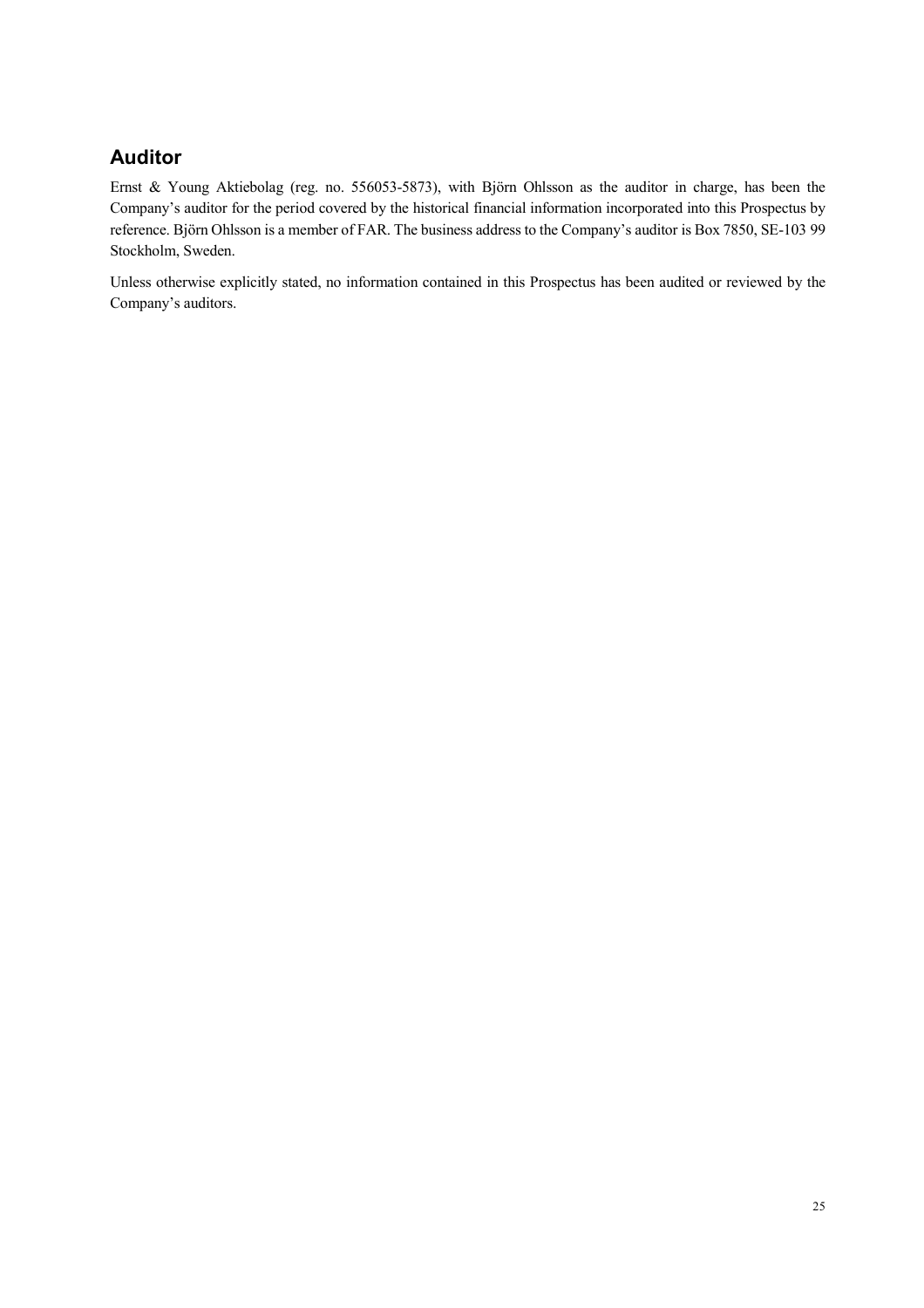## Auditor

Ernst & Young Aktiebolag (reg. no. 556053-5873), with Björn Ohlsson as the auditor in charge, has been the Company's auditor for the period covered by the historical financial information incorporated into this Prospectus by reference. Björn Ohlsson is a member of FAR. The business address to the Company's auditor is Box 7850, SE-103 99 Stockholm, Sweden.

Unless otherwise explicitly stated, no information contained in this Prospectus has been audited or reviewed by the Company's auditors.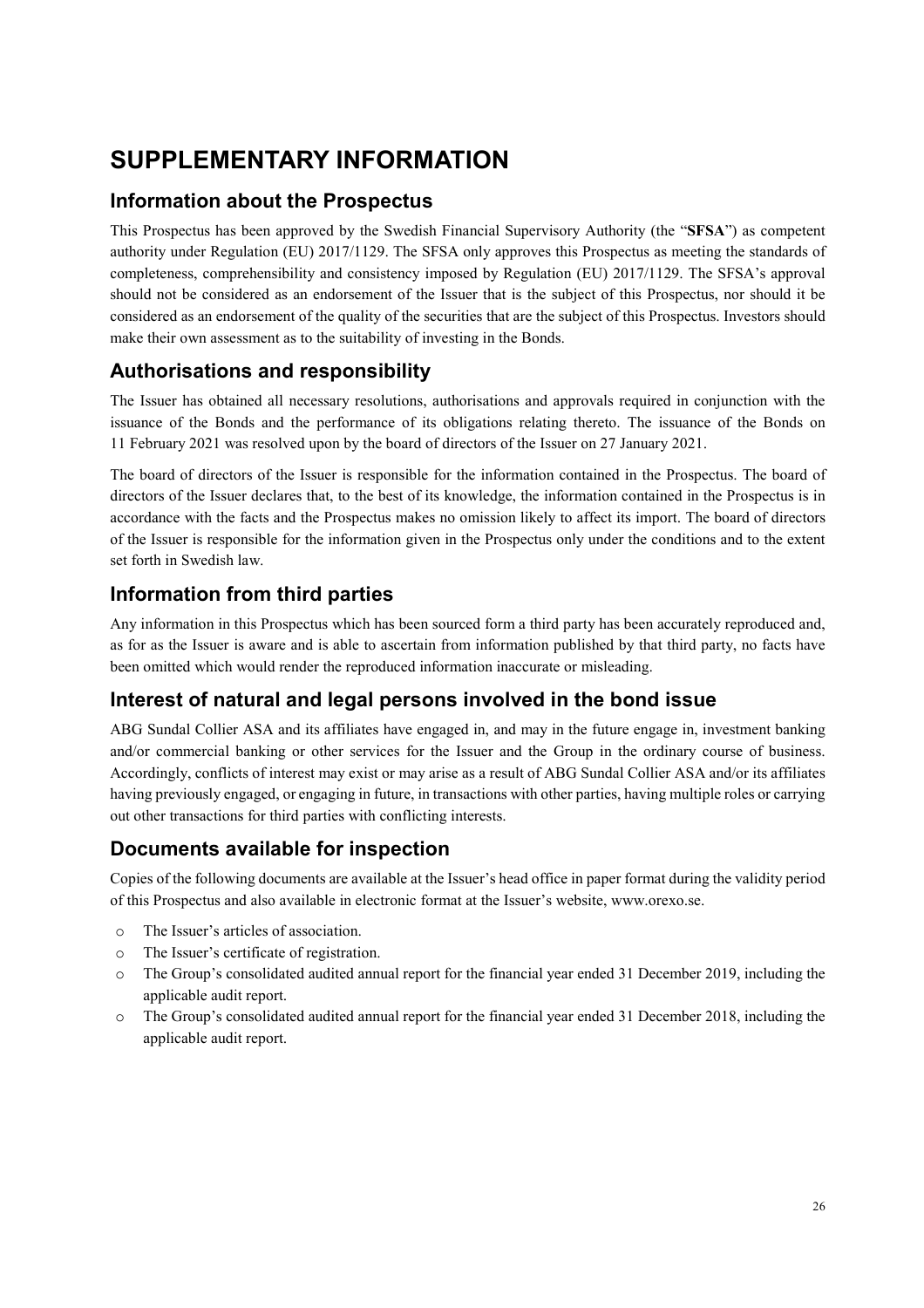# SUPPLEMENTARY INFORMATION

## Information about the Prospectus

This Prospectus has been approved by the Swedish Financial Supervisory Authority (the "**SFSA**") as competent authority under Regulation (EU) 2017/1129. The SFSA only approves this Prospectus as meeting the standards of completeness, comprehensibility and consistency imposed by Regulation (EU) 2017/1129. The SFSA's approval should not be considered as an endorsement of the Issuer that is the subject of this Prospectus, nor should it be considered as an endorsement of the quality of the securities that are the subject of this Prospectus. Investors should make their own assessment as to the suitability of investing in the Bonds.

## Authorisations and responsibility

The Issuer has obtained all necessary resolutions, authorisations and approvals required in conjunction with the issuance of the Bonds and the performance of its obligations relating thereto. The issuance of the Bonds on 11 February 2021 was resolved upon by the board of directors of the Issuer on 27 January 2021.

The board of directors of the Issuer is responsible for the information contained in the Prospectus. The board of directors of the Issuer declares that, to the best of its knowledge, the information contained in the Prospectus is in accordance with the facts and the Prospectus makes no omission likely to affect its import. The board of directors of the Issuer is responsible for the information given in the Prospectus only under the conditions and to the extent set forth in Swedish law.

## Information from third parties

Any information in this Prospectus which has been sourced form a third party has been accurately reproduced and, as for as the Issuer is aware and is able to ascertain from information published by that third party, no facts have been omitted which would render the reproduced information inaccurate or misleading.

## Interest of natural and legal persons involved in the bond issue

ABG Sundal Collier ASA and its affiliates have engaged in, and may in the future engage in, investment banking and/or commercial banking or other services for the Issuer and the Group in the ordinary course of business. Accordingly, conflicts of interest may exist or may arise as a result of ABG Sundal Collier ASA and/or its affiliates having previously engaged, or engaging in future, in transactions with other parties, having multiple roles or carrying out other transactions for third parties with conflicting interests.

## Documents available for inspection

Copies of the following documents are available at the Issuer's head office in paper format during the validity period of this Prospectus and also available in electronic format at the Issuer's website, www.orexo.se.

- The Issuer's articles of association.
- The Issuer's certificate of registration.
- The Group's consolidated audited annual report for the financial year ended 31 December 2019, including the applicable audit report.
- The Group's consolidated audited annual report for the financial year ended 31 December 2018, including the applicable audit report.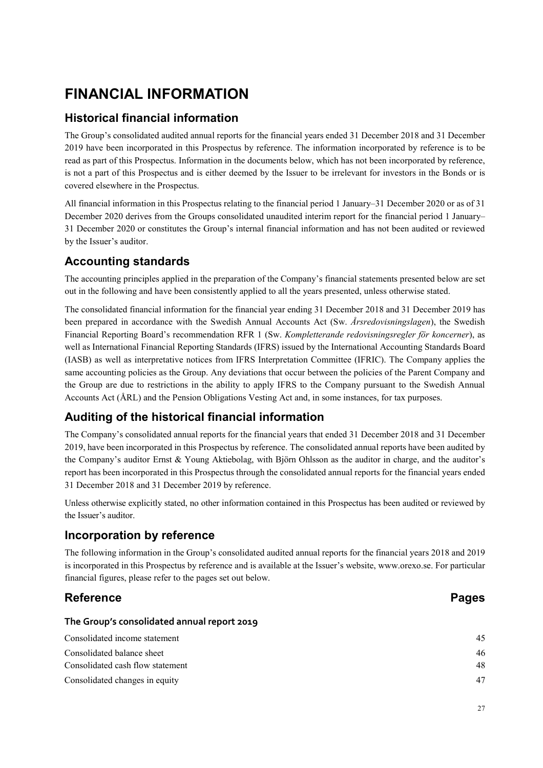# FINANCIAL INFORMATION

## Historical financial information

The Group's consolidated audited annual reports for the financial years ended 31 December 2018 and 31 December 2019 have been incorporated in this Prospectus by reference. The information incorporated by reference is to be read as part of this Prospectus. Information in the documents below, which has not been incorporated by reference, is not a part of this Prospectus and is either deemed by the Issuer to be irrelevant for investors in the Bonds or is covered elsewhere in the Prospectus.

All financial information in this Prospectus relating to the financial period 1 January–31 December 2020 or as of 31 December 2020 derives from the Groups consolidated unaudited interim report for the financial period 1 January–31 December 2020 or constitutes the Group's internal financial information and has not been audited or reviewed by the Issuer's auditor.

## Accounting standards

The accounting principles applied in the preparation of the Company's financial statements presented below are set out in the following and have been consistently applied to all the years presented, unless otherwise stated.

The consolidated financial information for the financial year ending 31 December 2018 and 31 December 2019 has been prepared in accordance with the Swedish Annual Accounts Act (Sw. *Årsredovisningslagen*), the Swedish Financial Reporting Board's recommendation RFR 1 (Sw. *Kompletterande redovisningsregler för koncerner*), as well as International Financial Reporting Standards (IFRS) issued by the International Accounting Standards Board (IASB) as well as interpretative notices from IFRS Interpretation Committee (IFRIC). The Company applies the same accounting policies as the Group. Any deviations that occur between the policies of the Parent Company and the Group are due to restrictions in the ability to apply IFRS to the Company pursuant to the Swedish Annual Accounts Act (ÅRL) and the Pension Obligations Vesting Act and, in some instances, for tax purposes.

## Auditing of the historical financial information

The Company's consolidated annual reports for the financial years that ended 31 December 2018 and 31 December 2019, have been incorporated in this Prospectus by reference. The consolidated annual reports have been audited by the Company's auditor Ernst & Young Aktiebolag, with Björn Ohlsson as the auditor in charge, and the auditor's report has been incorporated in this Prospectus through the consolidated annual reports for the financial years ended 31 December 2018 and 31 December 2019 by reference.

Unless otherwise explicitly stated, no other information contained in this Prospectus has been audited or reviewed by the Issuer's auditor.

## Incorporation by reference

The following information in the Group's consolidated audited annual reports for the financial years 2018 and 2019 is incorporated in this Prospectus by reference and is available at the Issuer's website, www.orexo.se. For particular financial figures, please refer to the pages set out below.

| **Reference** | **Pages** |
|---|---|
| **The Group's consolidated annual report 2019** | |
| Consolidated income statement | 45 |
| Consolidated balance sheet | 46 |
| Consolidated cash flow statement | 48 |
| Consolidated changes in equity | 47 |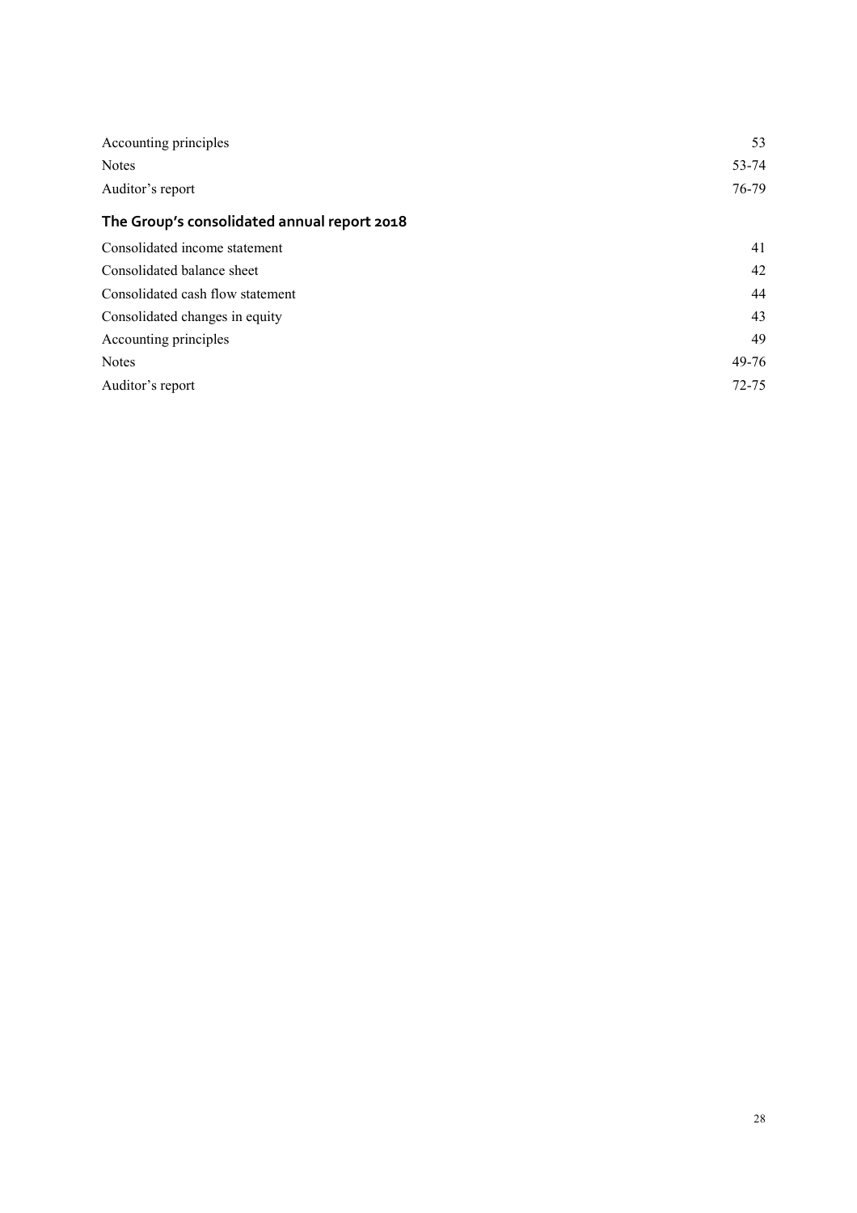| | |
|---|---|
| Accounting principles | 53 |
| Notes | 53-74 |
| Auditor's report | 76-79 |

## The Group's consolidated annual report 2018

| | |
|---|---|
| Consolidated income statement | 41 |
| Consolidated balance sheet | 42 |
| Consolidated cash flow statement | 44 |
| Consolidated changes in equity | 43 |
| Accounting principles | 49 |
| Notes | 49-76 |
| Auditor's report | 72-75 |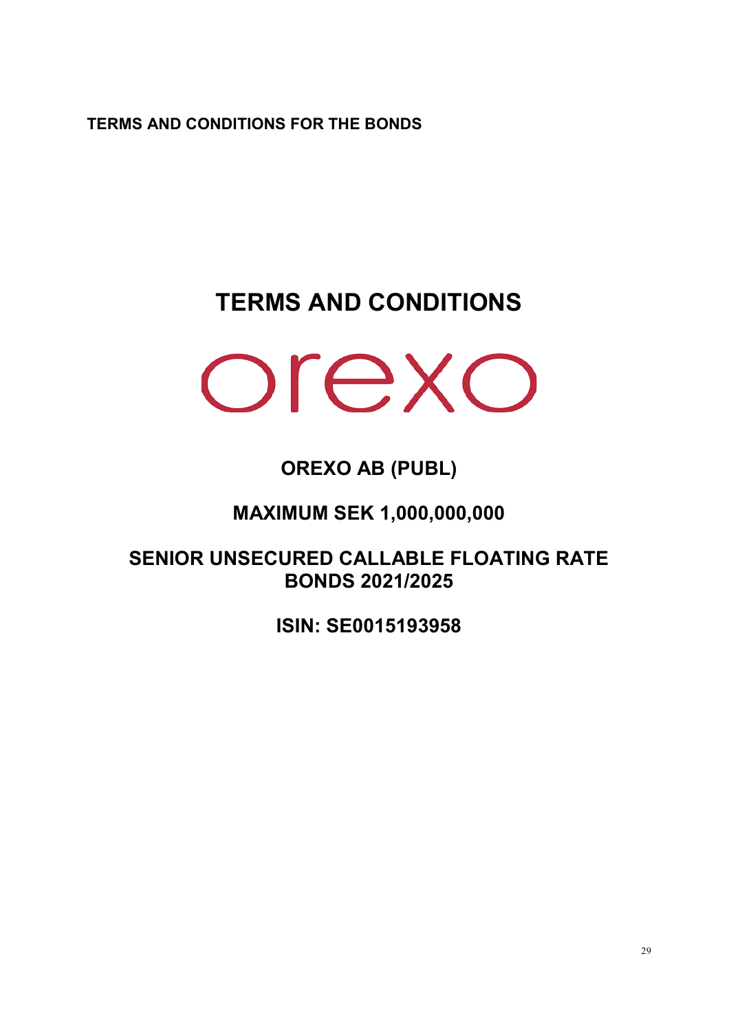**TERMS AND CONDITIONS FOR THE BONDS**

# TERMS AND CONDITIONS

orexo

## OREXO AB (PUBL)

## MAXIMUM SEK 1,000,000,000

## SENIOR UNSECURED CALLABLE FLOATING RATE BONDS 2021/2025

## ISIN: SE0015193958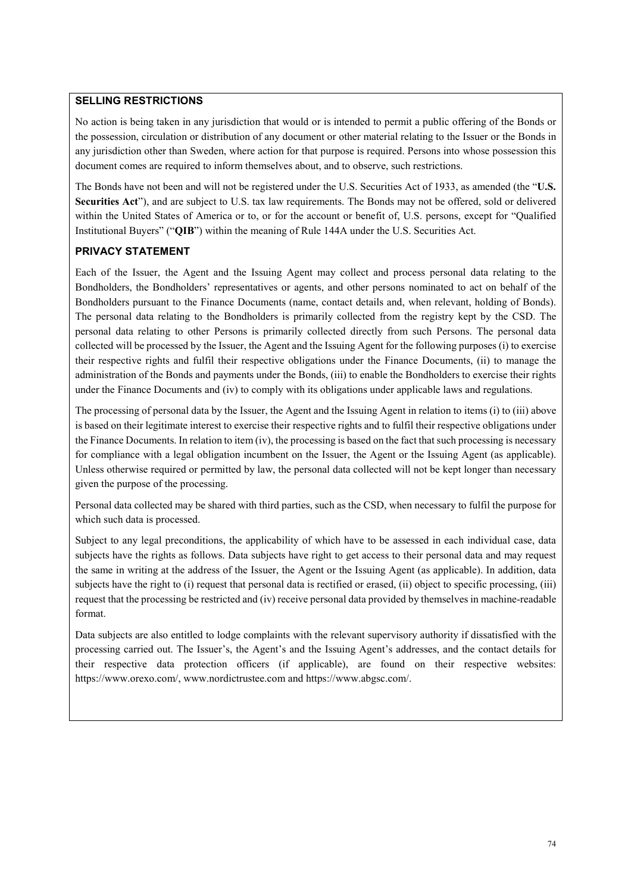## SELLING RESTRICTIONS

No action is being taken in any jurisdiction that would or is intended to permit a public offering of the Bonds or the possession, circulation or distribution of any document or other material relating to the Issuer or the Bonds in any jurisdiction other than Sweden, where action for that purpose is required. Persons into whose possession this document comes are required to inform themselves about, and to observe, such restrictions.

The Bonds have not been and will not be registered under the U.S. Securities Act of 1933, as amended (the "**U.S. Securities Act**"), and are subject to U.S. tax law requirements. The Bonds may not be offered, sold or delivered within the United States of America or to, or for the account or benefit of, U.S. persons, except for "Qualified Institutional Buyers" ("**QIB**") within the meaning of Rule 144A under the U.S. Securities Act.

## PRIVACY STATEMENT

Each of the Issuer, the Agent and the Issuing Agent may collect and process personal data relating to the Bondholders, the Bondholders' representatives or agents, and other persons nominated to act on behalf of the Bondholders pursuant to the Finance Documents (name, contact details and, when relevant, holding of Bonds). The personal data relating to the Bondholders is primarily collected from the registry kept by the CSD. The personal data relating to other Persons is primarily collected directly from such Persons. The personal data collected will be processed by the Issuer, the Agent and the Issuing Agent for the following purposes (i) to exercise their respective rights and fulfil their respective obligations under the Finance Documents, (ii) to manage the administration of the Bonds and payments under the Bonds, (iii) to enable the Bondholders to exercise their rights under the Finance Documents and (iv) to comply with its obligations under applicable laws and regulations.

The processing of personal data by the Issuer, the Agent and the Issuing Agent in relation to items (i) to (iii) above is based on their legitimate interest to exercise their respective rights and to fulfil their respective obligations under the Finance Documents. In relation to item (iv), the processing is based on the fact that such processing is necessary for compliance with a legal obligation incumbent on the Issuer, the Agent or the Issuing Agent (as applicable). Unless otherwise required or permitted by law, the personal data collected will not be kept longer than necessary given the purpose of the processing.

Personal data collected may be shared with third parties, such as the CSD, when necessary to fulfil the purpose for which such data is processed.

Subject to any legal preconditions, the applicability of which have to be assessed in each individual case, data subjects have the rights as follows. Data subjects have right to get access to their personal data and may request the same in writing at the address of the Issuer, the Agent or the Issuing Agent (as applicable). In addition, data subjects have the right to (i) request that personal data is rectified or erased, (ii) object to specific processing, (iii) request that the processing be restricted and (iv) receive personal data provided by themselves in machine-readable format.

Data subjects are also entitled to lodge complaints with the relevant supervisory authority if dissatisfied with the processing carried out. The Issuer's, the Agent's and the Issuing Agent's addresses, and the contact details for their respective data protection officers (if applicable), are found on their respective websites: https://www.orexo.com/, www.nordictrustee.com and https://www.abgsc.com/.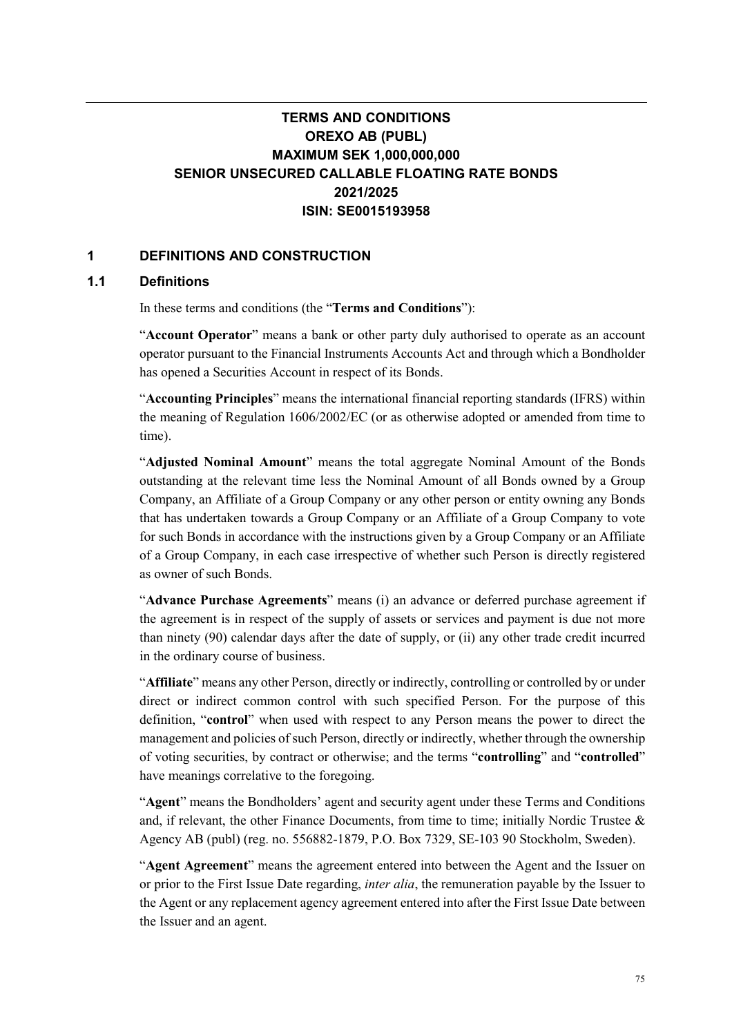# TERMS AND CONDITIONS
# OREXO AB (PUBL)
# MAXIMUM SEK 1,000,000,000
# SENIOR UNSECURED CALLABLE FLOATING RATE BONDS
# 2021/2025
# ISIN: SE0015193958

## 1 DEFINITIONS AND CONSTRUCTION

### 1.1 Definitions

In these terms and conditions (the "**Terms and Conditions**"):

"**Account Operator**" means a bank or other party duly authorised to operate as an account operator pursuant to the Financial Instruments Accounts Act and through which a Bondholder has opened a Securities Account in respect of its Bonds.

"**Accounting Principles**" means the international financial reporting standards (IFRS) within the meaning of Regulation 1606/2002/EC (or as otherwise adopted or amended from time to time).

"**Adjusted Nominal Amount**" means the total aggregate Nominal Amount of the Bonds outstanding at the relevant time less the Nominal Amount of all Bonds owned by a Group Company, an Affiliate of a Group Company or any other person or entity owning any Bonds that has undertaken towards a Group Company or an Affiliate of a Group Company to vote for such Bonds in accordance with the instructions given by a Group Company or an Affiliate of a Group Company, in each case irrespective of whether such Person is directly registered as owner of such Bonds.

"**Advance Purchase Agreements**" means (i) an advance or deferred purchase agreement if the agreement is in respect of the supply of assets or services and payment is due not more than ninety (90) calendar days after the date of supply, or (ii) any other trade credit incurred in the ordinary course of business.

"**Affiliate**" means any other Person, directly or indirectly, controlling or controlled by or under direct or indirect common control with such specified Person. For the purpose of this definition, "**control**" when used with respect to any Person means the power to direct the management and policies of such Person, directly or indirectly, whether through the ownership of voting securities, by contract or otherwise; and the terms "**controlling**" and "**controlled**" have meanings correlative to the foregoing.

"**Agent**" means the Bondholders' agent and security agent under these Terms and Conditions and, if relevant, the other Finance Documents, from time to time; initially Nordic Trustee & Agency AB (publ) (reg. no. 556882-1879, P.O. Box 7329, SE-103 90 Stockholm, Sweden).

"**Agent Agreement**" means the agreement entered into between the Agent and the Issuer on or prior to the First Issue Date regarding, *inter alia*, the remuneration payable by the Issuer to the Agent or any replacement agency agreement entered into after the First Issue Date between the Issuer and an agent.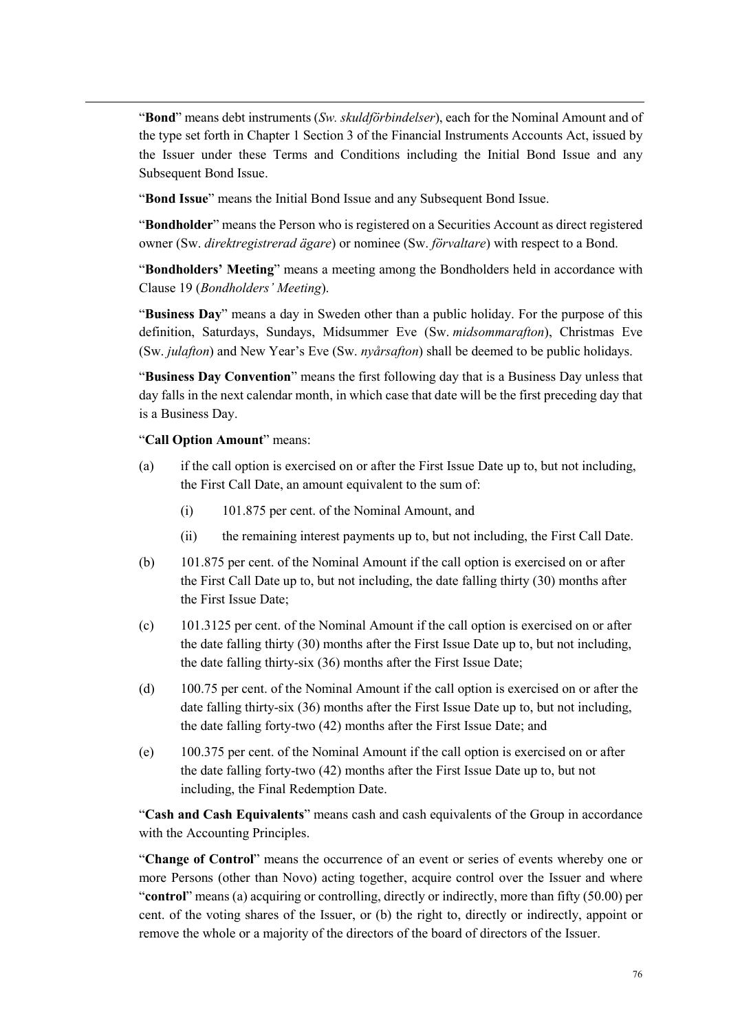"**Bond**" means debt instruments (*Sw. skuldförbindelser*), each for the Nominal Amount and of the type set forth in Chapter 1 Section 3 of the Financial Instruments Accounts Act, issued by the Issuer under these Terms and Conditions including the Initial Bond Issue and any Subsequent Bond Issue.

"**Bond Issue**" means the Initial Bond Issue and any Subsequent Bond Issue.

"**Bondholder**" means the Person who is registered on a Securities Account as direct registered owner (Sw. *direktregistrerad ägare*) or nominee (Sw. *förvaltare*) with respect to a Bond.

"**Bondholders' Meeting**" means a meeting among the Bondholders held in accordance with Clause 19 (*Bondholders' Meeting*).

"**Business Day**" means a day in Sweden other than a public holiday. For the purpose of this definition, Saturdays, Sundays, Midsummer Eve (Sw. *midsommarafton*), Christmas Eve (Sw. *julafton*) and New Year's Eve (Sw. *nyårsafton*) shall be deemed to be public holidays.

"**Business Day Convention**" means the first following day that is a Business Day unless that day falls in the next calendar month, in which case that date will be the first preceding day that is a Business Day.

"**Call Option Amount**" means:

(a) if the call option is exercised on or after the First Issue Date up to, but not including, the First Call Date, an amount equivalent to the sum of:

   (i) 101.875 per cent. of the Nominal Amount, and

   (ii) the remaining interest payments up to, but not including, the First Call Date.

(b) 101.875 per cent. of the Nominal Amount if the call option is exercised on or after the First Call Date up to, but not including, the date falling thirty (30) months after the First Issue Date;

(c) 101.3125 per cent. of the Nominal Amount if the call option is exercised on or after the date falling thirty (30) months after the First Issue Date up to, but not including, the date falling thirty-six (36) months after the First Issue Date;

(d) 100.75 per cent. of the Nominal Amount if the call option is exercised on or after the date falling thirty-six (36) months after the First Issue Date up to, but not including, the date falling forty-two (42) months after the First Issue Date; and

(e) 100.375 per cent. of the Nominal Amount if the call option is exercised on or after the date falling forty-two (42) months after the First Issue Date up to, but not including, the Final Redemption Date.

"**Cash and Cash Equivalents**" means cash and cash equivalents of the Group in accordance with the Accounting Principles.

"**Change of Control**" means the occurrence of an event or series of events whereby one or more Persons (other than Novo) acting together, acquire control over the Issuer and where "**control**" means (a) acquiring or controlling, directly or indirectly, more than fifty (50.00) per cent. of the voting shares of the Issuer, or (b) the right to, directly or indirectly, appoint or remove the whole or a majority of the directors of the board of directors of the Issuer.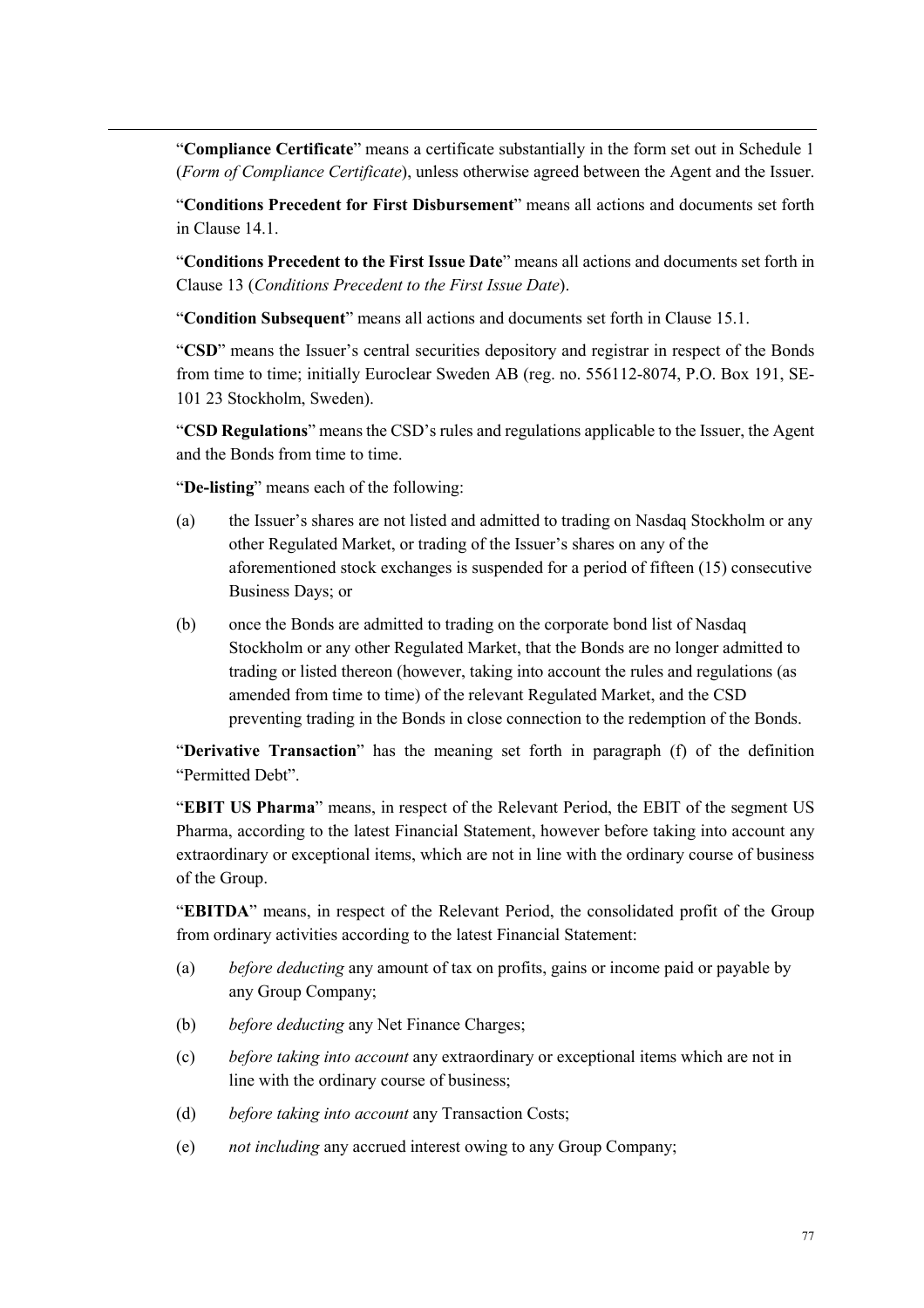"**Compliance Certificate**" means a certificate substantially in the form set out in Schedule 1 (*Form of Compliance Certificate*), unless otherwise agreed between the Agent and the Issuer.

"**Conditions Precedent for First Disbursement**" means all actions and documents set forth in Clause 14.1.

"**Conditions Precedent to the First Issue Date**" means all actions and documents set forth in Clause 13 (*Conditions Precedent to the First Issue Date*).

"**Condition Subsequent**" means all actions and documents set forth in Clause 15.1.

"**CSD**" means the Issuer's central securities depository and registrar in respect of the Bonds from time to time; initially Euroclear Sweden AB (reg. no. 556112-8074, P.O. Box 191, SE-101 23 Stockholm, Sweden).

"**CSD Regulations**" means the CSD's rules and regulations applicable to the Issuer, the Agent and the Bonds from time to time.

"**De-listing**" means each of the following:

(a) the Issuer's shares are not listed and admitted to trading on Nasdaq Stockholm or any other Regulated Market, or trading of the Issuer's shares on any of the aforementioned stock exchanges is suspended for a period of fifteen (15) consecutive Business Days; or

(b) once the Bonds are admitted to trading on the corporate bond list of Nasdaq Stockholm or any other Regulated Market, that the Bonds are no longer admitted to trading or listed thereon (however, taking into account the rules and regulations (as amended from time to time) of the relevant Regulated Market, and the CSD preventing trading in the Bonds in close connection to the redemption of the Bonds.

"**Derivative Transaction**" has the meaning set forth in paragraph (f) of the definition "Permitted Debt".

"**EBIT US Pharma**" means, in respect of the Relevant Period, the EBIT of the segment US Pharma, according to the latest Financial Statement, however before taking into account any extraordinary or exceptional items, which are not in line with the ordinary course of business of the Group.

"**EBITDA**" means, in respect of the Relevant Period, the consolidated profit of the Group from ordinary activities according to the latest Financial Statement:

(a) *before deducting* any amount of tax on profits, gains or income paid or payable by any Group Company;

(b) *before deducting* any Net Finance Charges;

(c) *before taking into account* any extraordinary or exceptional items which are not in line with the ordinary course of business;

(d) *before taking into account* any Transaction Costs;

(e) *not including* any accrued interest owing to any Group Company;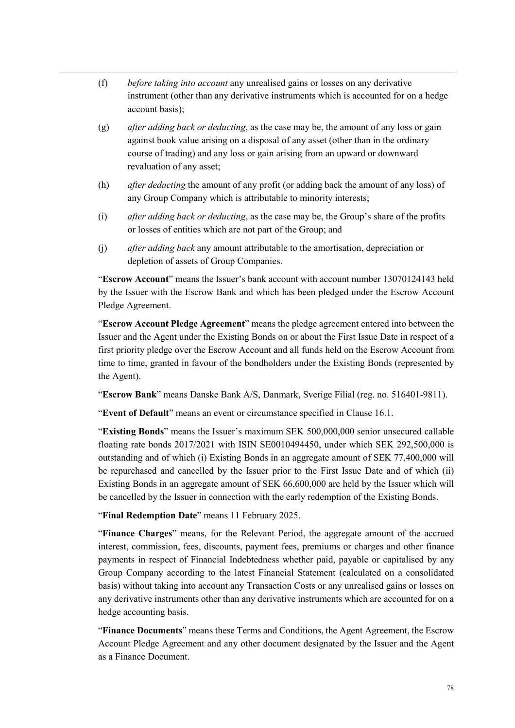(f) *before taking into account* any unrealised gains or losses on any derivative instrument (other than any derivative instruments which is accounted for on a hedge account basis);

(g) *after adding back or deducting*, as the case may be, the amount of any loss or gain against book value arising on a disposal of any asset (other than in the ordinary course of trading) and any loss or gain arising from an upward or downward revaluation of any asset;

(h) *after deducting* the amount of any profit (or adding back the amount of any loss) of any Group Company which is attributable to minority interests;

(i) *after adding back or deducting*, as the case may be, the Group's share of the profits or losses of entities which are not part of the Group; and

(j) *after adding back* any amount attributable to the amortisation, depreciation or depletion of assets of Group Companies.

"**Escrow Account**" means the Issuer's bank account with account number 13070124143 held by the Issuer with the Escrow Bank and which has been pledged under the Escrow Account Pledge Agreement.

"**Escrow Account Pledge Agreement**" means the pledge agreement entered into between the Issuer and the Agent under the Existing Bonds on or about the First Issue Date in respect of a first priority pledge over the Escrow Account and all funds held on the Escrow Account from time to time, granted in favour of the bondholders under the Existing Bonds (represented by the Agent).

"**Escrow Bank**" means Danske Bank A/S, Danmark, Sverige Filial (reg. no. 516401-9811).

"**Event of Default**" means an event or circumstance specified in Clause 16.1.

"**Existing Bonds**" means the Issuer's maximum SEK 500,000,000 senior unsecured callable floating rate bonds 2017/2021 with ISIN SE0010494450, under which SEK 292,500,000 is outstanding and of which (i) Existing Bonds in an aggregate amount of SEK 77,400,000 will be repurchased and cancelled by the Issuer prior to the First Issue Date and of which (ii) Existing Bonds in an aggregate amount of SEK 66,600,000 are held by the Issuer which will be cancelled by the Issuer in connection with the early redemption of the Existing Bonds.

"**Final Redemption Date**" means 11 February 2025.

"**Finance Charges**" means, for the Relevant Period, the aggregate amount of the accrued interest, commission, fees, discounts, payment fees, premiums or charges and other finance payments in respect of Financial Indebtedness whether paid, payable or capitalised by any Group Company according to the latest Financial Statement (calculated on a consolidated basis) without taking into account any Transaction Costs or any unrealised gains or losses on any derivative instruments other than any derivative instruments which are accounted for on a hedge accounting basis.

"**Finance Documents**" means these Terms and Conditions, the Agent Agreement, the Escrow Account Pledge Agreement and any other document designated by the Issuer and the Agent as a Finance Document.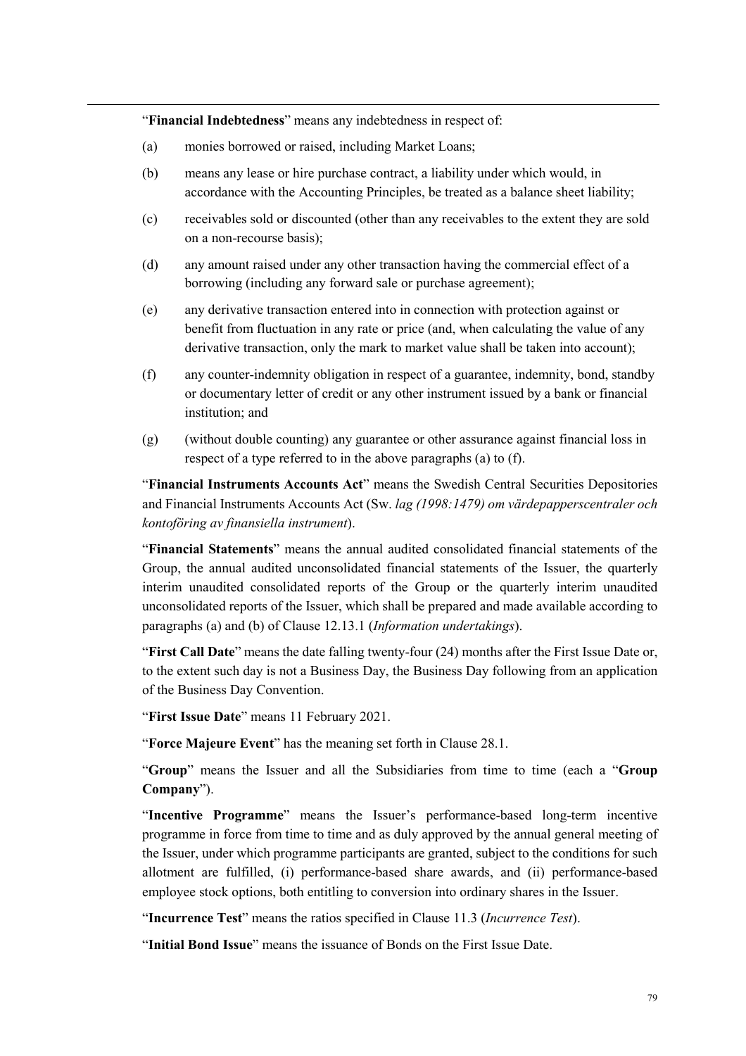"**Financial Indebtedness**" means any indebtedness in respect of:

(a) monies borrowed or raised, including Market Loans;

(b) means any lease or hire purchase contract, a liability under which would, in accordance with the Accounting Principles, be treated as a balance sheet liability;

(c) receivables sold or discounted (other than any receivables to the extent they are sold on a non-recourse basis);

(d) any amount raised under any other transaction having the commercial effect of a borrowing (including any forward sale or purchase agreement);

(e) any derivative transaction entered into in connection with protection against or benefit from fluctuation in any rate or price (and, when calculating the value of any derivative transaction, only the mark to market value shall be taken into account);

(f) any counter-indemnity obligation in respect of a guarantee, indemnity, bond, standby or documentary letter of credit or any other instrument issued by a bank or financial institution; and

(g) (without double counting) any guarantee or other assurance against financial loss in respect of a type referred to in the above paragraphs (a) to (f).

"**Financial Instruments Accounts Act**" means the Swedish Central Securities Depositories and Financial Instruments Accounts Act (Sw. *lag (1998:1479) om värdepapperscentraler och kontoföring av finansiella instrument*).

"**Financial Statements**" means the annual audited consolidated financial statements of the Group, the annual audited unconsolidated financial statements of the Issuer, the quarterly interim unaudited consolidated reports of the Group or the quarterly interim unaudited unconsolidated reports of the Issuer, which shall be prepared and made available according to paragraphs (a) and (b) of Clause 12.13.1 (*Information undertakings*).

"**First Call Date**" means the date falling twenty-four (24) months after the First Issue Date or, to the extent such day is not a Business Day, the Business Day following from an application of the Business Day Convention.

"**First Issue Date**" means 11 February 2021.

"**Force Majeure Event**" has the meaning set forth in Clause 28.1.

"**Group**" means the Issuer and all the Subsidiaries from time to time (each a "**Group Company**").

"**Incentive Programme**" means the Issuer's performance-based long-term incentive programme in force from time to time and as duly approved by the annual general meeting of the Issuer, under which programme participants are granted, subject to the conditions for such allotment are fulfilled, (i) performance-based share awards, and (ii) performance-based employee stock options, both entitling to conversion into ordinary shares in the Issuer.

"**Incurrence Test**" means the ratios specified in Clause 11.3 (*Incurrence Test*).

"**Initial Bond Issue**" means the issuance of Bonds on the First Issue Date.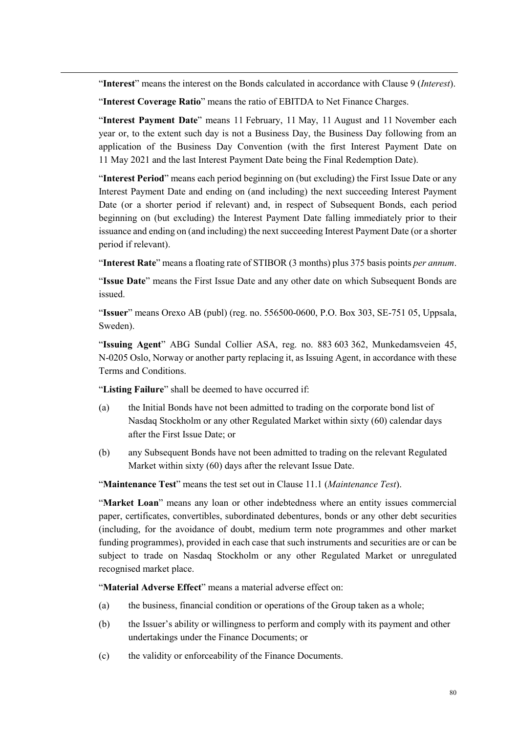"**Interest**" means the interest on the Bonds calculated in accordance with Clause 9 (*Interest*).

"**Interest Coverage Ratio**" means the ratio of EBITDA to Net Finance Charges.

"**Interest Payment Date**" means 11 February, 11 May, 11 August and 11 November each year or, to the extent such day is not a Business Day, the Business Day following from an application of the Business Day Convention (with the first Interest Payment Date on 11 May 2021 and the last Interest Payment Date being the Final Redemption Date).

"**Interest Period**" means each period beginning on (but excluding) the First Issue Date or any Interest Payment Date and ending on (and including) the next succeeding Interest Payment Date (or a shorter period if relevant) and, in respect of Subsequent Bonds, each period beginning on (but excluding) the Interest Payment Date falling immediately prior to their issuance and ending on (and including) the next succeeding Interest Payment Date (or a shorter period if relevant).

"**Interest Rate**" means a floating rate of STIBOR (3 months) plus 375 basis points *per annum*.

"**Issue Date**" means the First Issue Date and any other date on which Subsequent Bonds are issued.

"**Issuer**" means Orexo AB (publ) (reg. no. 556500-0600, P.O. Box 303, SE-751 05, Uppsala, Sweden).

"**Issuing Agent**" ABG Sundal Collier ASA, reg. no. 883 603 362, Munkedamsveien 45, N-0205 Oslo, Norway or another party replacing it, as Issuing Agent, in accordance with these Terms and Conditions.

"**Listing Failure**" shall be deemed to have occurred if:

(a) the Initial Bonds have not been admitted to trading on the corporate bond list of Nasdaq Stockholm or any other Regulated Market within sixty (60) calendar days after the First Issue Date; or

(b) any Subsequent Bonds have not been admitted to trading on the relevant Regulated Market within sixty (60) days after the relevant Issue Date.

"**Maintenance Test**" means the test set out in Clause 11.1 (*Maintenance Test*).

"**Market Loan**" means any loan or other indebtedness where an entity issues commercial paper, certificates, convertibles, subordinated debentures, bonds or any other debt securities (including, for the avoidance of doubt, medium term note programmes and other market funding programmes), provided in each case that such instruments and securities are or can be subject to trade on Nasdaq Stockholm or any other Regulated Market or unregulated recognised market place.

"**Material Adverse Effect**" means a material adverse effect on:

(a) the business, financial condition or operations of the Group taken as a whole;

(b) the Issuer's ability or willingness to perform and comply with its payment and other undertakings under the Finance Documents; or

(c) the validity or enforceability of the Finance Documents.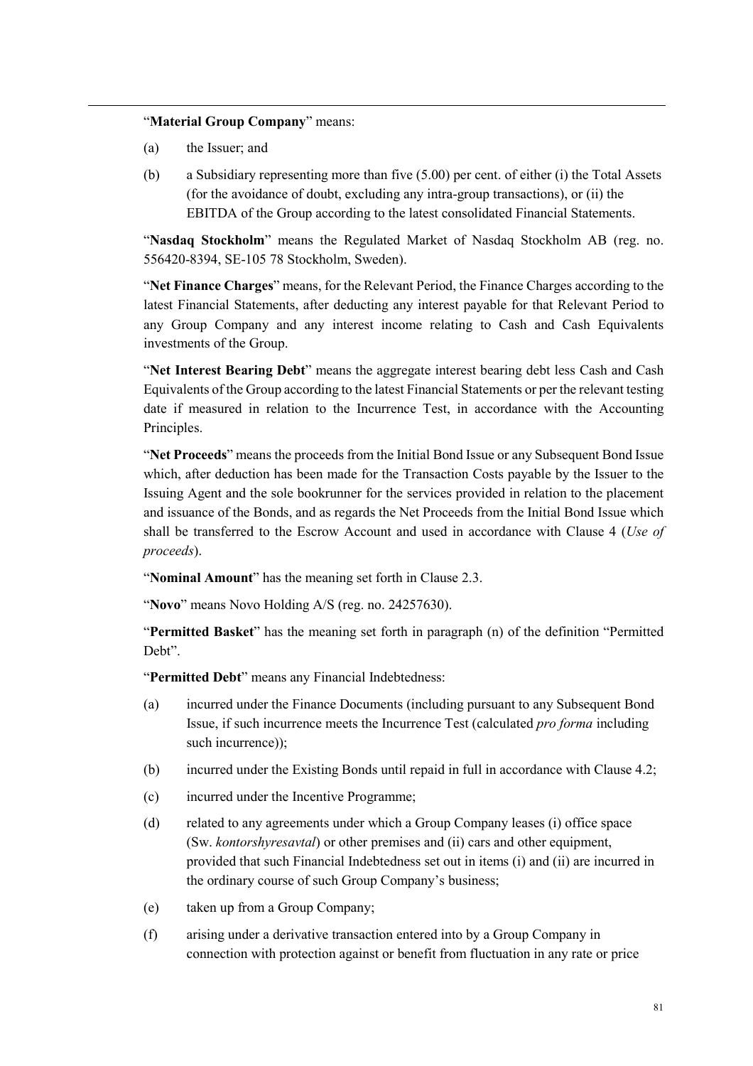"**Material Group Company**" means:

(a) the Issuer; and

(b) a Subsidiary representing more than five (5.00) per cent. of either (i) the Total Assets (for the avoidance of doubt, excluding any intra-group transactions), or (ii) the EBITDA of the Group according to the latest consolidated Financial Statements.

"**Nasdaq Stockholm**" means the Regulated Market of Nasdaq Stockholm AB (reg. no. 556420-8394, SE-105 78 Stockholm, Sweden).

"**Net Finance Charges**" means, for the Relevant Period, the Finance Charges according to the latest Financial Statements, after deducting any interest payable for that Relevant Period to any Group Company and any interest income relating to Cash and Cash Equivalents investments of the Group.

"**Net Interest Bearing Debt**" means the aggregate interest bearing debt less Cash and Cash Equivalents of the Group according to the latest Financial Statements or per the relevant testing date if measured in relation to the Incurrence Test, in accordance with the Accounting Principles.

"**Net Proceeds**" means the proceeds from the Initial Bond Issue or any Subsequent Bond Issue which, after deduction has been made for the Transaction Costs payable by the Issuer to the Issuing Agent and the sole bookrunner for the services provided in relation to the placement and issuance of the Bonds, and as regards the Net Proceeds from the Initial Bond Issue which shall be transferred to the Escrow Account and used in accordance with Clause 4 (*Use of proceeds*).

"**Nominal Amount**" has the meaning set forth in Clause 2.3.

"**Novo**" means Novo Holding A/S (reg. no. 24257630).

"**Permitted Basket**" has the meaning set forth in paragraph (n) of the definition "Permitted Debt".

"**Permitted Debt**" means any Financial Indebtedness:

(a) incurred under the Finance Documents (including pursuant to any Subsequent Bond Issue, if such incurrence meets the Incurrence Test (calculated *pro forma* including such incurrence));

(b) incurred under the Existing Bonds until repaid in full in accordance with Clause 4.2;

(c) incurred under the Incentive Programme;

(d) related to any agreements under which a Group Company leases (i) office space (Sw. *kontorshyresavtal*) or other premises and (ii) cars and other equipment, provided that such Financial Indebtedness set out in items (i) and (ii) are incurred in the ordinary course of such Group Company's business;

(e) taken up from a Group Company;

(f) arising under a derivative transaction entered into by a Group Company in connection with protection against or benefit from fluctuation in any rate or price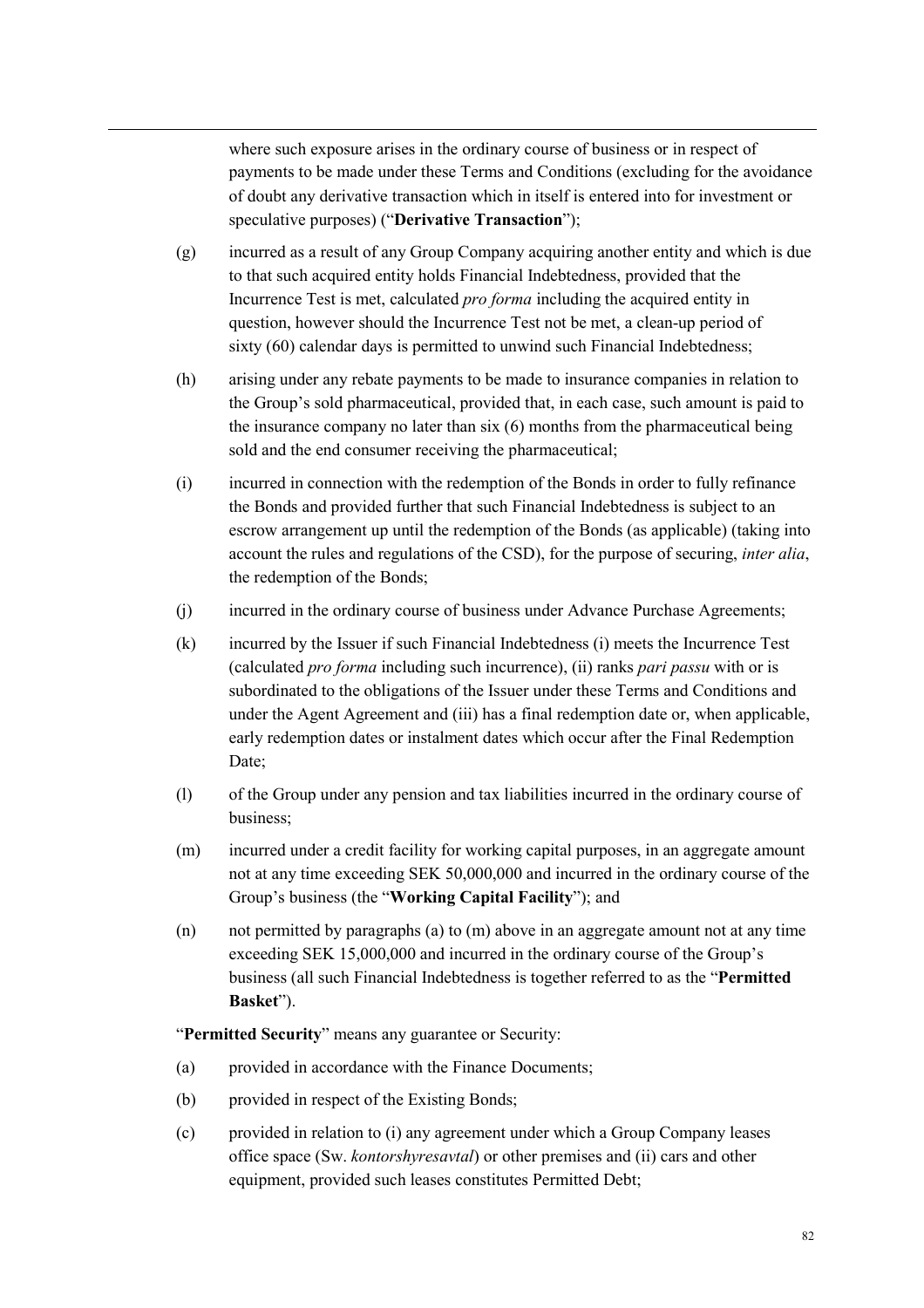where such exposure arises in the ordinary course of business or in respect of payments to be made under these Terms and Conditions (excluding for the avoidance of doubt any derivative transaction which in itself is entered into for investment or speculative purposes) ("**Derivative Transaction**");

(g) incurred as a result of any Group Company acquiring another entity and which is due to that such acquired entity holds Financial Indebtedness, provided that the Incurrence Test is met, calculated *pro forma* including the acquired entity in question, however should the Incurrence Test not be met, a clean-up period of sixty (60) calendar days is permitted to unwind such Financial Indebtedness;

(h) arising under any rebate payments to be made to insurance companies in relation to the Group's sold pharmaceutical, provided that, in each case, such amount is paid to the insurance company no later than six (6) months from the pharmaceutical being sold and the end consumer receiving the pharmaceutical;

(i) incurred in connection with the redemption of the Bonds in order to fully refinance the Bonds and provided further that such Financial Indebtedness is subject to an escrow arrangement up until the redemption of the Bonds (as applicable) (taking into account the rules and regulations of the CSD), for the purpose of securing, *inter alia*, the redemption of the Bonds;

(j) incurred in the ordinary course of business under Advance Purchase Agreements;

(k) incurred by the Issuer if such Financial Indebtedness (i) meets the Incurrence Test (calculated *pro forma* including such incurrence), (ii) ranks *pari passu* with or is subordinated to the obligations of the Issuer under these Terms and Conditions and under the Agent Agreement and (iii) has a final redemption date or, when applicable, early redemption dates or instalment dates which occur after the Final Redemption Date;

(l) of the Group under any pension and tax liabilities incurred in the ordinary course of business;

(m) incurred under a credit facility for working capital purposes, in an aggregate amount not at any time exceeding SEK 50,000,000 and incurred in the ordinary course of the Group's business (the "**Working Capital Facility**"); and

(n) not permitted by paragraphs (a) to (m) above in an aggregate amount not at any time exceeding SEK 15,000,000 and incurred in the ordinary course of the Group's business (all such Financial Indebtedness is together referred to as the "**Permitted Basket**").

"**Permitted Security**" means any guarantee or Security:

(a) provided in accordance with the Finance Documents;

(b) provided in respect of the Existing Bonds;

(c) provided in relation to (i) any agreement under which a Group Company leases office space (Sw. *kontorshyresavtal*) or other premises and (ii) cars and other equipment, provided such leases constitutes Permitted Debt;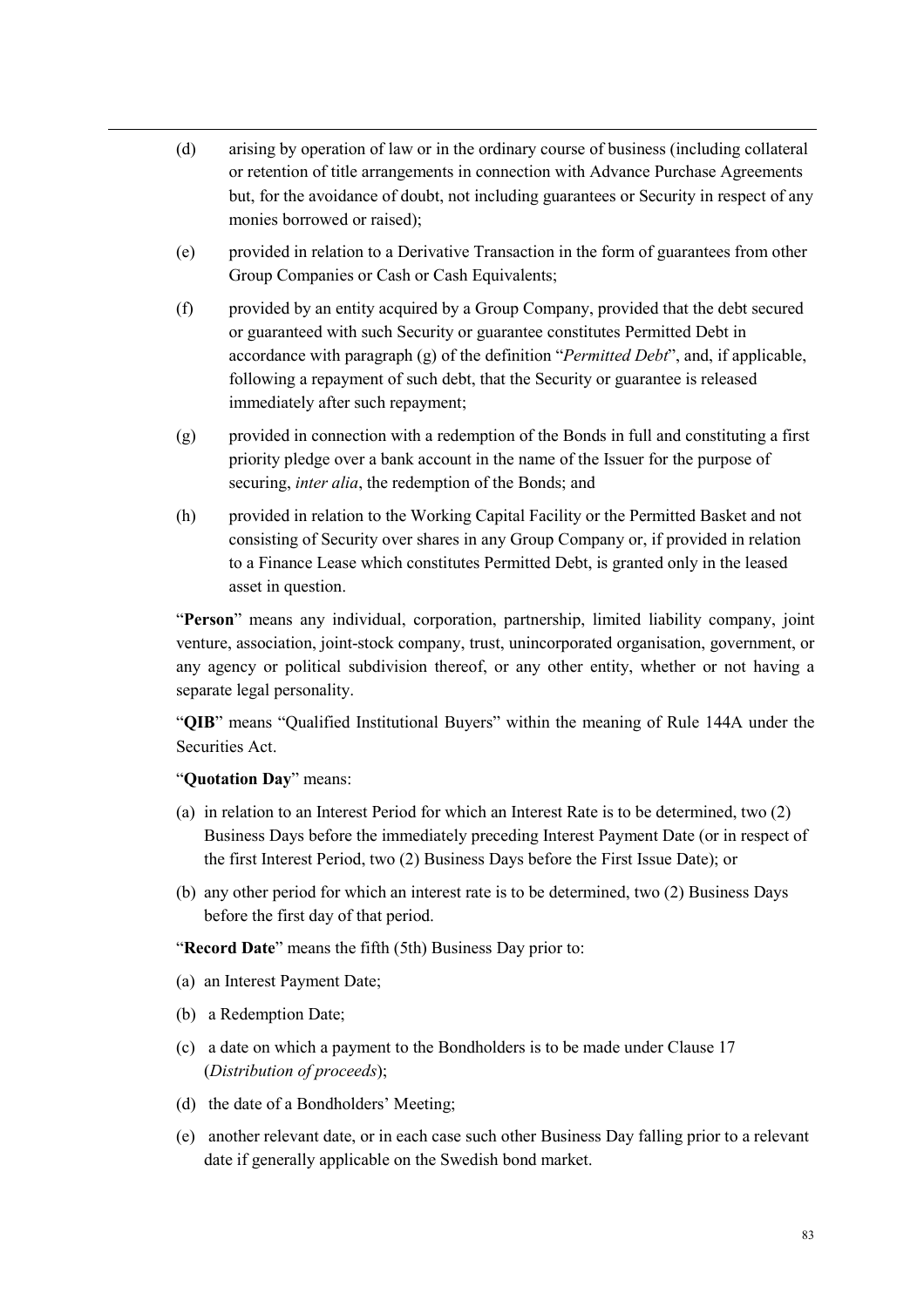(d) arising by operation of law or in the ordinary course of business (including collateral or retention of title arrangements in connection with Advance Purchase Agreements but, for the avoidance of doubt, not including guarantees or Security in respect of any monies borrowed or raised);

(e) provided in relation to a Derivative Transaction in the form of guarantees from other Group Companies or Cash or Cash Equivalents;

(f) provided by an entity acquired by a Group Company, provided that the debt secured or guaranteed with such Security or guarantee constitutes Permitted Debt in accordance with paragraph (g) of the definition "*Permitted Debt*", and, if applicable, following a repayment of such debt, that the Security or guarantee is released immediately after such repayment;

(g) provided in connection with a redemption of the Bonds in full and constituting a first priority pledge over a bank account in the name of the Issuer for the purpose of securing, *inter alia*, the redemption of the Bonds; and

(h) provided in relation to the Working Capital Facility or the Permitted Basket and not consisting of Security over shares in any Group Company or, if provided in relation to a Finance Lease which constitutes Permitted Debt, is granted only in the leased asset in question.

"**Person**" means any individual, corporation, partnership, limited liability company, joint venture, association, joint-stock company, trust, unincorporated organisation, government, or any agency or political subdivision thereof, or any other entity, whether or not having a separate legal personality.

"**QIB**" means "Qualified Institutional Buyers" within the meaning of Rule 144A under the Securities Act.

"**Quotation Day**" means:

(a) in relation to an Interest Period for which an Interest Rate is to be determined, two (2) Business Days before the immediately preceding Interest Payment Date (or in respect of the first Interest Period, two (2) Business Days before the First Issue Date); or

(b) any other period for which an interest rate is to be determined, two (2) Business Days before the first day of that period.

"**Record Date**" means the fifth (5th) Business Day prior to:

(a) an Interest Payment Date;

(b) a Redemption Date;

(c) a date on which a payment to the Bondholders is to be made under Clause 17 (*Distribution of proceeds*);

(d) the date of a Bondholders' Meeting;

(e) another relevant date, or in each case such other Business Day falling prior to a relevant date if generally applicable on the Swedish bond market.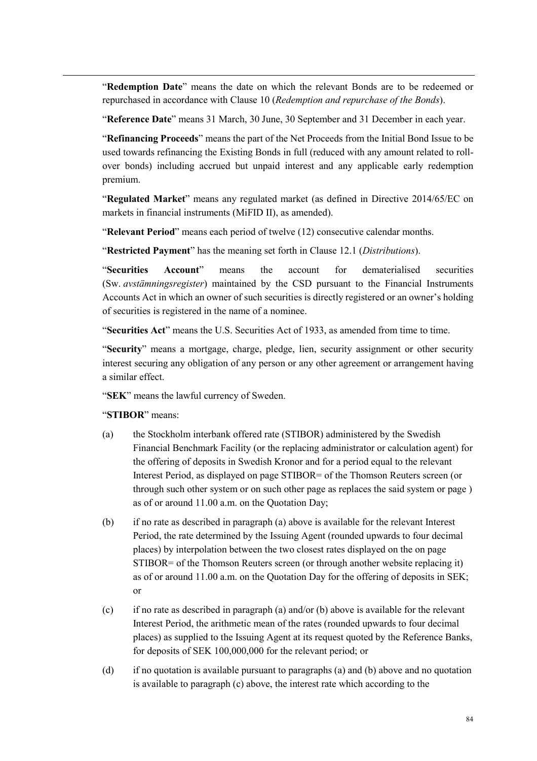"**Redemption Date**" means the date on which the relevant Bonds are to be redeemed or repurchased in accordance with Clause 10 (*Redemption and repurchase of the Bonds*).

"**Reference Date**" means 31 March, 30 June, 30 September and 31 December in each year.

"**Refinancing Proceeds**" means the part of the Net Proceeds from the Initial Bond Issue to be used towards refinancing the Existing Bonds in full (reduced with any amount related to roll-over bonds) including accrued but unpaid interest and any applicable early redemption premium.

"**Regulated Market**" means any regulated market (as defined in Directive 2014/65/EC on markets in financial instruments (MiFID II), as amended).

"**Relevant Period**" means each period of twelve (12) consecutive calendar months.

"**Restricted Payment**" has the meaning set forth in Clause 12.1 (*Distributions*).

"**Securities Account**" means the account for dematerialised securities (Sw. *avstämningsregister*) maintained by the CSD pursuant to the Financial Instruments Accounts Act in which an owner of such securities is directly registered or an owner's holding of securities is registered in the name of a nominee.

"**Securities Act**" means the U.S. Securities Act of 1933, as amended from time to time.

"**Security**" means a mortgage, charge, pledge, lien, security assignment or other security interest securing any obligation of any person or any other agreement or arrangement having a similar effect.

"**SEK**" means the lawful currency of Sweden.

"**STIBOR**" means:

(a) the Stockholm interbank offered rate (STIBOR) administered by the Swedish Financial Benchmark Facility (or the replacing administrator or calculation agent) for the offering of deposits in Swedish Kronor and for a period equal to the relevant Interest Period, as displayed on page STIBOR= of the Thomson Reuters screen (or through such other system or on such other page as replaces the said system or page ) as of or around 11.00 a.m. on the Quotation Day;

(b) if no rate as described in paragraph (a) above is available for the relevant Interest Period, the rate determined by the Issuing Agent (rounded upwards to four decimal places) by interpolation between the two closest rates displayed on the on page STIBOR= of the Thomson Reuters screen (or through another website replacing it) as of or around 11.00 a.m. on the Quotation Day for the offering of deposits in SEK; or

(c) if no rate as described in paragraph (a) and/or (b) above is available for the relevant Interest Period, the arithmetic mean of the rates (rounded upwards to four decimal places) as supplied to the Issuing Agent at its request quoted by the Reference Banks, for deposits of SEK 100,000,000 for the relevant period; or

(d) if no quotation is available pursuant to paragraphs (a) and (b) above and no quotation is available to paragraph (c) above, the interest rate which according to the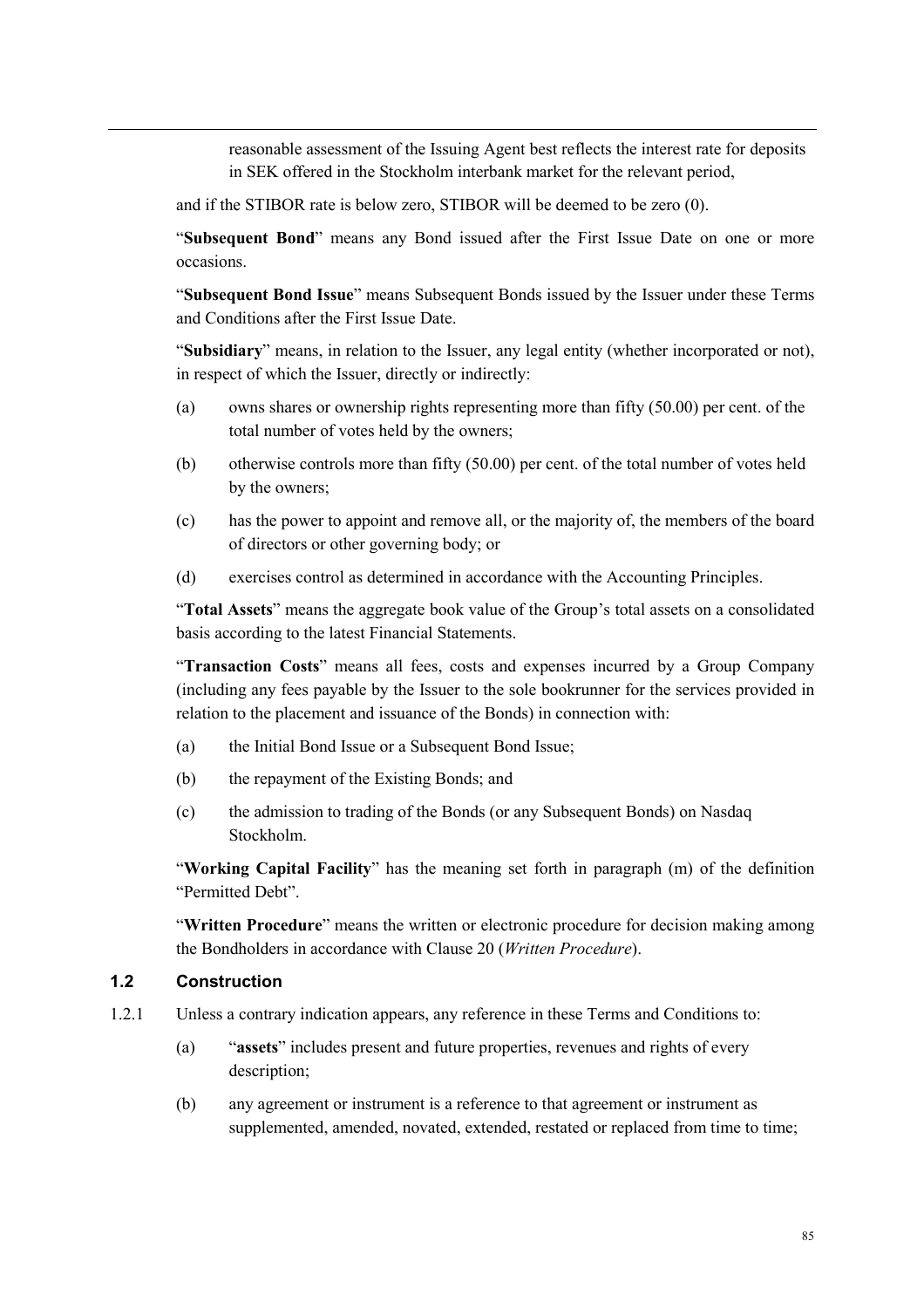reasonable assessment of the Issuing Agent best reflects the interest rate for deposits in SEK offered in the Stockholm interbank market for the relevant period,

and if the STIBOR rate is below zero, STIBOR will be deemed to be zero (0).

"**Subsequent Bond**" means any Bond issued after the First Issue Date on one or more occasions.

"**Subsequent Bond Issue**" means Subsequent Bonds issued by the Issuer under these Terms and Conditions after the First Issue Date.

"**Subsidiary**" means, in relation to the Issuer, any legal entity (whether incorporated or not), in respect of which the Issuer, directly or indirectly:

(a) owns shares or ownership rights representing more than fifty (50.00) per cent. of the total number of votes held by the owners;

(b) otherwise controls more than fifty (50.00) per cent. of the total number of votes held by the owners;

(c) has the power to appoint and remove all, or the majority of, the members of the board of directors or other governing body; or

(d) exercises control as determined in accordance with the Accounting Principles.

"**Total Assets**" means the aggregate book value of the Group's total assets on a consolidated basis according to the latest Financial Statements.

"**Transaction Costs**" means all fees, costs and expenses incurred by a Group Company (including any fees payable by the Issuer to the sole bookrunner for the services provided in relation to the placement and issuance of the Bonds) in connection with:

(a) the Initial Bond Issue or a Subsequent Bond Issue;

(b) the repayment of the Existing Bonds; and

(c) the admission to trading of the Bonds (or any Subsequent Bonds) on Nasdaq Stockholm.

"**Working Capital Facility**" has the meaning set forth in paragraph (m) of the definition "Permitted Debt".

"**Written Procedure**" means the written or electronic procedure for decision making among the Bondholders in accordance with Clause 20 (*Written Procedure*).

## 1.2 Construction

1.2.1 Unless a contrary indication appears, any reference in these Terms and Conditions to:

(a) "**assets**" includes present and future properties, revenues and rights of every description;

(b) any agreement or instrument is a reference to that agreement or instrument as supplemented, amended, novated, extended, restated or replaced from time to time;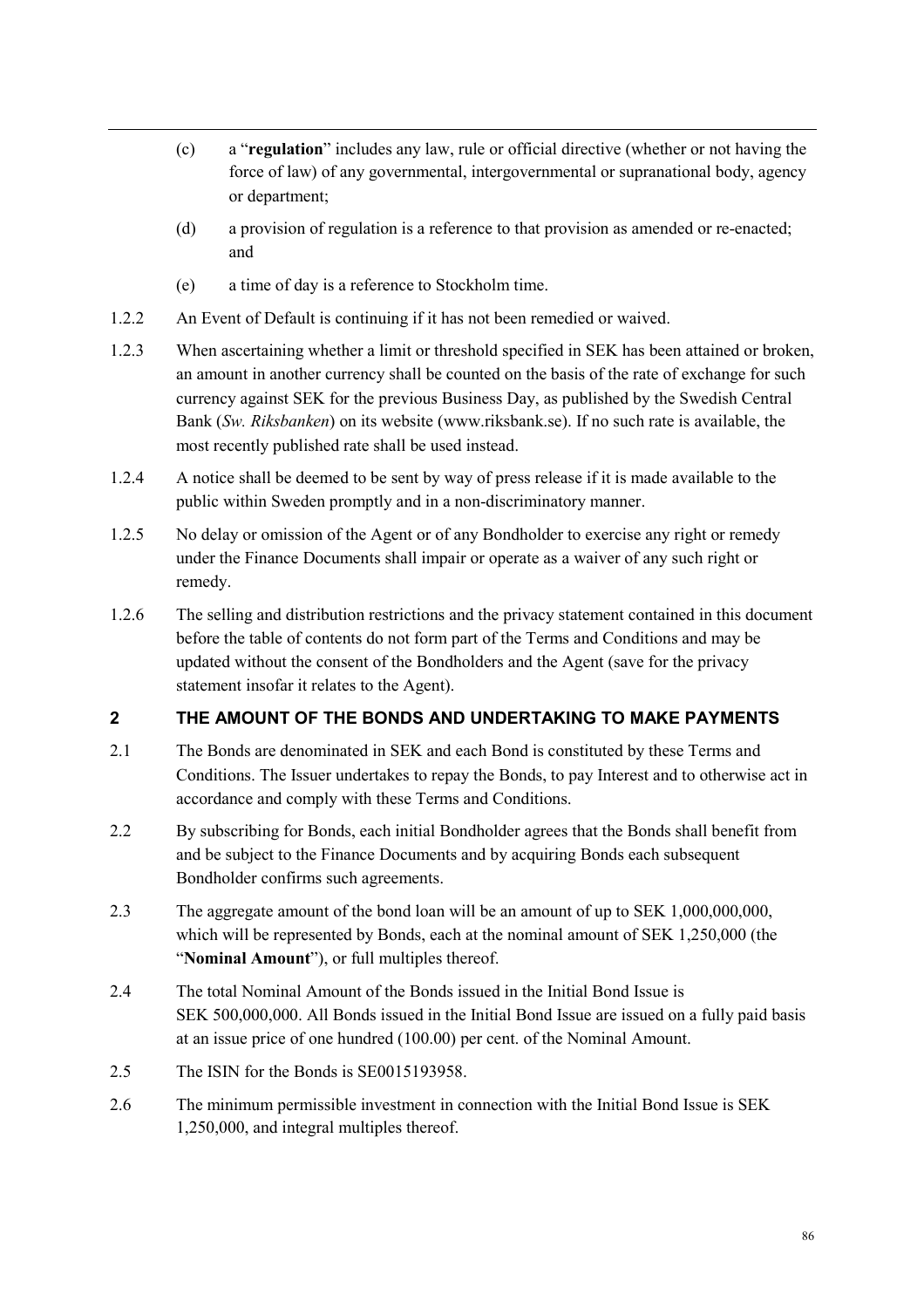(c) a "**regulation**" includes any law, rule or official directive (whether or not having the force of law) of any governmental, intergovernmental or supranational body, agency or department;

(d) a provision of regulation is a reference to that provision as amended or re-enacted; and

(e) a time of day is a reference to Stockholm time.

1.2.2 An Event of Default is continuing if it has not been remedied or waived.

1.2.3 When ascertaining whether a limit or threshold specified in SEK has been attained or broken, an amount in another currency shall be counted on the basis of the rate of exchange for such currency against SEK for the previous Business Day, as published by the Swedish Central Bank (*Sw. Riksbanken*) on its website (www.riksbank.se). If no such rate is available, the most recently published rate shall be used instead.

1.2.4 A notice shall be deemed to be sent by way of press release if it is made available to the public within Sweden promptly and in a non-discriminatory manner.

1.2.5 No delay or omission of the Agent or of any Bondholder to exercise any right or remedy under the Finance Documents shall impair or operate as a waiver of any such right or remedy.

1.2.6 The selling and distribution restrictions and the privacy statement contained in this document before the table of contents do not form part of the Terms and Conditions and may be updated without the consent of the Bondholders and the Agent (save for the privacy statement insofar it relates to the Agent).

## 2 THE AMOUNT OF THE BONDS AND UNDERTAKING TO MAKE PAYMENTS

2.1 The Bonds are denominated in SEK and each Bond is constituted by these Terms and Conditions. The Issuer undertakes to repay the Bonds, to pay Interest and to otherwise act in accordance and comply with these Terms and Conditions.

2.2 By subscribing for Bonds, each initial Bondholder agrees that the Bonds shall benefit from and be subject to the Finance Documents and by acquiring Bonds each subsequent Bondholder confirms such agreements.

2.3 The aggregate amount of the bond loan will be an amount of up to SEK 1,000,000,000, which will be represented by Bonds, each at the nominal amount of SEK 1,250,000 (the "**Nominal Amount**"), or full multiples thereof.

2.4 The total Nominal Amount of the Bonds issued in the Initial Bond Issue is SEK 500,000,000. All Bonds issued in the Initial Bond Issue are issued on a fully paid basis at an issue price of one hundred (100.00) per cent. of the Nominal Amount.

2.5 The ISIN for the Bonds is SE0015193958.

2.6 The minimum permissible investment in connection with the Initial Bond Issue is SEK 1,250,000, and integral multiples thereof.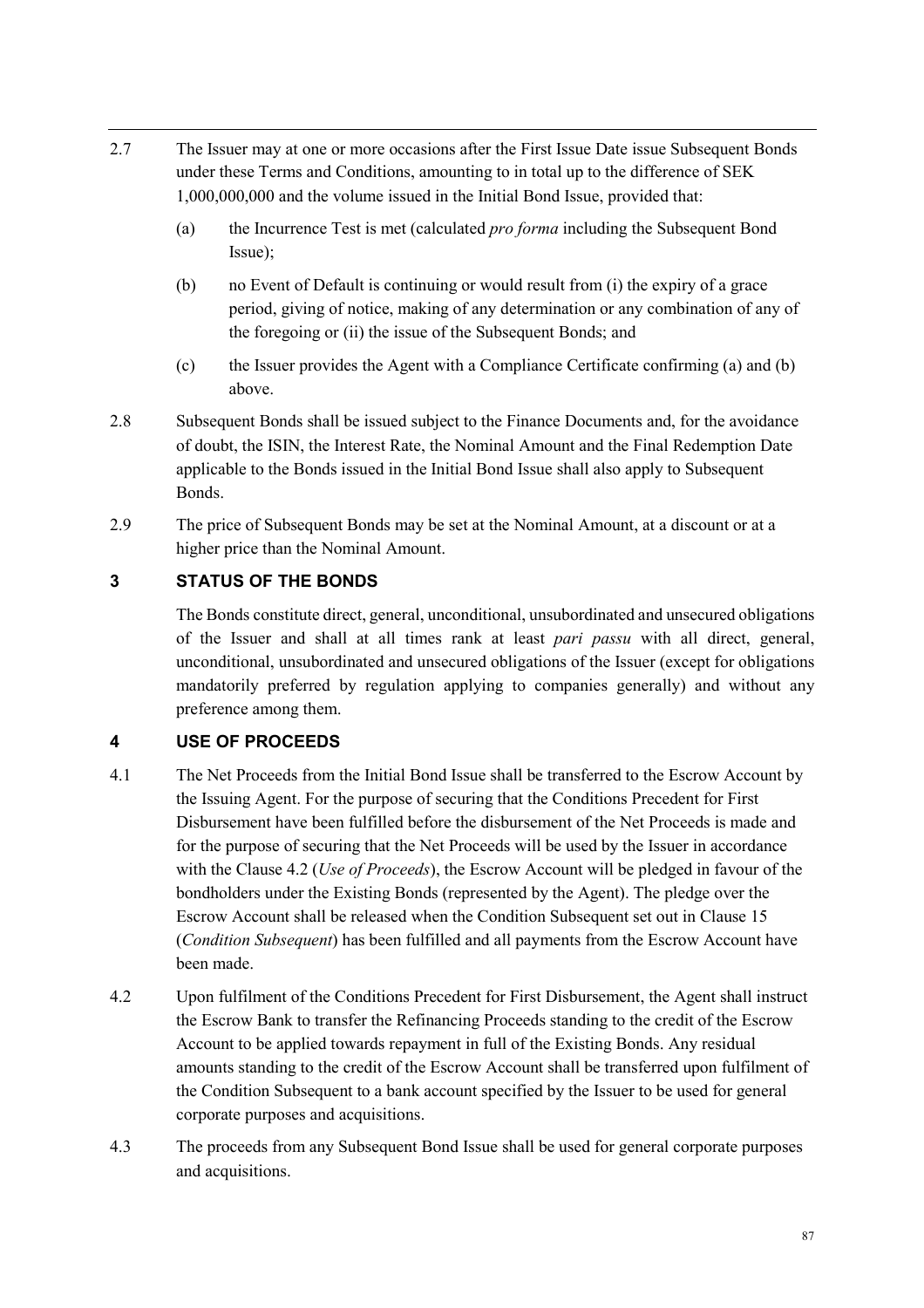2.7 The Issuer may at one or more occasions after the First Issue Date issue Subsequent Bonds under these Terms and Conditions, amounting to in total up to the difference of SEK 1,000,000,000 and the volume issued in the Initial Bond Issue, provided that:

(a) the Incurrence Test is met (calculated *pro forma* including the Subsequent Bond Issue);

(b) no Event of Default is continuing or would result from (i) the expiry of a grace period, giving of notice, making of any determination or any combination of any of the foregoing or (ii) the issue of the Subsequent Bonds; and

(c) the Issuer provides the Agent with a Compliance Certificate confirming (a) and (b) above.

2.8 Subsequent Bonds shall be issued subject to the Finance Documents and, for the avoidance of doubt, the ISIN, the Interest Rate, the Nominal Amount and the Final Redemption Date applicable to the Bonds issued in the Initial Bond Issue shall also apply to Subsequent Bonds.

2.9 The price of Subsequent Bonds may be set at the Nominal Amount, at a discount or at a higher price than the Nominal Amount.

## 3 STATUS OF THE BONDS

The Bonds constitute direct, general, unconditional, unsubordinated and unsecured obligations of the Issuer and shall at all times rank at least *pari passu* with all direct, general, unconditional, unsubordinated and unsecured obligations of the Issuer (except for obligations mandatorily preferred by regulation applying to companies generally) and without any preference among them.

## 4 USE OF PROCEEDS

4.1 The Net Proceeds from the Initial Bond Issue shall be transferred to the Escrow Account by the Issuing Agent. For the purpose of securing that the Conditions Precedent for First Disbursement have been fulfilled before the disbursement of the Net Proceeds is made and for the purpose of securing that the Net Proceeds will be used by the Issuer in accordance with the Clause 4.2 (*Use of Proceeds*), the Escrow Account will be pledged in favour of the bondholders under the Existing Bonds (represented by the Agent). The pledge over the Escrow Account shall be released when the Condition Subsequent set out in Clause 15 (*Condition Subsequent*) has been fulfilled and all payments from the Escrow Account have been made.

4.2 Upon fulfilment of the Conditions Precedent for First Disbursement, the Agent shall instruct the Escrow Bank to transfer the Refinancing Proceeds standing to the credit of the Escrow Account to be applied towards repayment in full of the Existing Bonds. Any residual amounts standing to the credit of the Escrow Account shall be transferred upon fulfilment of the Condition Subsequent to a bank account specified by the Issuer to be used for general corporate purposes and acquisitions.

4.3 The proceeds from any Subsequent Bond Issue shall be used for general corporate purposes and acquisitions.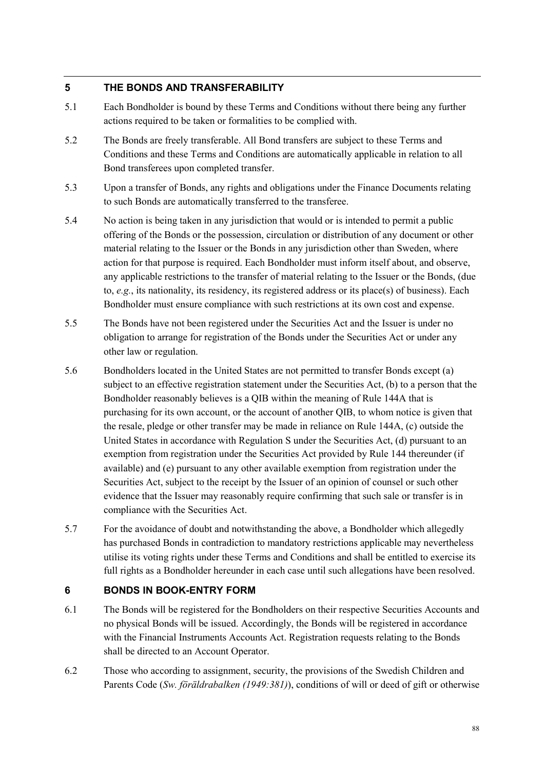## 5 THE BONDS AND TRANSFERABILITY

5.1 Each Bondholder is bound by these Terms and Conditions without there being any further actions required to be taken or formalities to be complied with.

5.2 The Bonds are freely transferable. All Bond transfers are subject to these Terms and Conditions and these Terms and Conditions are automatically applicable in relation to all Bond transferees upon completed transfer.

5.3 Upon a transfer of Bonds, any rights and obligations under the Finance Documents relating to such Bonds are automatically transferred to the transferee.

5.4 No action is being taken in any jurisdiction that would or is intended to permit a public offering of the Bonds or the possession, circulation or distribution of any document or other material relating to the Issuer or the Bonds in any jurisdiction other than Sweden, where action for that purpose is required. Each Bondholder must inform itself about, and observe, any applicable restrictions to the transfer of material relating to the Issuer or the Bonds, (due to, *e.g.*, its nationality, its residency, its registered address or its place(s) of business). Each Bondholder must ensure compliance with such restrictions at its own cost and expense.

5.5 The Bonds have not been registered under the Securities Act and the Issuer is under no obligation to arrange for registration of the Bonds under the Securities Act or under any other law or regulation.

5.6 Bondholders located in the United States are not permitted to transfer Bonds except (a) subject to an effective registration statement under the Securities Act, (b) to a person that the Bondholder reasonably believes is a QIB within the meaning of Rule 144A that is purchasing for its own account, or the account of another QIB, to whom notice is given that the resale, pledge or other transfer may be made in reliance on Rule 144A, (c) outside the United States in accordance with Regulation S under the Securities Act, (d) pursuant to an exemption from registration under the Securities Act provided by Rule 144 thereunder (if available) and (e) pursuant to any other available exemption from registration under the Securities Act, subject to the receipt by the Issuer of an opinion of counsel or such other evidence that the Issuer may reasonably require confirming that such sale or transfer is in compliance with the Securities Act.

5.7 For the avoidance of doubt and notwithstanding the above, a Bondholder which allegedly has purchased Bonds in contradiction to mandatory restrictions applicable may nevertheless utilise its voting rights under these Terms and Conditions and shall be entitled to exercise its full rights as a Bondholder hereunder in each case until such allegations have been resolved.

## 6 BONDS IN BOOK-ENTRY FORM

6.1 The Bonds will be registered for the Bondholders on their respective Securities Accounts and no physical Bonds will be issued. Accordingly, the Bonds will be registered in accordance with the Financial Instruments Accounts Act. Registration requests relating to the Bonds shall be directed to an Account Operator.

6.2 Those who according to assignment, security, the provisions of the Swedish Children and Parents Code (*Sw. föräldrabalken (1949:381)*), conditions of will or deed of gift or otherwise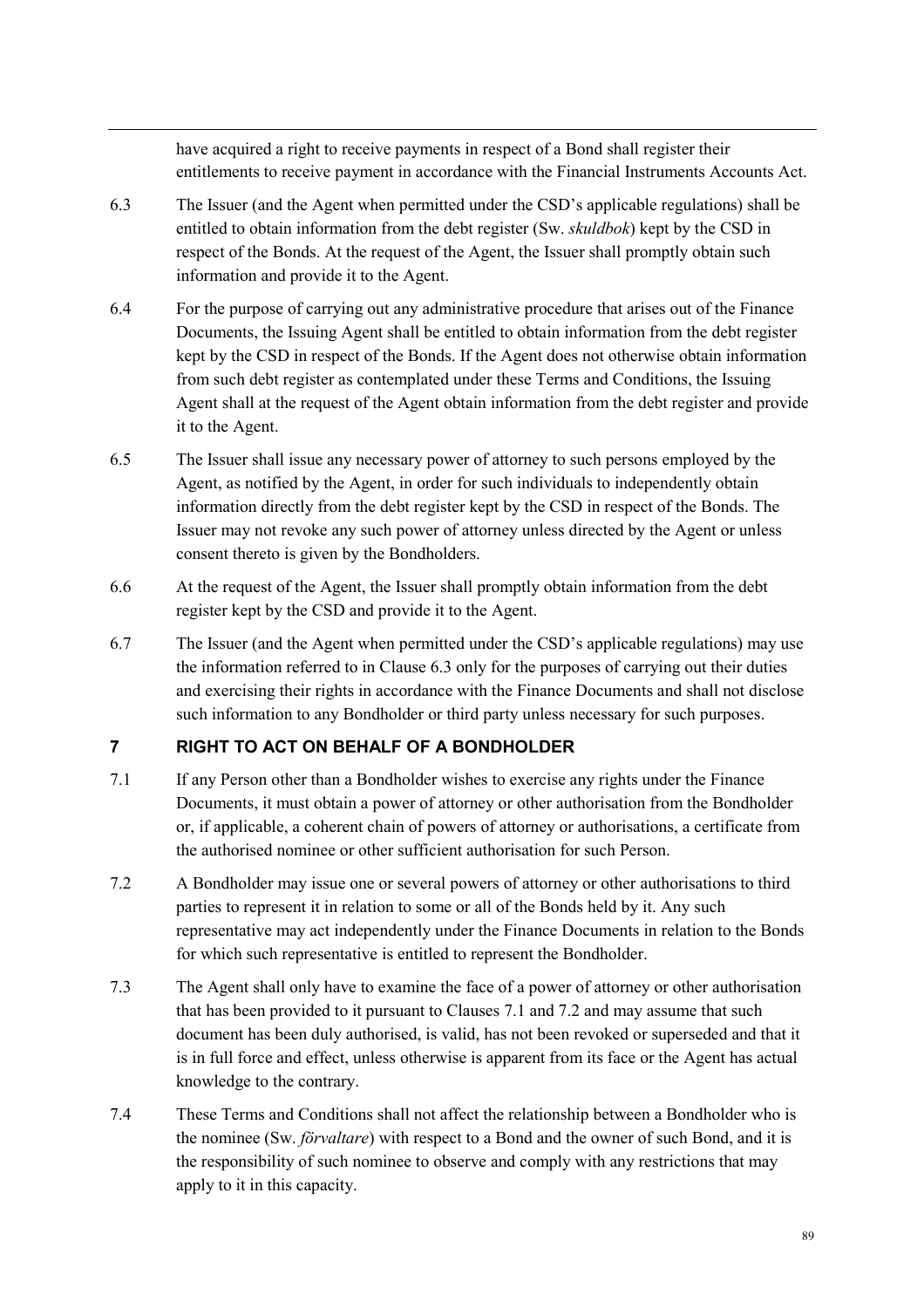have acquired a right to receive payments in respect of a Bond shall register their entitlements to receive payment in accordance with the Financial Instruments Accounts Act.

6.3 The Issuer (and the Agent when permitted under the CSD's applicable regulations) shall be entitled to obtain information from the debt register (Sw. *skuldbok*) kept by the CSD in respect of the Bonds. At the request of the Agent, the Issuer shall promptly obtain such information and provide it to the Agent.

6.4 For the purpose of carrying out any administrative procedure that arises out of the Finance Documents, the Issuing Agent shall be entitled to obtain information from the debt register kept by the CSD in respect of the Bonds. If the Agent does not otherwise obtain information from such debt register as contemplated under these Terms and Conditions, the Issuing Agent shall at the request of the Agent obtain information from the debt register and provide it to the Agent.

6.5 The Issuer shall issue any necessary power of attorney to such persons employed by the Agent, as notified by the Agent, in order for such individuals to independently obtain information directly from the debt register kept by the CSD in respect of the Bonds. The Issuer may not revoke any such power of attorney unless directed by the Agent or unless consent thereto is given by the Bondholders.

6.6 At the request of the Agent, the Issuer shall promptly obtain information from the debt register kept by the CSD and provide it to the Agent.

6.7 The Issuer (and the Agent when permitted under the CSD's applicable regulations) may use the information referred to in Clause 6.3 only for the purposes of carrying out their duties and exercising their rights in accordance with the Finance Documents and shall not disclose such information to any Bondholder or third party unless necessary for such purposes.

## 7 RIGHT TO ACT ON BEHALF OF A BONDHOLDER

7.1 If any Person other than a Bondholder wishes to exercise any rights under the Finance Documents, it must obtain a power of attorney or other authorisation from the Bondholder or, if applicable, a coherent chain of powers of attorney or authorisations, a certificate from the authorised nominee or other sufficient authorisation for such Person.

7.2 A Bondholder may issue one or several powers of attorney or other authorisations to third parties to represent it in relation to some or all of the Bonds held by it. Any such representative may act independently under the Finance Documents in relation to the Bonds for which such representative is entitled to represent the Bondholder.

7.3 The Agent shall only have to examine the face of a power of attorney or other authorisation that has been provided to it pursuant to Clauses 7.1 and 7.2 and may assume that such document has been duly authorised, is valid, has not been revoked or superseded and that it is in full force and effect, unless otherwise is apparent from its face or the Agent has actual knowledge to the contrary.

7.4 These Terms and Conditions shall not affect the relationship between a Bondholder who is the nominee (Sw. *förvaltare*) with respect to a Bond and the owner of such Bond, and it is the responsibility of such nominee to observe and comply with any restrictions that may apply to it in this capacity.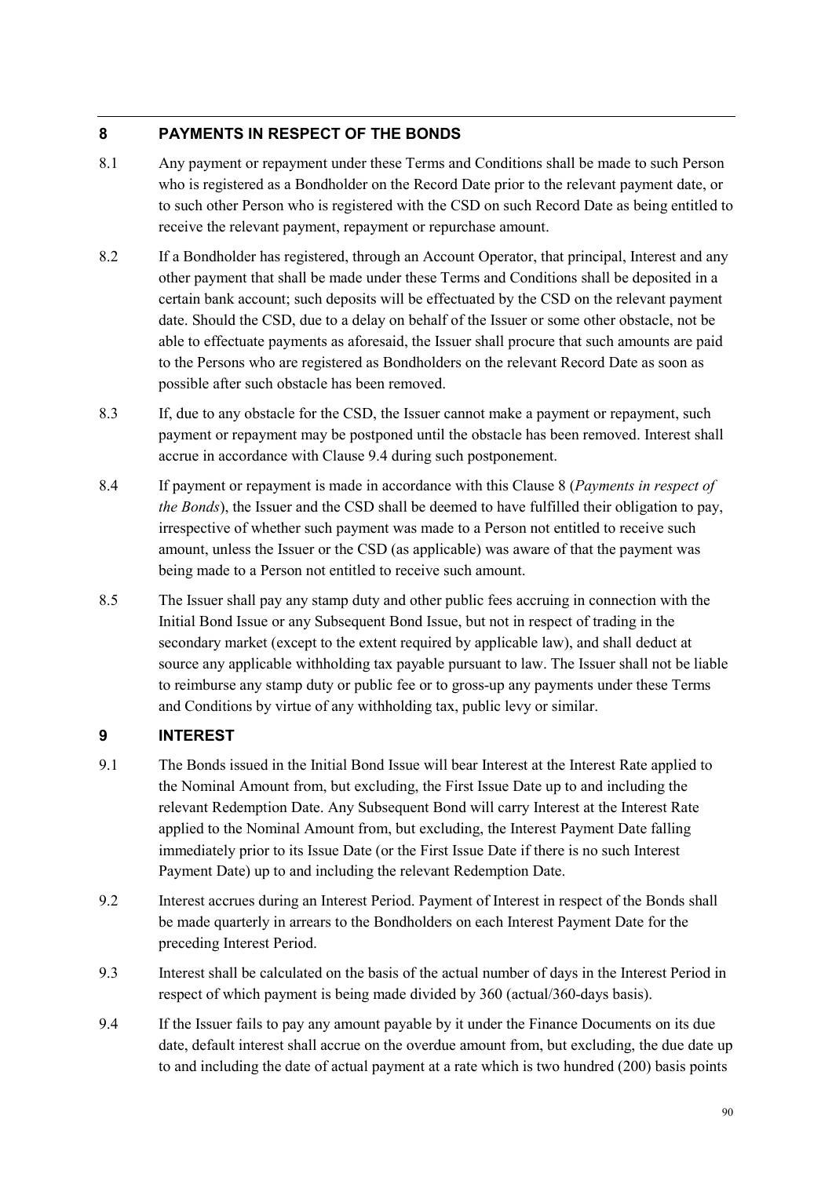## 8 PAYMENTS IN RESPECT OF THE BONDS

8.1 Any payment or repayment under these Terms and Conditions shall be made to such Person who is registered as a Bondholder on the Record Date prior to the relevant payment date, or to such other Person who is registered with the CSD on such Record Date as being entitled to receive the relevant payment, repayment or repurchase amount.

8.2 If a Bondholder has registered, through an Account Operator, that principal, Interest and any other payment that shall be made under these Terms and Conditions shall be deposited in a certain bank account; such deposits will be effectuated by the CSD on the relevant payment date. Should the CSD, due to a delay on behalf of the Issuer or some other obstacle, not be able to effectuate payments as aforesaid, the Issuer shall procure that such amounts are paid to the Persons who are registered as Bondholders on the relevant Record Date as soon as possible after such obstacle has been removed.

8.3 If, due to any obstacle for the CSD, the Issuer cannot make a payment or repayment, such payment or repayment may be postponed until the obstacle has been removed. Interest shall accrue in accordance with Clause 9.4 during such postponement.

8.4 If payment or repayment is made in accordance with this Clause 8 (*Payments in respect of the Bonds*), the Issuer and the CSD shall be deemed to have fulfilled their obligation to pay, irrespective of whether such payment was made to a Person not entitled to receive such amount, unless the Issuer or the CSD (as applicable) was aware of that the payment was being made to a Person not entitled to receive such amount.

8.5 The Issuer shall pay any stamp duty and other public fees accruing in connection with the Initial Bond Issue or any Subsequent Bond Issue, but not in respect of trading in the secondary market (except to the extent required by applicable law), and shall deduct at source any applicable withholding tax payable pursuant to law. The Issuer shall not be liable to reimburse any stamp duty or public fee or to gross-up any payments under these Terms and Conditions by virtue of any withholding tax, public levy or similar.

## 9 INTEREST

9.1 The Bonds issued in the Initial Bond Issue will bear Interest at the Interest Rate applied to the Nominal Amount from, but excluding, the First Issue Date up to and including the relevant Redemption Date. Any Subsequent Bond will carry Interest at the Interest Rate applied to the Nominal Amount from, but excluding, the Interest Payment Date falling immediately prior to its Issue Date (or the First Issue Date if there is no such Interest Payment Date) up to and including the relevant Redemption Date.

9.2 Interest accrues during an Interest Period. Payment of Interest in respect of the Bonds shall be made quarterly in arrears to the Bondholders on each Interest Payment Date for the preceding Interest Period.

9.3 Interest shall be calculated on the basis of the actual number of days in the Interest Period in respect of which payment is being made divided by 360 (actual/360-days basis).

9.4 If the Issuer fails to pay any amount payable by it under the Finance Documents on its due date, default interest shall accrue on the overdue amount from, but excluding, the due date up to and including the date of actual payment at a rate which is two hundred (200) basis points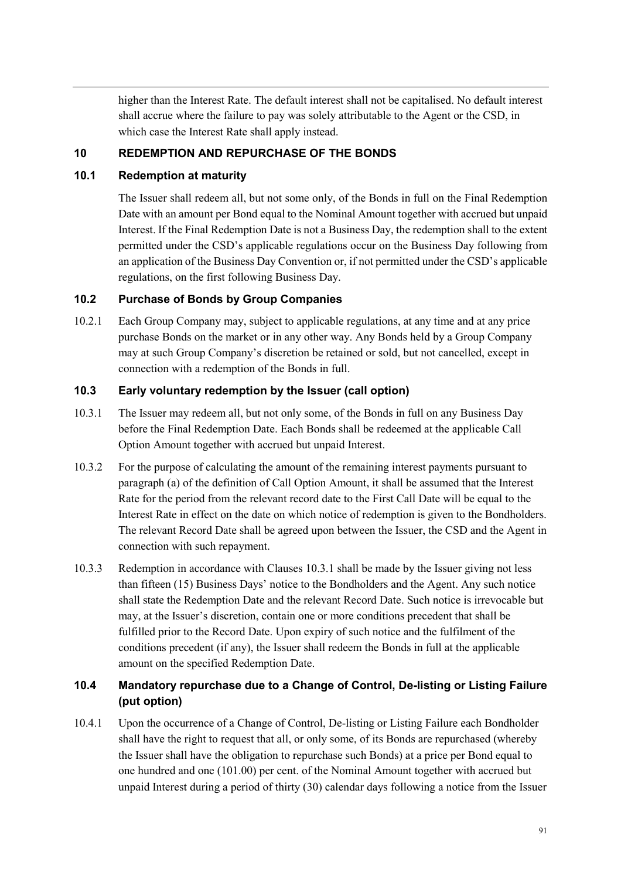higher than the Interest Rate. The default interest shall not be capitalised. No default interest shall accrue where the failure to pay was solely attributable to the Agent or the CSD, in which case the Interest Rate shall apply instead.

## 10 REDEMPTION AND REPURCHASE OF THE BONDS

### 10.1 Redemption at maturity

The Issuer shall redeem all, but not some only, of the Bonds in full on the Final Redemption Date with an amount per Bond equal to the Nominal Amount together with accrued but unpaid Interest. If the Final Redemption Date is not a Business Day, the redemption shall to the extent permitted under the CSD's applicable regulations occur on the Business Day following from an application of the Business Day Convention or, if not permitted under the CSD's applicable regulations, on the first following Business Day.

### 10.2 Purchase of Bonds by Group Companies

10.2.1 Each Group Company may, subject to applicable regulations, at any time and at any price purchase Bonds on the market or in any other way. Any Bonds held by a Group Company may at such Group Company's discretion be retained or sold, but not cancelled, except in connection with a redemption of the Bonds in full.

### 10.3 Early voluntary redemption by the Issuer (call option)

10.3.1 The Issuer may redeem all, but not only some, of the Bonds in full on any Business Day before the Final Redemption Date. Each Bonds shall be redeemed at the applicable Call Option Amount together with accrued but unpaid Interest.

10.3.2 For the purpose of calculating the amount of the remaining interest payments pursuant to paragraph (a) of the definition of Call Option Amount, it shall be assumed that the Interest Rate for the period from the relevant record date to the First Call Date will be equal to the Interest Rate in effect on the date on which notice of redemption is given to the Bondholders. The relevant Record Date shall be agreed upon between the Issuer, the CSD and the Agent in connection with such repayment.

10.3.3 Redemption in accordance with Clauses 10.3.1 shall be made by the Issuer giving not less than fifteen (15) Business Days' notice to the Bondholders and the Agent. Any such notice shall state the Redemption Date and the relevant Record Date. Such notice is irrevocable but may, at the Issuer's discretion, contain one or more conditions precedent that shall be fulfilled prior to the Record Date. Upon expiry of such notice and the fulfilment of the conditions precedent (if any), the Issuer shall redeem the Bonds in full at the applicable amount on the specified Redemption Date.

### 10.4 Mandatory repurchase due to a Change of Control, De-listing or Listing Failure (put option)

10.4.1 Upon the occurrence of a Change of Control, De-listing or Listing Failure each Bondholder shall have the right to request that all, or only some, of its Bonds are repurchased (whereby the Issuer shall have the obligation to repurchase such Bonds) at a price per Bond equal to one hundred and one (101.00) per cent. of the Nominal Amount together with accrued but unpaid Interest during a period of thirty (30) calendar days following a notice from the Issuer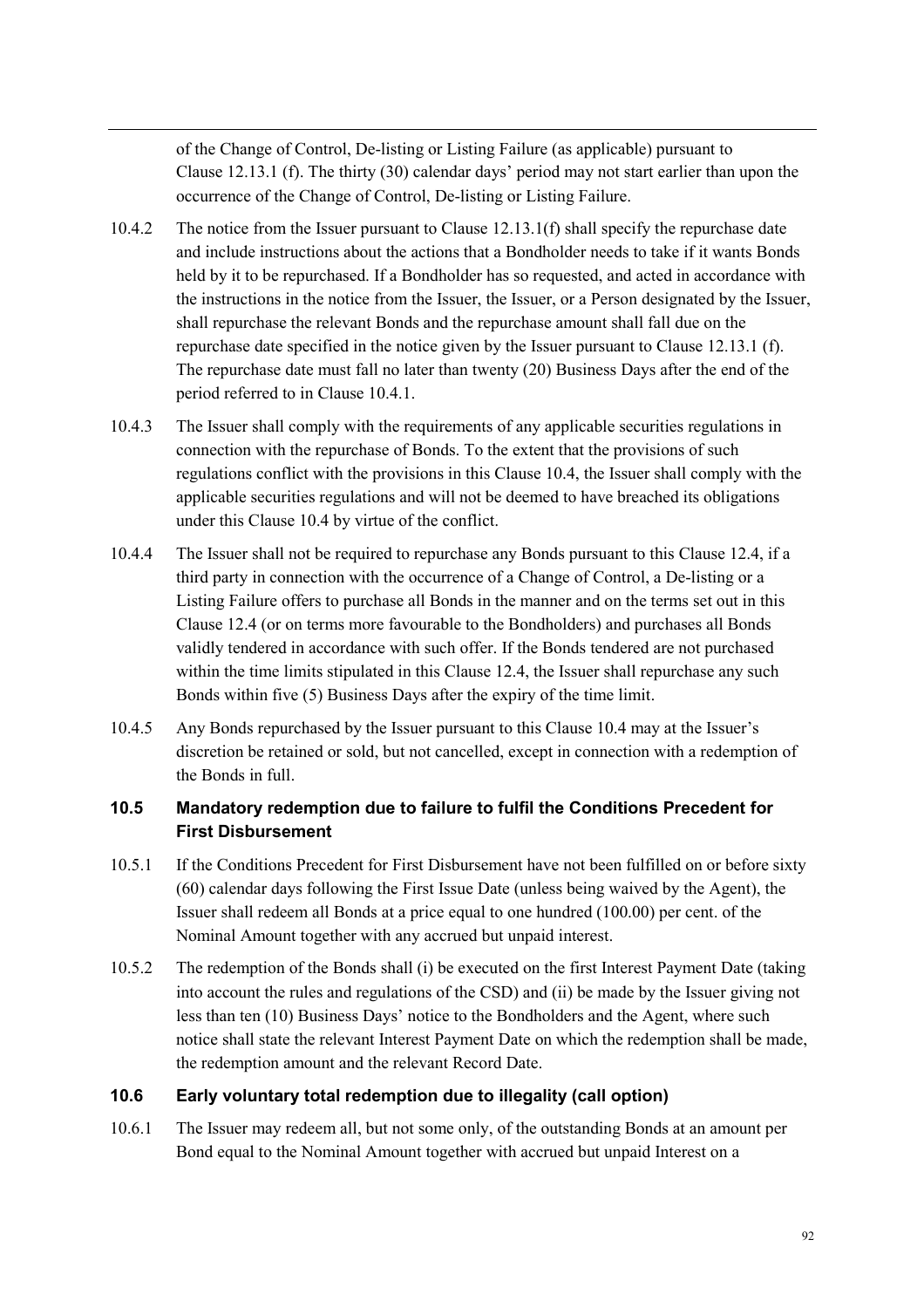of the Change of Control, De-listing or Listing Failure (as applicable) pursuant to Clause 12.13.1 (f). The thirty (30) calendar days' period may not start earlier than upon the occurrence of the Change of Control, De-listing or Listing Failure.

10.4.2 The notice from the Issuer pursuant to Clause 12.13.1(f) shall specify the repurchase date and include instructions about the actions that a Bondholder needs to take if it wants Bonds held by it to be repurchased. If a Bondholder has so requested, and acted in accordance with the instructions in the notice from the Issuer, the Issuer, or a Person designated by the Issuer, shall repurchase the relevant Bonds and the repurchase amount shall fall due on the repurchase date specified in the notice given by the Issuer pursuant to Clause 12.13.1 (f). The repurchase date must fall no later than twenty (20) Business Days after the end of the period referred to in Clause 10.4.1.

10.4.3 The Issuer shall comply with the requirements of any applicable securities regulations in connection with the repurchase of Bonds. To the extent that the provisions of such regulations conflict with the provisions in this Clause 10.4, the Issuer shall comply with the applicable securities regulations and will not be deemed to have breached its obligations under this Clause 10.4 by virtue of the conflict.

10.4.4 The Issuer shall not be required to repurchase any Bonds pursuant to this Clause 12.4, if a third party in connection with the occurrence of a Change of Control, a De-listing or a Listing Failure offers to purchase all Bonds in the manner and on the terms set out in this Clause 12.4 (or on terms more favourable to the Bondholders) and purchases all Bonds validly tendered in accordance with such offer. If the Bonds tendered are not purchased within the time limits stipulated in this Clause 12.4, the Issuer shall repurchase any such Bonds within five (5) Business Days after the expiry of the time limit.

10.4.5 Any Bonds repurchased by the Issuer pursuant to this Clause 10.4 may at the Issuer's discretion be retained or sold, but not cancelled, except in connection with a redemption of the Bonds in full.

### 10.5 Mandatory redemption due to failure to fulfil the Conditions Precedent for First Disbursement

10.5.1 If the Conditions Precedent for First Disbursement have not been fulfilled on or before sixty (60) calendar days following the First Issue Date (unless being waived by the Agent), the Issuer shall redeem all Bonds at a price equal to one hundred (100.00) per cent. of the Nominal Amount together with any accrued but unpaid interest.

10.5.2 The redemption of the Bonds shall (i) be executed on the first Interest Payment Date (taking into account the rules and regulations of the CSD) and (ii) be made by the Issuer giving not less than ten (10) Business Days' notice to the Bondholders and the Agent, where such notice shall state the relevant Interest Payment Date on which the redemption shall be made, the redemption amount and the relevant Record Date.

### 10.6 Early voluntary total redemption due to illegality (call option)

10.6.1 The Issuer may redeem all, but not some only, of the outstanding Bonds at an amount per Bond equal to the Nominal Amount together with accrued but unpaid Interest on a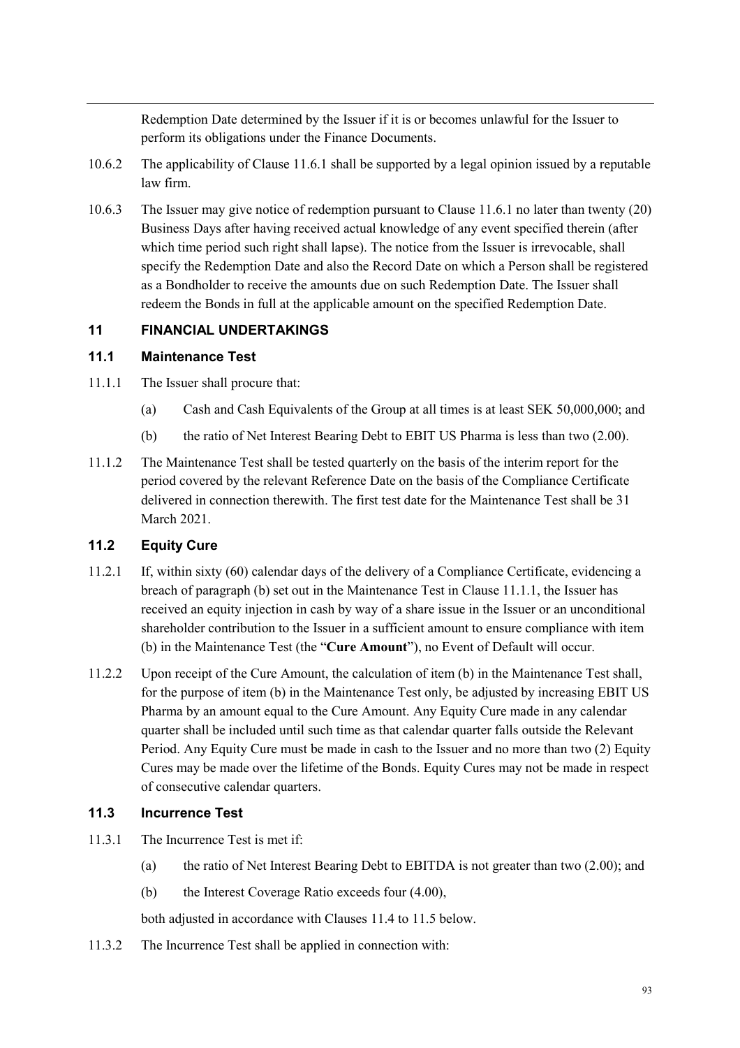Redemption Date determined by the Issuer if it is or becomes unlawful for the Issuer to perform its obligations under the Finance Documents.

10.6.2 The applicability of Clause 11.6.1 shall be supported by a legal opinion issued by a reputable law firm.

10.6.3 The Issuer may give notice of redemption pursuant to Clause 11.6.1 no later than twenty (20) Business Days after having received actual knowledge of any event specified therein (after which time period such right shall lapse). The notice from the Issuer is irrevocable, shall specify the Redemption Date and also the Record Date on which a Person shall be registered as a Bondholder to receive the amounts due on such Redemption Date. The Issuer shall redeem the Bonds in full at the applicable amount on the specified Redemption Date.

## 11 FINANCIAL UNDERTAKINGS

### 11.1 Maintenance Test

11.1.1 The Issuer shall procure that:

(a) Cash and Cash Equivalents of the Group at all times is at least SEK 50,000,000; and

(b) the ratio of Net Interest Bearing Debt to EBIT US Pharma is less than two (2.00).

11.1.2 The Maintenance Test shall be tested quarterly on the basis of the interim report for the period covered by the relevant Reference Date on the basis of the Compliance Certificate delivered in connection therewith. The first test date for the Maintenance Test shall be 31 March 2021.

### 11.2 Equity Cure

11.2.1 If, within sixty (60) calendar days of the delivery of a Compliance Certificate, evidencing a breach of paragraph (b) set out in the Maintenance Test in Clause 11.1.1, the Issuer has received an equity injection in cash by way of a share issue in the Issuer or an unconditional shareholder contribution to the Issuer in a sufficient amount to ensure compliance with item (b) in the Maintenance Test (the "**Cure Amount**"), no Event of Default will occur.

11.2.2 Upon receipt of the Cure Amount, the calculation of item (b) in the Maintenance Test shall, for the purpose of item (b) in the Maintenance Test only, be adjusted by increasing EBIT US Pharma by an amount equal to the Cure Amount. Any Equity Cure made in any calendar quarter shall be included until such time as that calendar quarter falls outside the Relevant Period. Any Equity Cure must be made in cash to the Issuer and no more than two (2) Equity Cures may be made over the lifetime of the Bonds. Equity Cures may not be made in respect of consecutive calendar quarters.

### 11.3 Incurrence Test

11.3.1 The Incurrence Test is met if:

(a) the ratio of Net Interest Bearing Debt to EBITDA is not greater than two (2.00); and

(b) the Interest Coverage Ratio exceeds four (4.00),

both adjusted in accordance with Clauses 11.4 to 11.5 below.

11.3.2 The Incurrence Test shall be applied in connection with: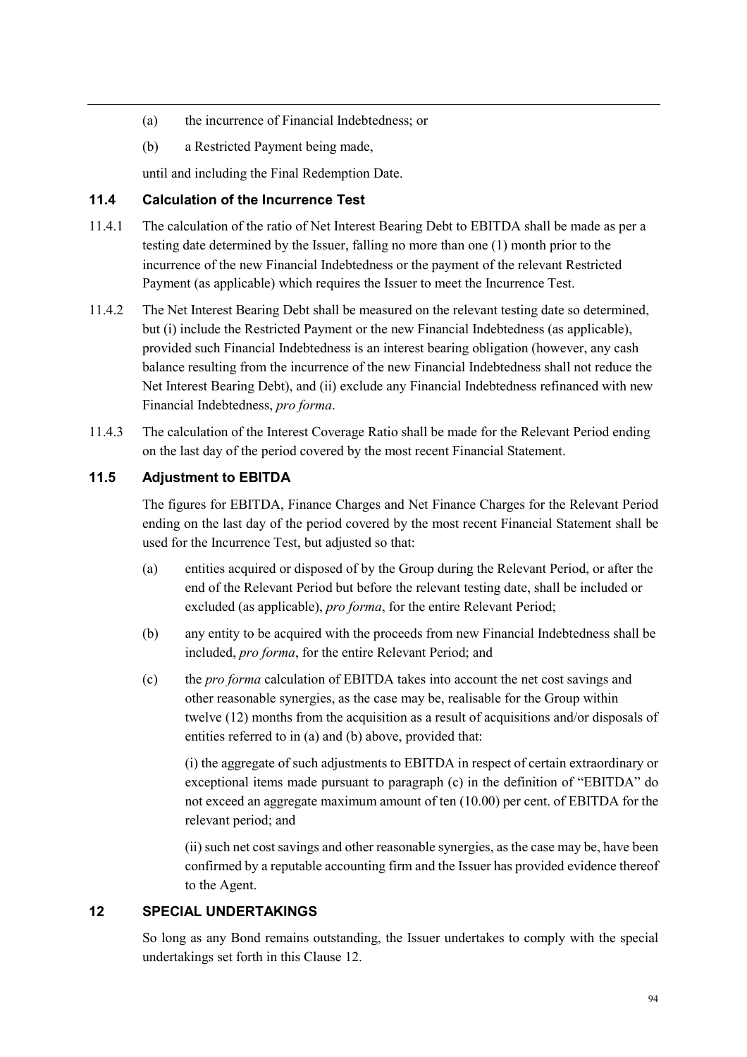(a) the incurrence of Financial Indebtedness; or

(b) a Restricted Payment being made,

until and including the Final Redemption Date.

### 11.4 Calculation of the Incurrence Test

11.4.1 The calculation of the ratio of Net Interest Bearing Debt to EBITDA shall be made as per a testing date determined by the Issuer, falling no more than one (1) month prior to the incurrence of the new Financial Indebtedness or the payment of the relevant Restricted Payment (as applicable) which requires the Issuer to meet the Incurrence Test.

11.4.2 The Net Interest Bearing Debt shall be measured on the relevant testing date so determined, but (i) include the Restricted Payment or the new Financial Indebtedness (as applicable), provided such Financial Indebtedness is an interest bearing obligation (however, any cash balance resulting from the incurrence of the new Financial Indebtedness shall not reduce the Net Interest Bearing Debt), and (ii) exclude any Financial Indebtedness refinanced with new Financial Indebtedness, *pro forma*.

11.4.3 The calculation of the Interest Coverage Ratio shall be made for the Relevant Period ending on the last day of the period covered by the most recent Financial Statement.

### 11.5 Adjustment to EBITDA

The figures for EBITDA, Finance Charges and Net Finance Charges for the Relevant Period ending on the last day of the period covered by the most recent Financial Statement shall be used for the Incurrence Test, but adjusted so that:

(a) entities acquired or disposed of by the Group during the Relevant Period, or after the end of the Relevant Period but before the relevant testing date, shall be included or excluded (as applicable), *pro forma*, for the entire Relevant Period;

(b) any entity to be acquired with the proceeds from new Financial Indebtedness shall be included, *pro forma*, for the entire Relevant Period; and

(c) the *pro forma* calculation of EBITDA takes into account the net cost savings and other reasonable synergies, as the case may be, realisable for the Group within twelve (12) months from the acquisition as a result of acquisitions and/or disposals of entities referred to in (a) and (b) above, provided that:

(i) the aggregate of such adjustments to EBITDA in respect of certain extraordinary or exceptional items made pursuant to paragraph (c) in the definition of "EBITDA" do not exceed an aggregate maximum amount of ten (10.00) per cent. of EBITDA for the relevant period; and

(ii) such net cost savings and other reasonable synergies, as the case may be, have been confirmed by a reputable accounting firm and the Issuer has provided evidence thereof to the Agent.

## 12 SPECIAL UNDERTAKINGS

So long as any Bond remains outstanding, the Issuer undertakes to comply with the special undertakings set forth in this Clause 12.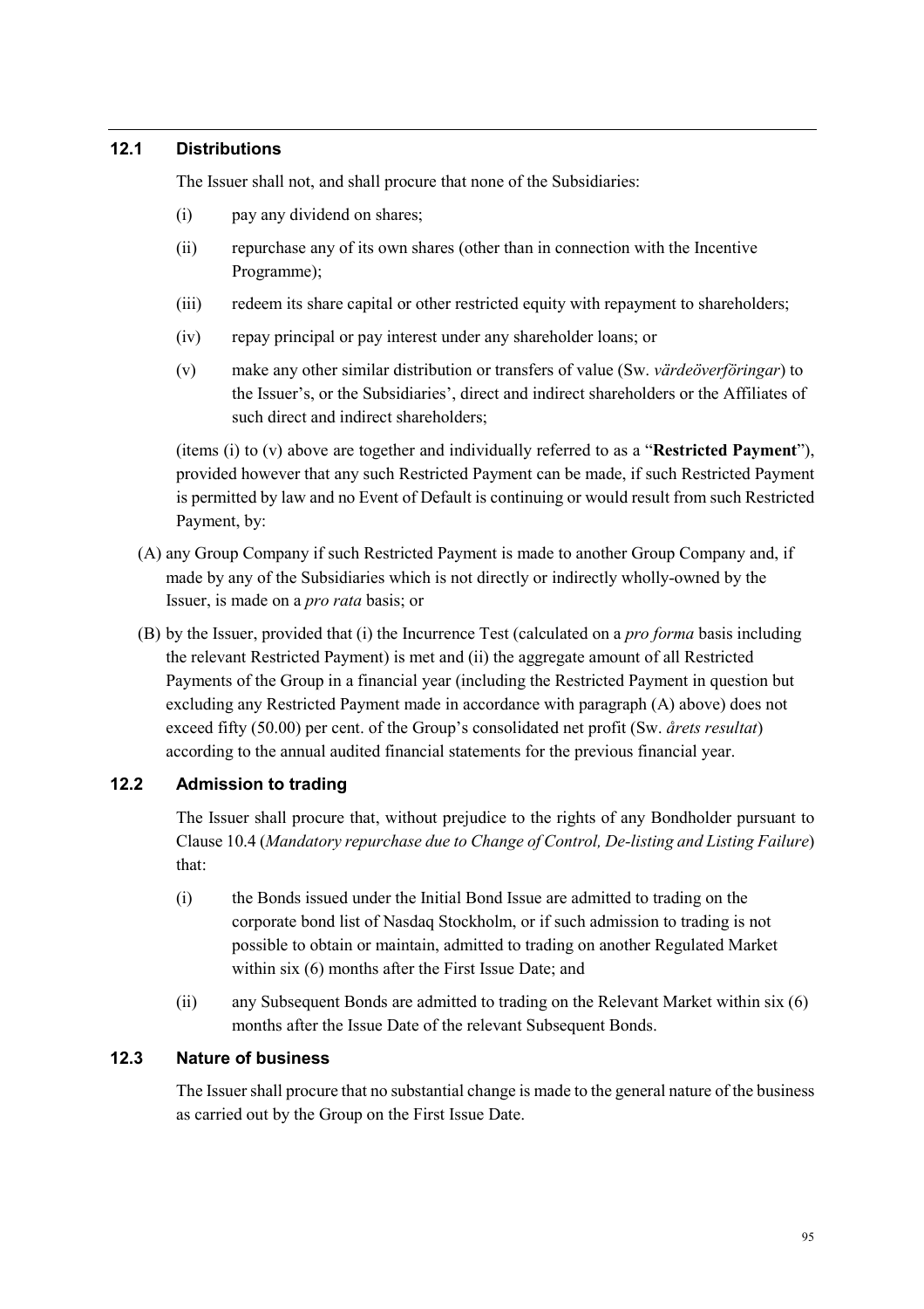### 12.1 Distributions

The Issuer shall not, and shall procure that none of the Subsidiaries:

(i) pay any dividend on shares;

(ii) repurchase any of its own shares (other than in connection with the Incentive Programme);

(iii) redeem its share capital or other restricted equity with repayment to shareholders;

(iv) repay principal or pay interest under any shareholder loans; or

(v) make any other similar distribution or transfers of value (Sw. *värdeöverföringar*) to the Issuer's, or the Subsidiaries', direct and indirect shareholders or the Affiliates of such direct and indirect shareholders;

(items (i) to (v) above are together and individually referred to as a "**Restricted Payment**"), provided however that any such Restricted Payment can be made, if such Restricted Payment is permitted by law and no Event of Default is continuing or would result from such Restricted Payment, by:

(A) any Group Company if such Restricted Payment is made to another Group Company and, if made by any of the Subsidiaries which is not directly or indirectly wholly-owned by the Issuer, is made on a *pro rata* basis; or

(B) by the Issuer, provided that (i) the Incurrence Test (calculated on a *pro forma* basis including the relevant Restricted Payment) is met and (ii) the aggregate amount of all Restricted Payments of the Group in a financial year (including the Restricted Payment in question but excluding any Restricted Payment made in accordance with paragraph (A) above) does not exceed fifty (50.00) per cent. of the Group's consolidated net profit (Sw. *årets resultat*) according to the annual audited financial statements for the previous financial year.

### 12.2 Admission to trading

The Issuer shall procure that, without prejudice to the rights of any Bondholder pursuant to Clause 10.4 (*Mandatory repurchase due to Change of Control, De-listing and Listing Failure*) that:

(i) the Bonds issued under the Initial Bond Issue are admitted to trading on the corporate bond list of Nasdaq Stockholm, or if such admission to trading is not possible to obtain or maintain, admitted to trading on another Regulated Market within six (6) months after the First Issue Date; and

(ii) any Subsequent Bonds are admitted to trading on the Relevant Market within six (6) months after the Issue Date of the relevant Subsequent Bonds.

### 12.3 Nature of business

The Issuer shall procure that no substantial change is made to the general nature of the business as carried out by the Group on the First Issue Date.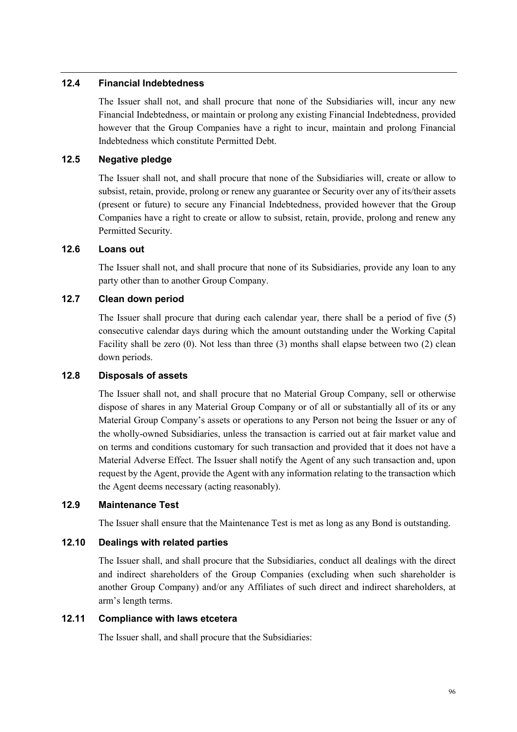### 12.4 Financial Indebtedness

The Issuer shall not, and shall procure that none of the Subsidiaries will, incur any new Financial Indebtedness, or maintain or prolong any existing Financial Indebtedness, provided however that the Group Companies have a right to incur, maintain and prolong Financial Indebtedness which constitute Permitted Debt.

### 12.5 Negative pledge

The Issuer shall not, and shall procure that none of the Subsidiaries will, create or allow to subsist, retain, provide, prolong or renew any guarantee or Security over any of its/their assets (present or future) to secure any Financial Indebtedness, provided however that the Group Companies have a right to create or allow to subsist, retain, provide, prolong and renew any Permitted Security.

### 12.6 Loans out

The Issuer shall not, and shall procure that none of its Subsidiaries, provide any loan to any party other than to another Group Company.

### 12.7 Clean down period

The Issuer shall procure that during each calendar year, there shall be a period of five (5) consecutive calendar days during which the amount outstanding under the Working Capital Facility shall be zero (0). Not less than three (3) months shall elapse between two (2) clean down periods.

### 12.8 Disposals of assets

The Issuer shall not, and shall procure that no Material Group Company, sell or otherwise dispose of shares in any Material Group Company or of all or substantially all of its or any Material Group Company's assets or operations to any Person not being the Issuer or any of the wholly-owned Subsidiaries, unless the transaction is carried out at fair market value and on terms and conditions customary for such transaction and provided that it does not have a Material Adverse Effect. The Issuer shall notify the Agent of any such transaction and, upon request by the Agent, provide the Agent with any information relating to the transaction which the Agent deems necessary (acting reasonably).

### 12.9 Maintenance Test

The Issuer shall ensure that the Maintenance Test is met as long as any Bond is outstanding.

### 12.10 Dealings with related parties

The Issuer shall, and shall procure that the Subsidiaries, conduct all dealings with the direct and indirect shareholders of the Group Companies (excluding when such shareholder is another Group Company) and/or any Affiliates of such direct and indirect shareholders, at arm's length terms.

### 12.11 Compliance with laws etcetera

The Issuer shall, and shall procure that the Subsidiaries: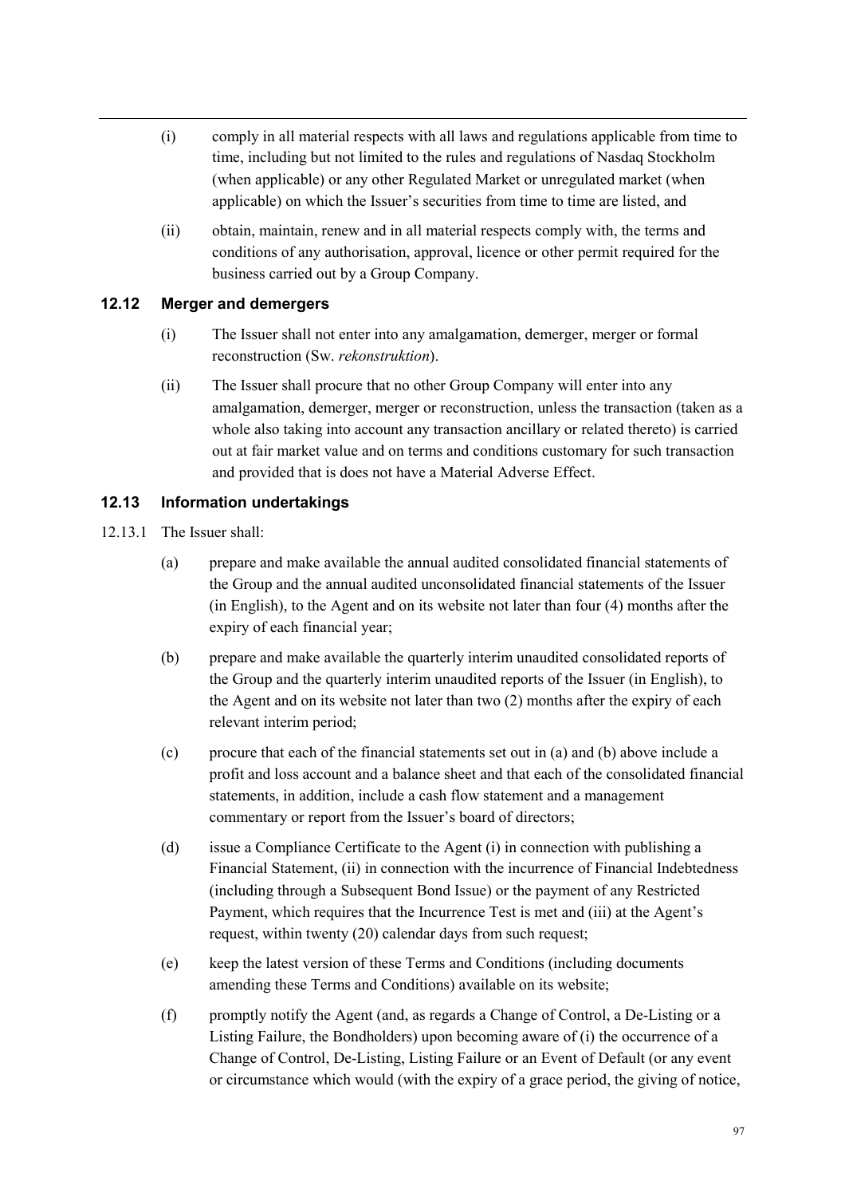(i) comply in all material respects with all laws and regulations applicable from time to time, including but not limited to the rules and regulations of Nasdaq Stockholm (when applicable) or any other Regulated Market or unregulated market (when applicable) on which the Issuer's securities from time to time are listed, and

(ii) obtain, maintain, renew and in all material respects comply with, the terms and conditions of any authorisation, approval, licence or other permit required for the business carried out by a Group Company.

### 12.12 Merger and demergers

(i) The Issuer shall not enter into any amalgamation, demerger, merger or formal reconstruction (Sw. *rekonstruktion*).

(ii) The Issuer shall procure that no other Group Company will enter into any amalgamation, demerger, merger or reconstruction, unless the transaction (taken as a whole also taking into account any transaction ancillary or related thereto) is carried out at fair market value and on terms and conditions customary for such transaction and provided that is does not have a Material Adverse Effect.

### 12.13 Information undertakings

12.13.1 The Issuer shall:

(a) prepare and make available the annual audited consolidated financial statements of the Group and the annual audited unconsolidated financial statements of the Issuer (in English), to the Agent and on its website not later than four (4) months after the expiry of each financial year;

(b) prepare and make available the quarterly interim unaudited consolidated reports of the Group and the quarterly interim unaudited reports of the Issuer (in English), to the Agent and on its website not later than two (2) months after the expiry of each relevant interim period;

(c) procure that each of the financial statements set out in (a) and (b) above include a profit and loss account and a balance sheet and that each of the consolidated financial statements, in addition, include a cash flow statement and a management commentary or report from the Issuer's board of directors;

(d) issue a Compliance Certificate to the Agent (i) in connection with publishing a Financial Statement, (ii) in connection with the incurrence of Financial Indebtedness (including through a Subsequent Bond Issue) or the payment of any Restricted Payment, which requires that the Incurrence Test is met and (iii) at the Agent's request, within twenty (20) calendar days from such request;

(e) keep the latest version of these Terms and Conditions (including documents amending these Terms and Conditions) available on its website;

(f) promptly notify the Agent (and, as regards a Change of Control, a De-Listing or a Listing Failure, the Bondholders) upon becoming aware of (i) the occurrence of a Change of Control, De-Listing, Listing Failure or an Event of Default (or any event or circumstance which would (with the expiry of a grace period, the giving of notice,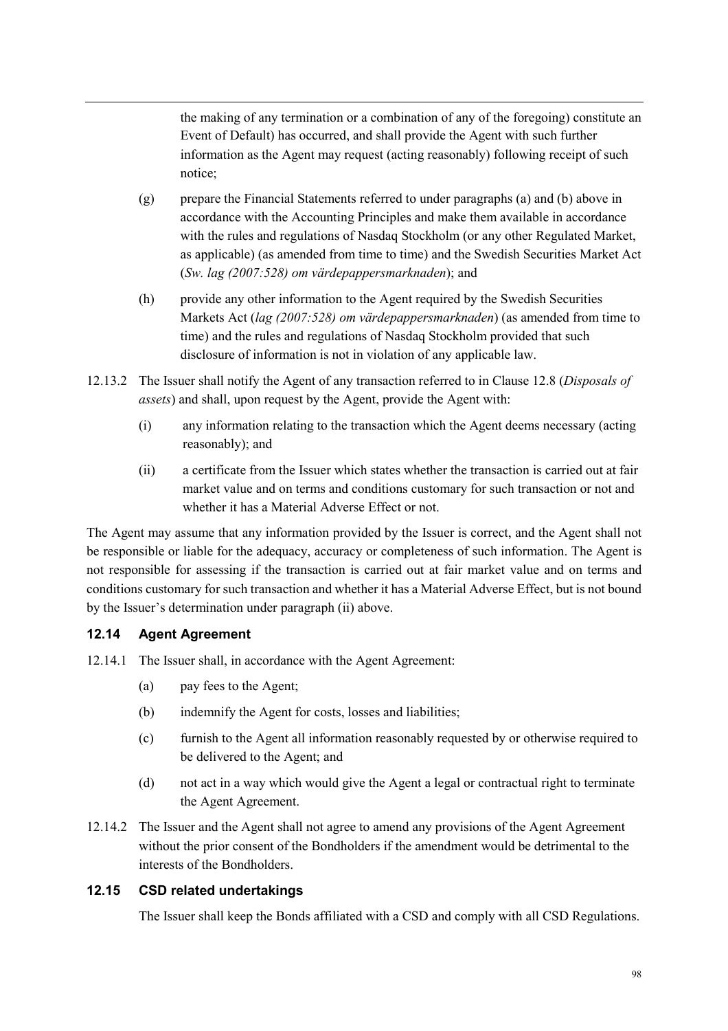the making of any termination or a combination of any of the foregoing) constitute an Event of Default) has occurred, and shall provide the Agent with such further information as the Agent may request (acting reasonably) following receipt of such notice;

(g) prepare the Financial Statements referred to under paragraphs (a) and (b) above in accordance with the Accounting Principles and make them available in accordance with the rules and regulations of Nasdaq Stockholm (or any other Regulated Market, as applicable) (as amended from time to time) and the Swedish Securities Market Act (*Sw. lag (2007:528) om värdepappersmarknaden*); and

(h) provide any other information to the Agent required by the Swedish Securities Markets Act (*lag (2007:528) om värdepappersmarknaden*) (as amended from time to time) and the rules and regulations of Nasdaq Stockholm provided that such disclosure of information is not in violation of any applicable law.

12.13.2 The Issuer shall notify the Agent of any transaction referred to in Clause 12.8 (*Disposals of assets*) and shall, upon request by the Agent, provide the Agent with:

(i) any information relating to the transaction which the Agent deems necessary (acting reasonably); and

(ii) a certificate from the Issuer which states whether the transaction is carried out at fair market value and on terms and conditions customary for such transaction or not and whether it has a Material Adverse Effect or not.

The Agent may assume that any information provided by the Issuer is correct, and the Agent shall not be responsible or liable for the adequacy, accuracy or completeness of such information. The Agent is not responsible for assessing if the transaction is carried out at fair market value and on terms and conditions customary for such transaction and whether it has a Material Adverse Effect, but is not bound by the Issuer's determination under paragraph (ii) above.

### 12.14 Agent Agreement

12.14.1 The Issuer shall, in accordance with the Agent Agreement:

(a) pay fees to the Agent;

(b) indemnify the Agent for costs, losses and liabilities;

(c) furnish to the Agent all information reasonably requested by or otherwise required to be delivered to the Agent; and

(d) not act in a way which would give the Agent a legal or contractual right to terminate the Agent Agreement.

12.14.2 The Issuer and the Agent shall not agree to amend any provisions of the Agent Agreement without the prior consent of the Bondholders if the amendment would be detrimental to the interests of the Bondholders.

### 12.15 CSD related undertakings

The Issuer shall keep the Bonds affiliated with a CSD and comply with all CSD Regulations.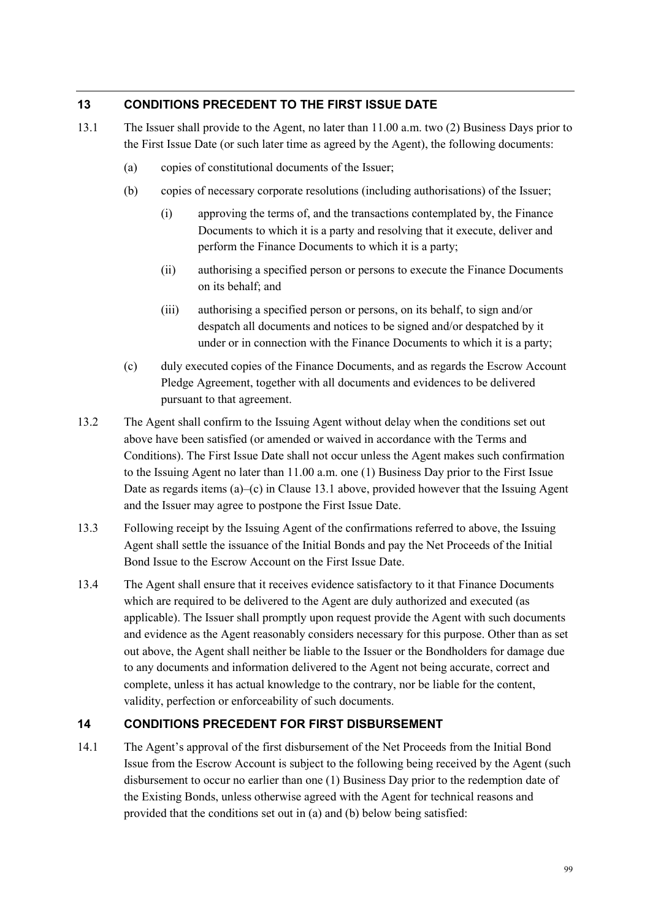## 13 CONDITIONS PRECEDENT TO THE FIRST ISSUE DATE

13.1 The Issuer shall provide to the Agent, no later than 11.00 a.m. two (2) Business Days prior to the First Issue Date (or such later time as agreed by the Agent), the following documents:

(a) copies of constitutional documents of the Issuer;

(b) copies of necessary corporate resolutions (including authorisations) of the Issuer;

(i) approving the terms of, and the transactions contemplated by, the Finance Documents to which it is a party and resolving that it execute, deliver and perform the Finance Documents to which it is a party;

(ii) authorising a specified person or persons to execute the Finance Documents on its behalf; and

(iii) authorising a specified person or persons, on its behalf, to sign and/or despatch all documents and notices to be signed and/or despatched by it under or in connection with the Finance Documents to which it is a party;

(c) duly executed copies of the Finance Documents, and as regards the Escrow Account Pledge Agreement, together with all documents and evidences to be delivered pursuant to that agreement.

13.2 The Agent shall confirm to the Issuing Agent without delay when the conditions set out above have been satisfied (or amended or waived in accordance with the Terms and Conditions). The First Issue Date shall not occur unless the Agent makes such confirmation to the Issuing Agent no later than 11.00 a.m. one (1) Business Day prior to the First Issue Date as regards items (a)–(c) in Clause 13.1 above, provided however that the Issuing Agent and the Issuer may agree to postpone the First Issue Date.

13.3 Following receipt by the Issuing Agent of the confirmations referred to above, the Issuing Agent shall settle the issuance of the Initial Bonds and pay the Net Proceeds of the Initial Bond Issue to the Escrow Account on the First Issue Date.

13.4 The Agent shall ensure that it receives evidence satisfactory to it that Finance Documents which are required to be delivered to the Agent are duly authorized and executed (as applicable). The Issuer shall promptly upon request provide the Agent with such documents and evidence as the Agent reasonably considers necessary for this purpose. Other than as set out above, the Agent shall neither be liable to the Issuer or the Bondholders for damage due to any documents and information delivered to the Agent not being accurate, correct and complete, unless it has actual knowledge to the contrary, nor be liable for the content, validity, perfection or enforceability of such documents.

## 14 CONDITIONS PRECEDENT FOR FIRST DISBURSEMENT

14.1 The Agent's approval of the first disbursement of the Net Proceeds from the Initial Bond Issue from the Escrow Account is subject to the following being received by the Agent (such disbursement to occur no earlier than one (1) Business Day prior to the redemption date of the Existing Bonds, unless otherwise agreed with the Agent for technical reasons and provided that the conditions set out in (a) and (b) below being satisfied: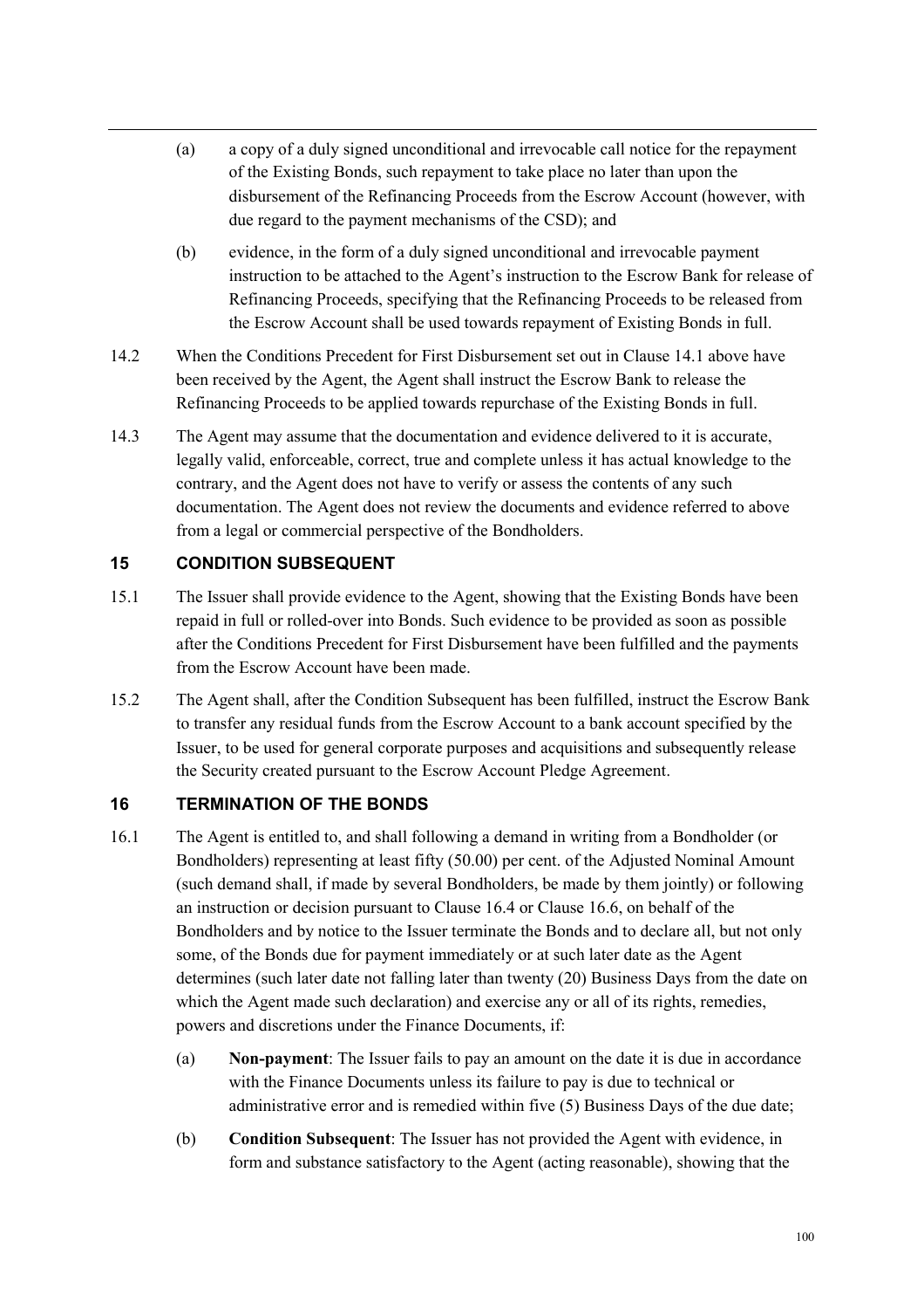(a) a copy of a duly signed unconditional and irrevocable call notice for the repayment of the Existing Bonds, such repayment to take place no later than upon the disbursement of the Refinancing Proceeds from the Escrow Account (however, with due regard to the payment mechanisms of the CSD); and

(b) evidence, in the form of a duly signed unconditional and irrevocable payment instruction to be attached to the Agent's instruction to the Escrow Bank for release of Refinancing Proceeds, specifying that the Refinancing Proceeds to be released from the Escrow Account shall be used towards repayment of Existing Bonds in full.

14.2 When the Conditions Precedent for First Disbursement set out in Clause 14.1 above have been received by the Agent, the Agent shall instruct the Escrow Bank to release the Refinancing Proceeds to be applied towards repurchase of the Existing Bonds in full.

14.3 The Agent may assume that the documentation and evidence delivered to it is accurate, legally valid, enforceable, correct, true and complete unless it has actual knowledge to the contrary, and the Agent does not have to verify or assess the contents of any such documentation. The Agent does not review the documents and evidence referred to above from a legal or commercial perspective of the Bondholders.

## 15 CONDITION SUBSEQUENT

15.1 The Issuer shall provide evidence to the Agent, showing that the Existing Bonds have been repaid in full or rolled-over into Bonds. Such evidence to be provided as soon as possible after the Conditions Precedent for First Disbursement have been fulfilled and the payments from the Escrow Account have been made.

15.2 The Agent shall, after the Condition Subsequent has been fulfilled, instruct the Escrow Bank to transfer any residual funds from the Escrow Account to a bank account specified by the Issuer, to be used for general corporate purposes and acquisitions and subsequently release the Security created pursuant to the Escrow Account Pledge Agreement.

## 16 TERMINATION OF THE BONDS

16.1 The Agent is entitled to, and shall following a demand in writing from a Bondholder (or Bondholders) representing at least fifty (50.00) per cent. of the Adjusted Nominal Amount (such demand shall, if made by several Bondholders, be made by them jointly) or following an instruction or decision pursuant to Clause 16.4 or Clause 16.6, on behalf of the Bondholders and by notice to the Issuer terminate the Bonds and to declare all, but not only some, of the Bonds due for payment immediately or at such later date as the Agent determines (such later date not falling later than twenty (20) Business Days from the date on which the Agent made such declaration) and exercise any or all of its rights, remedies, powers and discretions under the Finance Documents, if:

(a) **Non-payment**: The Issuer fails to pay an amount on the date it is due in accordance with the Finance Documents unless its failure to pay is due to technical or administrative error and is remedied within five (5) Business Days of the due date;

(b) **Condition Subsequent**: The Issuer has not provided the Agent with evidence, in form and substance satisfactory to the Agent (acting reasonable), showing that the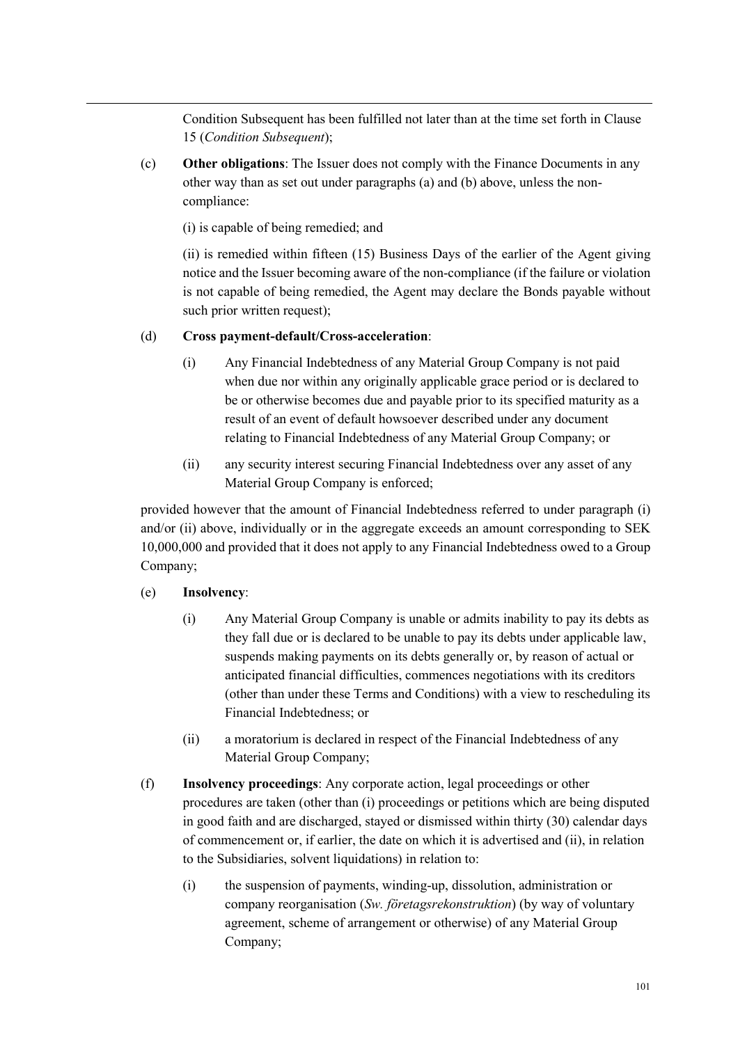Condition Subsequent has been fulfilled not later than at the time set forth in Clause 15 (*Condition Subsequent*);

(c) **Other obligations**: The Issuer does not comply with the Finance Documents in any other way than as set out under paragraphs (a) and (b) above, unless the non-compliance:

(i) is capable of being remedied; and

(ii) is remedied within fifteen (15) Business Days of the earlier of the Agent giving notice and the Issuer becoming aware of the non-compliance (if the failure or violation is not capable of being remedied, the Agent may declare the Bonds payable without such prior written request);

(d) **Cross payment-default/Cross-acceleration**:

(i) Any Financial Indebtedness of any Material Group Company is not paid when due nor within any originally applicable grace period or is declared to be or otherwise becomes due and payable prior to its specified maturity as a result of an event of default howsoever described under any document relating to Financial Indebtedness of any Material Group Company; or

(ii) any security interest securing Financial Indebtedness over any asset of any Material Group Company is enforced;

provided however that the amount of Financial Indebtedness referred to under paragraph (i) and/or (ii) above, individually or in the aggregate exceeds an amount corresponding to SEK 10,000,000 and provided that it does not apply to any Financial Indebtedness owed to a Group Company;

(e) **Insolvency**:

(i) Any Material Group Company is unable or admits inability to pay its debts as they fall due or is declared to be unable to pay its debts under applicable law, suspends making payments on its debts generally or, by reason of actual or anticipated financial difficulties, commences negotiations with its creditors (other than under these Terms and Conditions) with a view to rescheduling its Financial Indebtedness; or

(ii) a moratorium is declared in respect of the Financial Indebtedness of any Material Group Company;

(f) **Insolvency proceedings**: Any corporate action, legal proceedings or other procedures are taken (other than (i) proceedings or petitions which are being disputed in good faith and are discharged, stayed or dismissed within thirty (30) calendar days of commencement or, if earlier, the date on which it is advertised and (ii), in relation to the Subsidiaries, solvent liquidations) in relation to:

(i) the suspension of payments, winding-up, dissolution, administration or company reorganisation (*Sw. företagsrekonstruktion*) (by way of voluntary agreement, scheme of arrangement or otherwise) of any Material Group Company;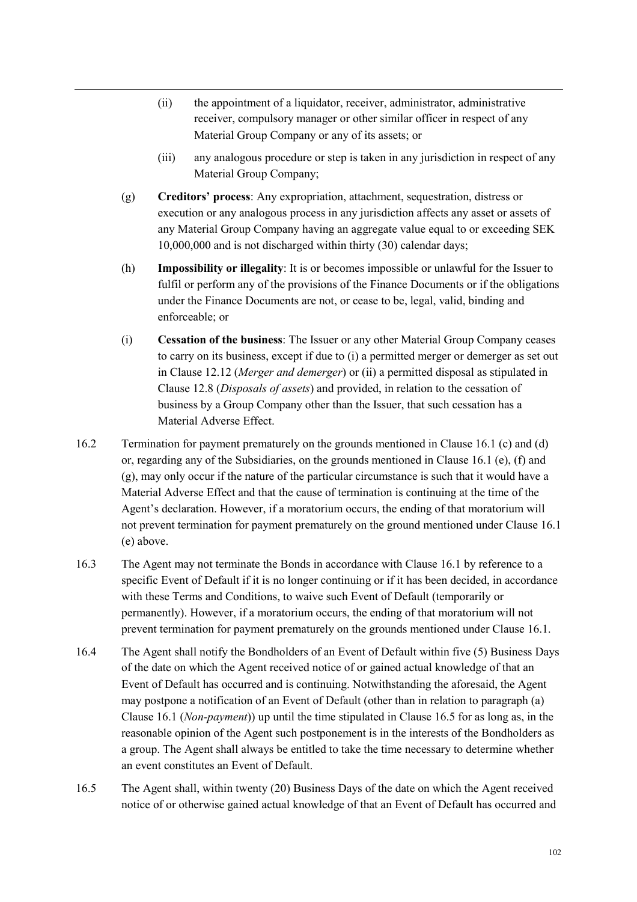(ii) the appointment of a liquidator, receiver, administrator, administrative receiver, compulsory manager or other similar officer in respect of any Material Group Company or any of its assets; or

(iii) any analogous procedure or step is taken in any jurisdiction in respect of any Material Group Company;

(g) **Creditors' process**: Any expropriation, attachment, sequestration, distress or execution or any analogous process in any jurisdiction affects any asset or assets of any Material Group Company having an aggregate value equal to or exceeding SEK 10,000,000 and is not discharged within thirty (30) calendar days;

(h) **Impossibility or illegality**: It is or becomes impossible or unlawful for the Issuer to fulfil or perform any of the provisions of the Finance Documents or if the obligations under the Finance Documents are not, or cease to be, legal, valid, binding and enforceable; or

(i) **Cessation of the business**: The Issuer or any other Material Group Company ceases to carry on its business, except if due to (i) a permitted merger or demerger as set out in Clause 12.12 (*Merger and demerger*) or (ii) a permitted disposal as stipulated in Clause 12.8 (*Disposals of assets*) and provided, in relation to the cessation of business by a Group Company other than the Issuer, that such cessation has a Material Adverse Effect.

16.2 Termination for payment prematurely on the grounds mentioned in Clause 16.1 (c) and (d) or, regarding any of the Subsidiaries, on the grounds mentioned in Clause 16.1 (e), (f) and (g), may only occur if the nature of the particular circumstance is such that it would have a Material Adverse Effect and that the cause of termination is continuing at the time of the Agent's declaration. However, if a moratorium occurs, the ending of that moratorium will not prevent termination for payment prematurely on the ground mentioned under Clause 16.1 (e) above.

16.3 The Agent may not terminate the Bonds in accordance with Clause 16.1 by reference to a specific Event of Default if it is no longer continuing or if it has been decided, in accordance with these Terms and Conditions, to waive such Event of Default (temporarily or permanently). However, if a moratorium occurs, the ending of that moratorium will not prevent termination for payment prematurely on the grounds mentioned under Clause 16.1.

16.4 The Agent shall notify the Bondholders of an Event of Default within five (5) Business Days of the date on which the Agent received notice of or gained actual knowledge of that an Event of Default has occurred and is continuing. Notwithstanding the aforesaid, the Agent may postpone a notification of an Event of Default (other than in relation to paragraph (a) Clause 16.1 (*Non-payment*)) up until the time stipulated in Clause 16.5 for as long as, in the reasonable opinion of the Agent such postponement is in the interests of the Bondholders as a group. The Agent shall always be entitled to take the time necessary to determine whether an event constitutes an Event of Default.

16.5 The Agent shall, within twenty (20) Business Days of the date on which the Agent received notice of or otherwise gained actual knowledge of that an Event of Default has occurred and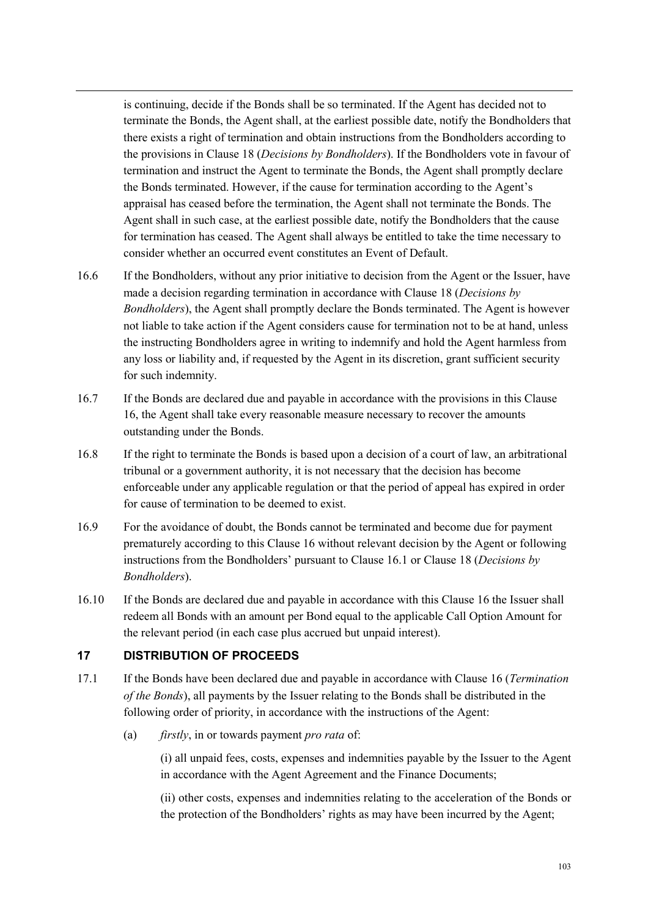is continuing, decide if the Bonds shall be so terminated. If the Agent has decided not to terminate the Bonds, the Agent shall, at the earliest possible date, notify the Bondholders that there exists a right of termination and obtain instructions from the Bondholders according to the provisions in Clause 18 (*Decisions by Bondholders*). If the Bondholders vote in favour of termination and instruct the Agent to terminate the Bonds, the Agent shall promptly declare the Bonds terminated. However, if the cause for termination according to the Agent's appraisal has ceased before the termination, the Agent shall not terminate the Bonds. The Agent shall in such case, at the earliest possible date, notify the Bondholders that the cause for termination has ceased. The Agent shall always be entitled to take the time necessary to consider whether an occurred event constitutes an Event of Default.

16.6 If the Bondholders, without any prior initiative to decision from the Agent or the Issuer, have made a decision regarding termination in accordance with Clause 18 (*Decisions by Bondholders*), the Agent shall promptly declare the Bonds terminated. The Agent is however not liable to take action if the Agent considers cause for termination not to be at hand, unless the instructing Bondholders agree in writing to indemnify and hold the Agent harmless from any loss or liability and, if requested by the Agent in its discretion, grant sufficient security for such indemnity.

16.7 If the Bonds are declared due and payable in accordance with the provisions in this Clause 16, the Agent shall take every reasonable measure necessary to recover the amounts outstanding under the Bonds.

16.8 If the right to terminate the Bonds is based upon a decision of a court of law, an arbitrational tribunal or a government authority, it is not necessary that the decision has become enforceable under any applicable regulation or that the period of appeal has expired in order for cause of termination to be deemed to exist.

16.9 For the avoidance of doubt, the Bonds cannot be terminated and become due for payment prematurely according to this Clause 16 without relevant decision by the Agent or following instructions from the Bondholders' pursuant to Clause 16.1 or Clause 18 (*Decisions by Bondholders*).

16.10 If the Bonds are declared due and payable in accordance with this Clause 16 the Issuer shall redeem all Bonds with an amount per Bond equal to the applicable Call Option Amount for the relevant period (in each case plus accrued but unpaid interest).

## 17 DISTRIBUTION OF PROCEEDS

17.1 If the Bonds have been declared due and payable in accordance with Clause 16 (*Termination of the Bonds*), all payments by the Issuer relating to the Bonds shall be distributed in the following order of priority, in accordance with the instructions of the Agent:

(a) *firstly*, in or towards payment *pro rata* of:

(i) all unpaid fees, costs, expenses and indemnities payable by the Issuer to the Agent in accordance with the Agent Agreement and the Finance Documents;

(ii) other costs, expenses and indemnities relating to the acceleration of the Bonds or the protection of the Bondholders' rights as may have been incurred by the Agent;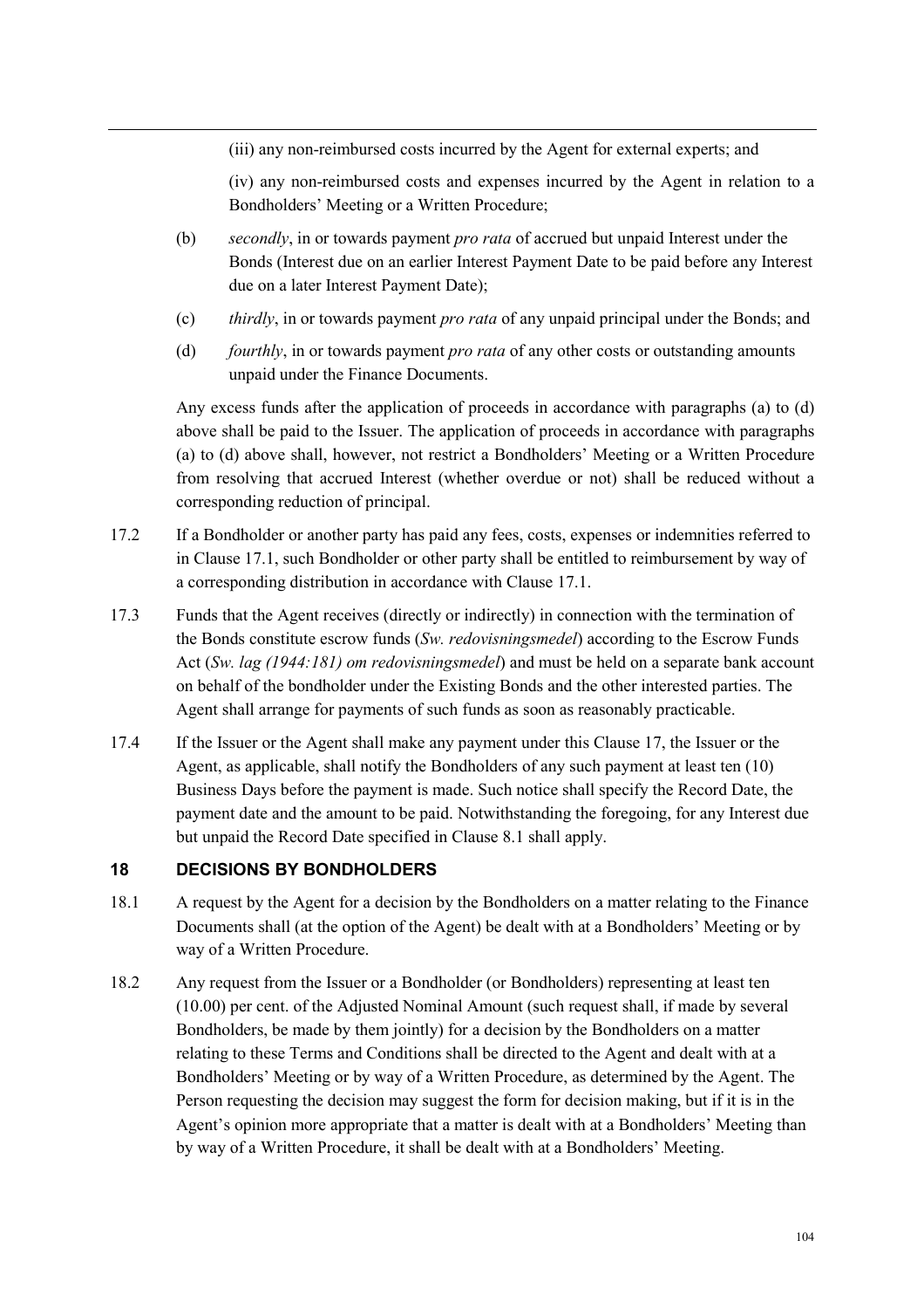(iii) any non-reimbursed costs incurred by the Agent for external experts; and

(iv) any non-reimbursed costs and expenses incurred by the Agent in relation to a Bondholders' Meeting or a Written Procedure;

(b) *secondly*, in or towards payment *pro rata* of accrued but unpaid Interest under the Bonds (Interest due on an earlier Interest Payment Date to be paid before any Interest due on a later Interest Payment Date);

(c) *thirdly*, in or towards payment *pro rata* of any unpaid principal under the Bonds; and

(d) *fourthly*, in or towards payment *pro rata* of any other costs or outstanding amounts unpaid under the Finance Documents.

Any excess funds after the application of proceeds in accordance with paragraphs (a) to (d) above shall be paid to the Issuer. The application of proceeds in accordance with paragraphs (a) to (d) above shall, however, not restrict a Bondholders' Meeting or a Written Procedure from resolving that accrued Interest (whether overdue or not) shall be reduced without a corresponding reduction of principal.

17.2 If a Bondholder or another party has paid any fees, costs, expenses or indemnities referred to in Clause 17.1, such Bondholder or other party shall be entitled to reimbursement by way of a corresponding distribution in accordance with Clause 17.1.

17.3 Funds that the Agent receives (directly or indirectly) in connection with the termination of the Bonds constitute escrow funds (*Sw. redovisningsmedel*) according to the Escrow Funds Act (*Sw. lag (1944:181) om redovisningsmedel*) and must be held on a separate bank account on behalf of the bondholder under the Existing Bonds and the other interested parties. The Agent shall arrange for payments of such funds as soon as reasonably practicable.

17.4 If the Issuer or the Agent shall make any payment under this Clause 17, the Issuer or the Agent, as applicable, shall notify the Bondholders of any such payment at least ten (10) Business Days before the payment is made. Such notice shall specify the Record Date, the payment date and the amount to be paid. Notwithstanding the foregoing, for any Interest due but unpaid the Record Date specified in Clause 8.1 shall apply.

## 18 DECISIONS BY BONDHOLDERS

18.1 A request by the Agent for a decision by the Bondholders on a matter relating to the Finance Documents shall (at the option of the Agent) be dealt with at a Bondholders' Meeting or by way of a Written Procedure.

18.2 Any request from the Issuer or a Bondholder (or Bondholders) representing at least ten (10.00) per cent. of the Adjusted Nominal Amount (such request shall, if made by several Bondholders, be made by them jointly) for a decision by the Bondholders on a matter relating to these Terms and Conditions shall be directed to the Agent and dealt with at a Bondholders' Meeting or by way of a Written Procedure, as determined by the Agent. The Person requesting the decision may suggest the form for decision making, but if it is in the Agent's opinion more appropriate that a matter is dealt with at a Bondholders' Meeting than by way of a Written Procedure, it shall be dealt with at a Bondholders' Meeting.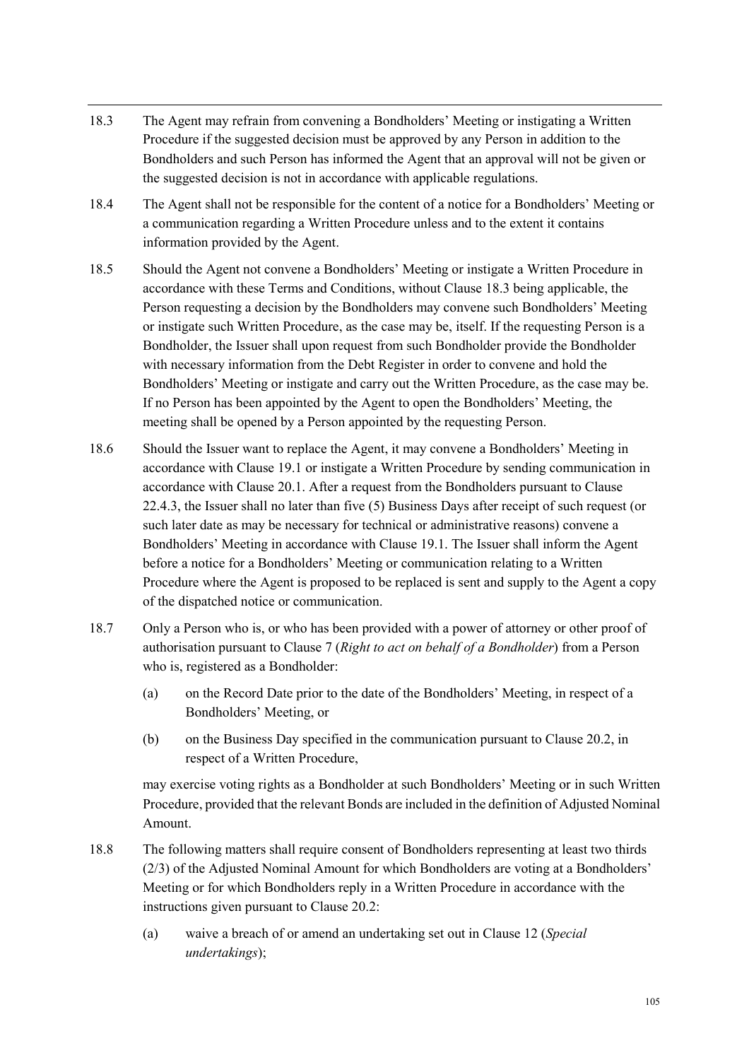18.3 The Agent may refrain from convening a Bondholders' Meeting or instigating a Written Procedure if the suggested decision must be approved by any Person in addition to the Bondholders and such Person has informed the Agent that an approval will not be given or the suggested decision is not in accordance with applicable regulations.

18.4 The Agent shall not be responsible for the content of a notice for a Bondholders' Meeting or a communication regarding a Written Procedure unless and to the extent it contains information provided by the Agent.

18.5 Should the Agent not convene a Bondholders' Meeting or instigate a Written Procedure in accordance with these Terms and Conditions, without Clause 18.3 being applicable, the Person requesting a decision by the Bondholders may convene such Bondholders' Meeting or instigate such Written Procedure, as the case may be, itself. If the requesting Person is a Bondholder, the Issuer shall upon request from such Bondholder provide the Bondholder with necessary information from the Debt Register in order to convene and hold the Bondholders' Meeting or instigate and carry out the Written Procedure, as the case may be. If no Person has been appointed by the Agent to open the Bondholders' Meeting, the meeting shall be opened by a Person appointed by the requesting Person.

18.6 Should the Issuer want to replace the Agent, it may convene a Bondholders' Meeting in accordance with Clause 19.1 or instigate a Written Procedure by sending communication in accordance with Clause 20.1. After a request from the Bondholders pursuant to Clause 22.4.3, the Issuer shall no later than five (5) Business Days after receipt of such request (or such later date as may be necessary for technical or administrative reasons) convene a Bondholders' Meeting in accordance with Clause 19.1. The Issuer shall inform the Agent before a notice for a Bondholders' Meeting or communication relating to a Written Procedure where the Agent is proposed to be replaced is sent and supply to the Agent a copy of the dispatched notice or communication.

18.7 Only a Person who is, or who has been provided with a power of attorney or other proof of authorisation pursuant to Clause 7 (*Right to act on behalf of a Bondholder*) from a Person who is, registered as a Bondholder:

(a) on the Record Date prior to the date of the Bondholders' Meeting, in respect of a Bondholders' Meeting, or

(b) on the Business Day specified in the communication pursuant to Clause 20.2, in respect of a Written Procedure,

may exercise voting rights as a Bondholder at such Bondholders' Meeting or in such Written Procedure, provided that the relevant Bonds are included in the definition of Adjusted Nominal Amount.

18.8 The following matters shall require consent of Bondholders representing at least two thirds (2/3) of the Adjusted Nominal Amount for which Bondholders are voting at a Bondholders' Meeting or for which Bondholders reply in a Written Procedure in accordance with the instructions given pursuant to Clause 20.2:

(a) waive a breach of or amend an undertaking set out in Clause 12 (*Special undertakings*);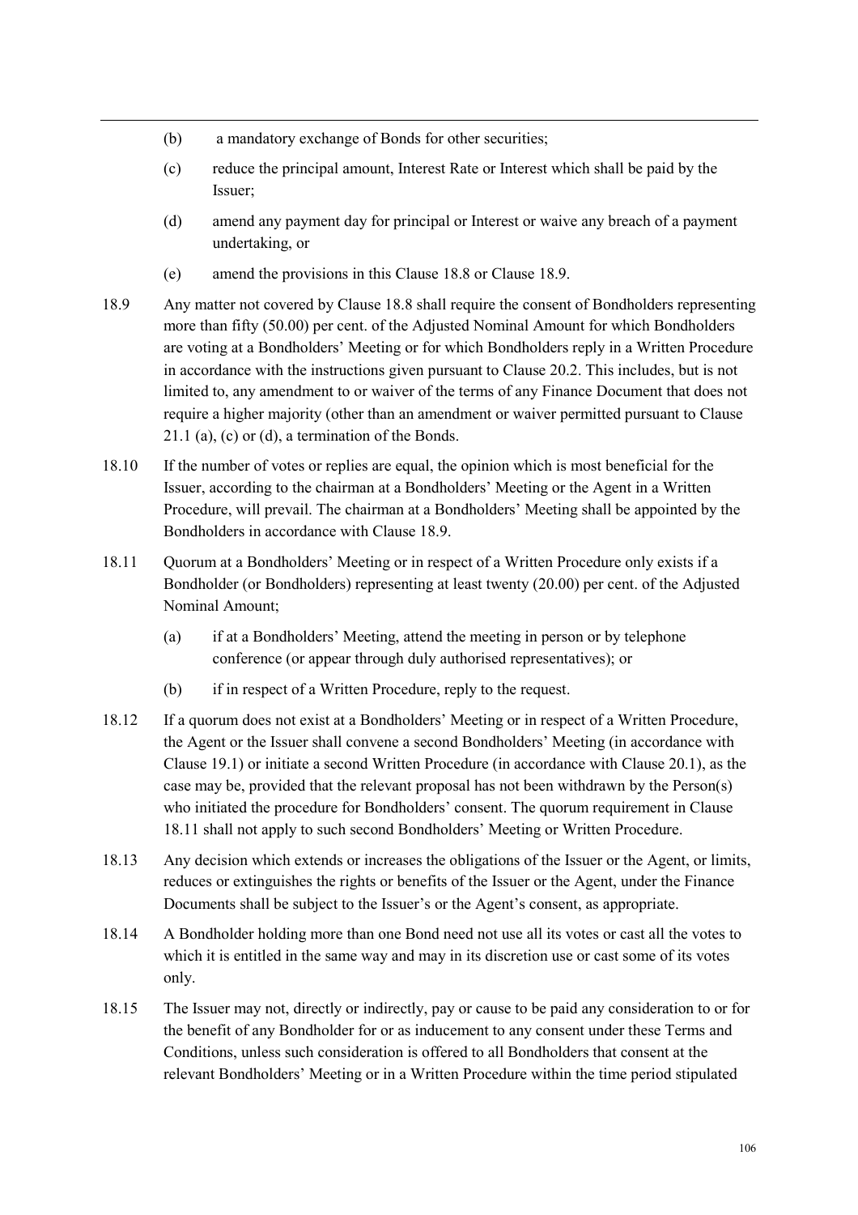(b) a mandatory exchange of Bonds for other securities;

(c) reduce the principal amount, Interest Rate or Interest which shall be paid by the Issuer;

(d) amend any payment day for principal or Interest or waive any breach of a payment undertaking, or

(e) amend the provisions in this Clause 18.8 or Clause 18.9.

18.9 Any matter not covered by Clause 18.8 shall require the consent of Bondholders representing more than fifty (50.00) per cent. of the Adjusted Nominal Amount for which Bondholders are voting at a Bondholders' Meeting or for which Bondholders reply in a Written Procedure in accordance with the instructions given pursuant to Clause 20.2. This includes, but is not limited to, any amendment to or waiver of the terms of any Finance Document that does not require a higher majority (other than an amendment or waiver permitted pursuant to Clause 21.1 (a), (c) or (d), a termination of the Bonds.

18.10 If the number of votes or replies are equal, the opinion which is most beneficial for the Issuer, according to the chairman at a Bondholders' Meeting or the Agent in a Written Procedure, will prevail. The chairman at a Bondholders' Meeting shall be appointed by the Bondholders in accordance with Clause 18.9.

18.11 Quorum at a Bondholders' Meeting or in respect of a Written Procedure only exists if a Bondholder (or Bondholders) representing at least twenty (20.00) per cent. of the Adjusted Nominal Amount;

(a) if at a Bondholders' Meeting, attend the meeting in person or by telephone conference (or appear through duly authorised representatives); or

(b) if in respect of a Written Procedure, reply to the request.

18.12 If a quorum does not exist at a Bondholders' Meeting or in respect of a Written Procedure, the Agent or the Issuer shall convene a second Bondholders' Meeting (in accordance with Clause 19.1) or initiate a second Written Procedure (in accordance with Clause 20.1), as the case may be, provided that the relevant proposal has not been withdrawn by the Person(s) who initiated the procedure for Bondholders' consent. The quorum requirement in Clause 18.11 shall not apply to such second Bondholders' Meeting or Written Procedure.

18.13 Any decision which extends or increases the obligations of the Issuer or the Agent, or limits, reduces or extinguishes the rights or benefits of the Issuer or the Agent, under the Finance Documents shall be subject to the Issuer's or the Agent's consent, as appropriate.

18.14 A Bondholder holding more than one Bond need not use all its votes or cast all the votes to which it is entitled in the same way and may in its discretion use or cast some of its votes only.

18.15 The Issuer may not, directly or indirectly, pay or cause to be paid any consideration to or for the benefit of any Bondholder for or as inducement to any consent under these Terms and Conditions, unless such consideration is offered to all Bondholders that consent at the relevant Bondholders' Meeting or in a Written Procedure within the time period stipulated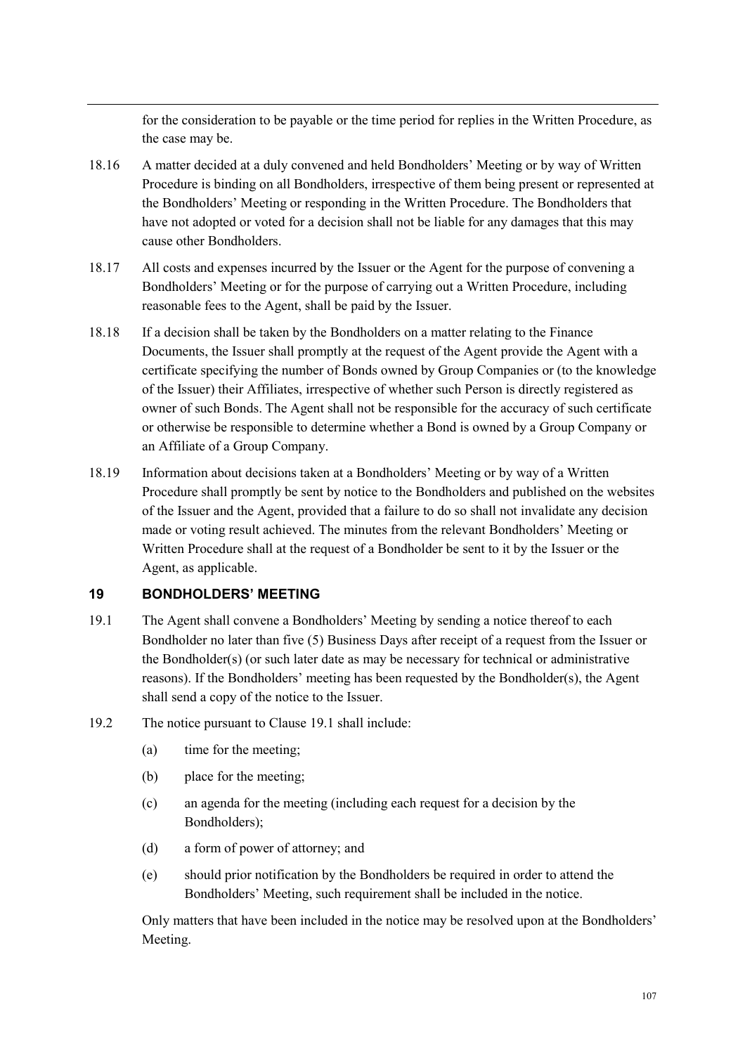for the consideration to be payable or the time period for replies in the Written Procedure, as the case may be.

18.16 A matter decided at a duly convened and held Bondholders' Meeting or by way of Written Procedure is binding on all Bondholders, irrespective of them being present or represented at the Bondholders' Meeting or responding in the Written Procedure. The Bondholders that have not adopted or voted for a decision shall not be liable for any damages that this may cause other Bondholders.

18.17 All costs and expenses incurred by the Issuer or the Agent for the purpose of convening a Bondholders' Meeting or for the purpose of carrying out a Written Procedure, including reasonable fees to the Agent, shall be paid by the Issuer.

18.18 If a decision shall be taken by the Bondholders on a matter relating to the Finance Documents, the Issuer shall promptly at the request of the Agent provide the Agent with a certificate specifying the number of Bonds owned by Group Companies or (to the knowledge of the Issuer) their Affiliates, irrespective of whether such Person is directly registered as owner of such Bonds. The Agent shall not be responsible for the accuracy of such certificate or otherwise be responsible to determine whether a Bond is owned by a Group Company or an Affiliate of a Group Company.

18.19 Information about decisions taken at a Bondholders' Meeting or by way of a Written Procedure shall promptly be sent by notice to the Bondholders and published on the websites of the Issuer and the Agent, provided that a failure to do so shall not invalidate any decision made or voting result achieved. The minutes from the relevant Bondholders' Meeting or Written Procedure shall at the request of a Bondholder be sent to it by the Issuer or the Agent, as applicable.

## 19 BONDHOLDERS' MEETING

19.1 The Agent shall convene a Bondholders' Meeting by sending a notice thereof to each Bondholder no later than five (5) Business Days after receipt of a request from the Issuer or the Bondholder(s) (or such later date as may be necessary for technical or administrative reasons). If the Bondholders' meeting has been requested by the Bondholder(s), the Agent shall send a copy of the notice to the Issuer.

19.2 The notice pursuant to Clause 19.1 shall include:

(a) time for the meeting;

(b) place for the meeting;

(c) an agenda for the meeting (including each request for a decision by the Bondholders);

(d) a form of power of attorney; and

(e) should prior notification by the Bondholders be required in order to attend the Bondholders' Meeting, such requirement shall be included in the notice.

Only matters that have been included in the notice may be resolved upon at the Bondholders' Meeting.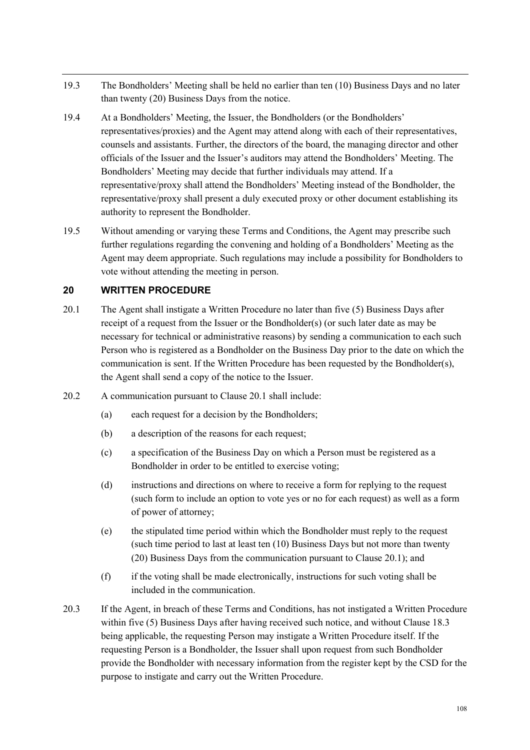19.3 The Bondholders' Meeting shall be held no earlier than ten (10) Business Days and no later than twenty (20) Business Days from the notice.

19.4 At a Bondholders' Meeting, the Issuer, the Bondholders (or the Bondholders' representatives/proxies) and the Agent may attend along with each of their representatives, counsels and assistants. Further, the directors of the board, the managing director and other officials of the Issuer and the Issuer's auditors may attend the Bondholders' Meeting. The Bondholders' Meeting may decide that further individuals may attend. If a representative/proxy shall attend the Bondholders' Meeting instead of the Bondholder, the representative/proxy shall present a duly executed proxy or other document establishing its authority to represent the Bondholder.

19.5 Without amending or varying these Terms and Conditions, the Agent may prescribe such further regulations regarding the convening and holding of a Bondholders' Meeting as the Agent may deem appropriate. Such regulations may include a possibility for Bondholders to vote without attending the meeting in person.

## 20 WRITTEN PROCEDURE

20.1 The Agent shall instigate a Written Procedure no later than five (5) Business Days after receipt of a request from the Issuer or the Bondholder(s) (or such later date as may be necessary for technical or administrative reasons) by sending a communication to each such Person who is registered as a Bondholder on the Business Day prior to the date on which the communication is sent. If the Written Procedure has been requested by the Bondholder(s), the Agent shall send a copy of the notice to the Issuer.

20.2 A communication pursuant to Clause 20.1 shall include:

(a) each request for a decision by the Bondholders;

(b) a description of the reasons for each request;

(c) a specification of the Business Day on which a Person must be registered as a Bondholder in order to be entitled to exercise voting;

(d) instructions and directions on where to receive a form for replying to the request (such form to include an option to vote yes or no for each request) as well as a form of power of attorney;

(e) the stipulated time period within which the Bondholder must reply to the request (such time period to last at least ten (10) Business Days but not more than twenty (20) Business Days from the communication pursuant to Clause 20.1); and

(f) if the voting shall be made electronically, instructions for such voting shall be included in the communication.

20.3 If the Agent, in breach of these Terms and Conditions, has not instigated a Written Procedure within five (5) Business Days after having received such notice, and without Clause 18.3 being applicable, the requesting Person may instigate a Written Procedure itself. If the requesting Person is a Bondholder, the Issuer shall upon request from such Bondholder provide the Bondholder with necessary information from the register kept by the CSD for the purpose to instigate and carry out the Written Procedure.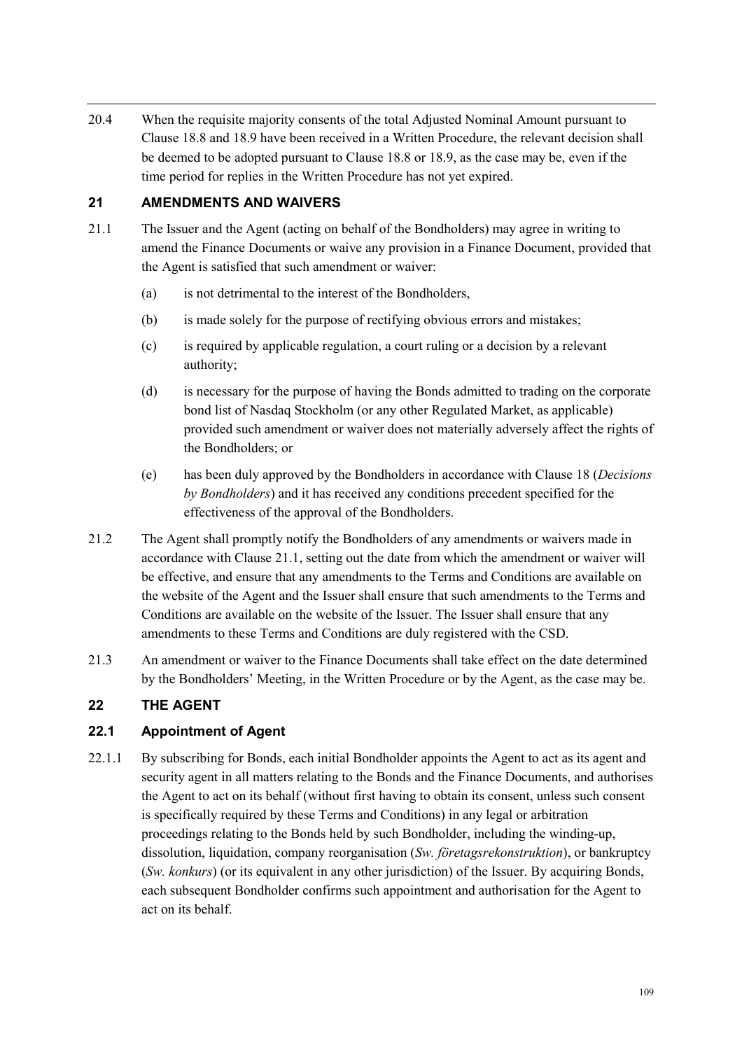20.4 When the requisite majority consents of the total Adjusted Nominal Amount pursuant to Clause 18.8 and 18.9 have been received in a Written Procedure, the relevant decision shall be deemed to be adopted pursuant to Clause 18.8 or 18.9, as the case may be, even if the time period for replies in the Written Procedure has not yet expired.

## 21 AMENDMENTS AND WAIVERS

21.1 The Issuer and the Agent (acting on behalf of the Bondholders) may agree in writing to amend the Finance Documents or waive any provision in a Finance Document, provided that the Agent is satisfied that such amendment or waiver:

(a) is not detrimental to the interest of the Bondholders,

(b) is made solely for the purpose of rectifying obvious errors and mistakes;

(c) is required by applicable regulation, a court ruling or a decision by a relevant authority;

(d) is necessary for the purpose of having the Bonds admitted to trading on the corporate bond list of Nasdaq Stockholm (or any other Regulated Market, as applicable) provided such amendment or waiver does not materially adversely affect the rights of the Bondholders; or

(e) has been duly approved by the Bondholders in accordance with Clause 18 (*Decisions by Bondholders*) and it has received any conditions precedent specified for the effectiveness of the approval of the Bondholders.

21.2 The Agent shall promptly notify the Bondholders of any amendments or waivers made in accordance with Clause 21.1, setting out the date from which the amendment or waiver will be effective, and ensure that any amendments to the Terms and Conditions are available on the website of the Agent and the Issuer shall ensure that such amendments to the Terms and Conditions are available on the website of the Issuer. The Issuer shall ensure that any amendments to these Terms and Conditions are duly registered with the CSD.

21.3 An amendment or waiver to the Finance Documents shall take effect on the date determined by the Bondholders' Meeting, in the Written Procedure or by the Agent, as the case may be.

## 22 THE AGENT

### 22.1 Appointment of Agent

22.1.1 By subscribing for Bonds, each initial Bondholder appoints the Agent to act as its agent and security agent in all matters relating to the Bonds and the Finance Documents, and authorises the Agent to act on its behalf (without first having to obtain its consent, unless such consent is specifically required by these Terms and Conditions) in any legal or arbitration proceedings relating to the Bonds held by such Bondholder, including the winding-up, dissolution, liquidation, company reorganisation (*Sw. företagsrekonstruktion*), or bankruptcy (*Sw. konkurs*) (or its equivalent in any other jurisdiction) of the Issuer. By acquiring Bonds, each subsequent Bondholder confirms such appointment and authorisation for the Agent to act on its behalf.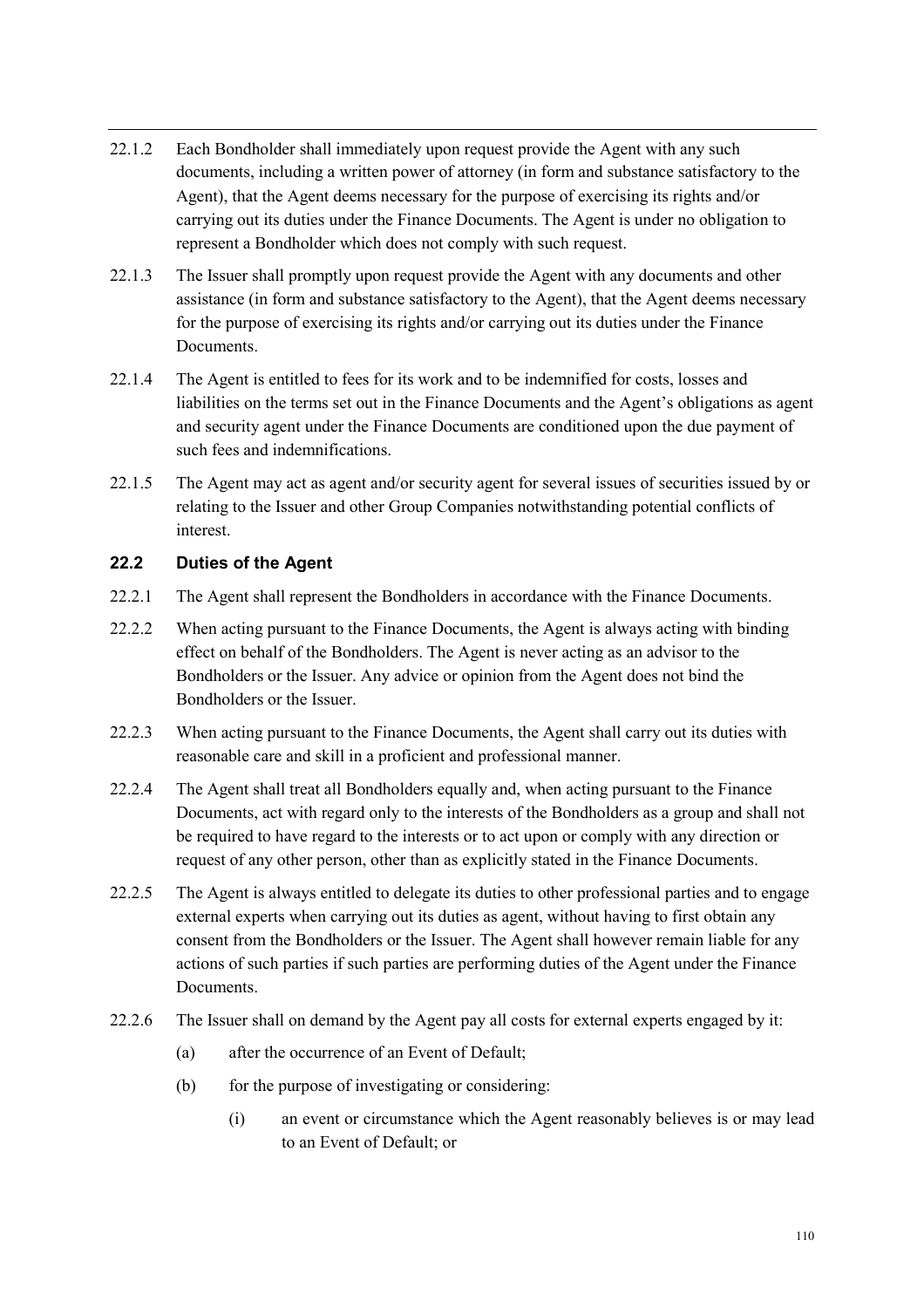22.1.2 Each Bondholder shall immediately upon request provide the Agent with any such documents, including a written power of attorney (in form and substance satisfactory to the Agent), that the Agent deems necessary for the purpose of exercising its rights and/or carrying out its duties under the Finance Documents. The Agent is under no obligation to represent a Bondholder which does not comply with such request.

22.1.3 The Issuer shall promptly upon request provide the Agent with any documents and other assistance (in form and substance satisfactory to the Agent), that the Agent deems necessary for the purpose of exercising its rights and/or carrying out its duties under the Finance Documents.

22.1.4 The Agent is entitled to fees for its work and to be indemnified for costs, losses and liabilities on the terms set out in the Finance Documents and the Agent's obligations as agent and security agent under the Finance Documents are conditioned upon the due payment of such fees and indemnifications.

22.1.5 The Agent may act as agent and/or security agent for several issues of securities issued by or relating to the Issuer and other Group Companies notwithstanding potential conflicts of interest.

### 22.2 Duties of the Agent

22.2.1 The Agent shall represent the Bondholders in accordance with the Finance Documents.

22.2.2 When acting pursuant to the Finance Documents, the Agent is always acting with binding effect on behalf of the Bondholders. The Agent is never acting as an advisor to the Bondholders or the Issuer. Any advice or opinion from the Agent does not bind the Bondholders or the Issuer.

22.2.3 When acting pursuant to the Finance Documents, the Agent shall carry out its duties with reasonable care and skill in a proficient and professional manner.

22.2.4 The Agent shall treat all Bondholders equally and, when acting pursuant to the Finance Documents, act with regard only to the interests of the Bondholders as a group and shall not be required to have regard to the interests or to act upon or comply with any direction or request of any other person, other than as explicitly stated in the Finance Documents.

22.2.5 The Agent is always entitled to delegate its duties to other professional parties and to engage external experts when carrying out its duties as agent, without having to first obtain any consent from the Bondholders or the Issuer. The Agent shall however remain liable for any actions of such parties if such parties are performing duties of the Agent under the Finance Documents.

22.2.6 The Issuer shall on demand by the Agent pay all costs for external experts engaged by it:

(a) after the occurrence of an Event of Default;

(b) for the purpose of investigating or considering:

(i) an event or circumstance which the Agent reasonably believes is or may lead to an Event of Default; or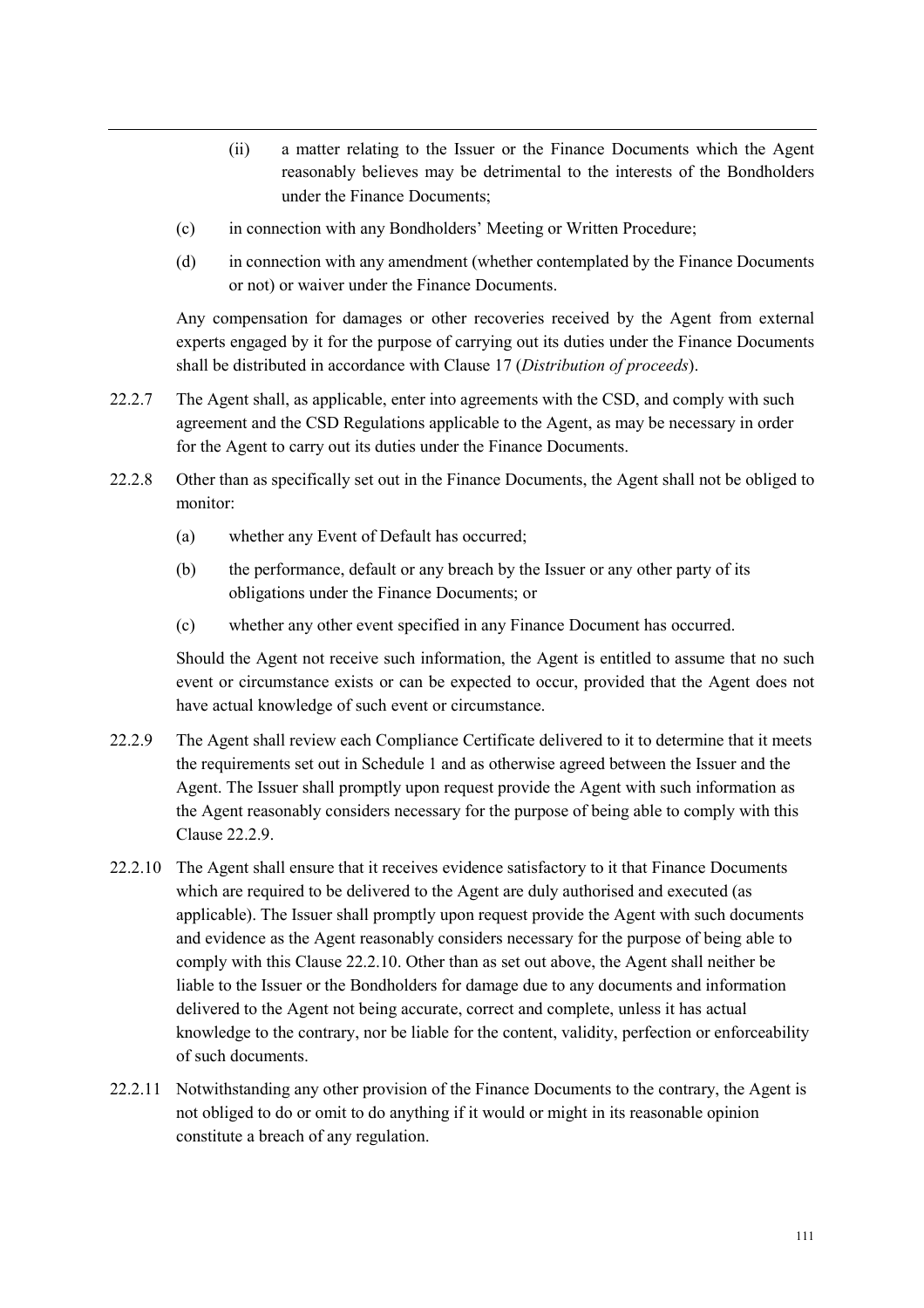(ii) a matter relating to the Issuer or the Finance Documents which the Agent reasonably believes may be detrimental to the interests of the Bondholders under the Finance Documents;

(c) in connection with any Bondholders' Meeting or Written Procedure;

(d) in connection with any amendment (whether contemplated by the Finance Documents or not) or waiver under the Finance Documents.

Any compensation for damages or other recoveries received by the Agent from external experts engaged by it for the purpose of carrying out its duties under the Finance Documents shall be distributed in accordance with Clause 17 (*Distribution of proceeds*).

22.2.7 The Agent shall, as applicable, enter into agreements with the CSD, and comply with such agreement and the CSD Regulations applicable to the Agent, as may be necessary in order for the Agent to carry out its duties under the Finance Documents.

22.2.8 Other than as specifically set out in the Finance Documents, the Agent shall not be obliged to monitor:

(a) whether any Event of Default has occurred;

(b) the performance, default or any breach by the Issuer or any other party of its obligations under the Finance Documents; or

(c) whether any other event specified in any Finance Document has occurred.

Should the Agent not receive such information, the Agent is entitled to assume that no such event or circumstance exists or can be expected to occur, provided that the Agent does not have actual knowledge of such event or circumstance.

22.2.9 The Agent shall review each Compliance Certificate delivered to it to determine that it meets the requirements set out in Schedule 1 and as otherwise agreed between the Issuer and the Agent. The Issuer shall promptly upon request provide the Agent with such information as the Agent reasonably considers necessary for the purpose of being able to comply with this Clause 22.2.9.

22.2.10 The Agent shall ensure that it receives evidence satisfactory to it that Finance Documents which are required to be delivered to the Agent are duly authorised and executed (as applicable). The Issuer shall promptly upon request provide the Agent with such documents and evidence as the Agent reasonably considers necessary for the purpose of being able to comply with this Clause 22.2.10. Other than as set out above, the Agent shall neither be liable to the Issuer or the Bondholders for damage due to any documents and information delivered to the Agent not being accurate, correct and complete, unless it has actual knowledge to the contrary, nor be liable for the content, validity, perfection or enforceability of such documents.

22.2.11 Notwithstanding any other provision of the Finance Documents to the contrary, the Agent is not obliged to do or omit to do anything if it would or might in its reasonable opinion constitute a breach of any regulation.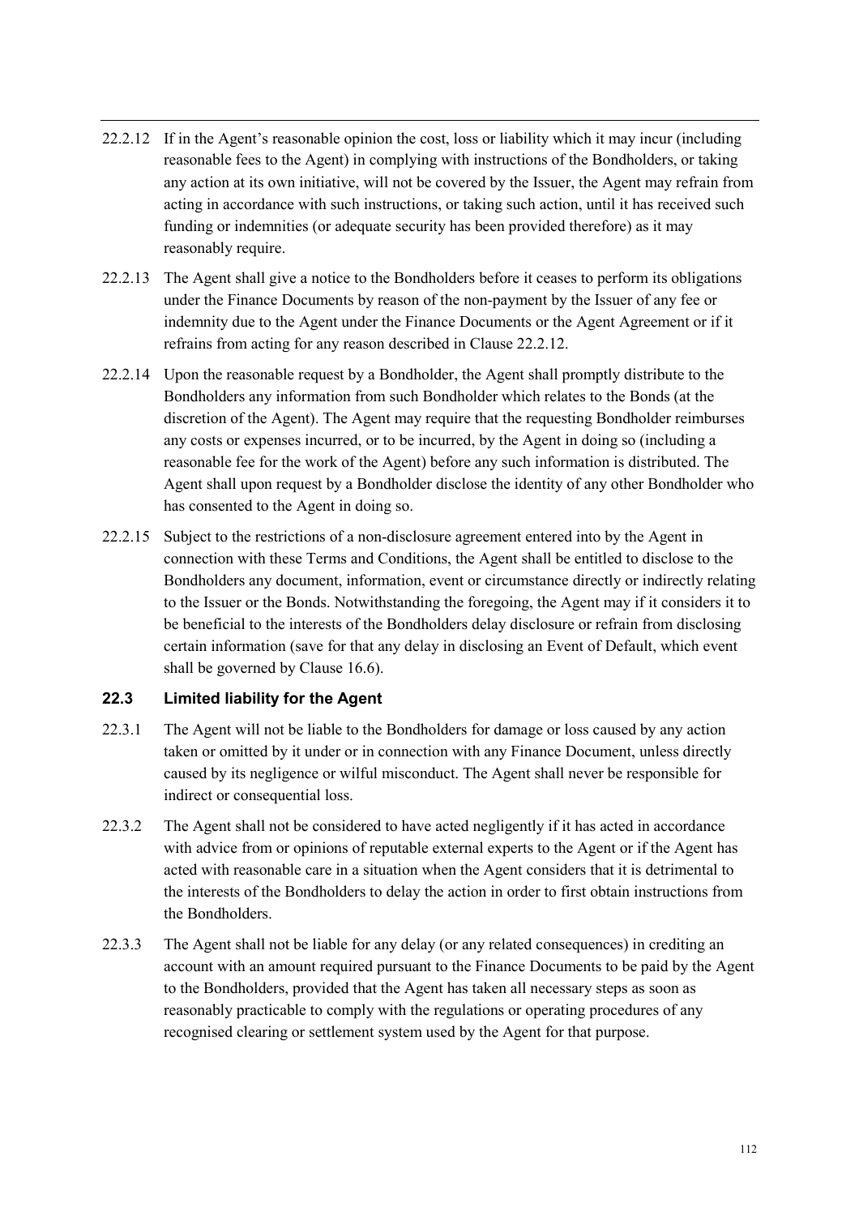22.2.12 If in the Agent's reasonable opinion the cost, loss or liability which it may incur (including reasonable fees to the Agent) in complying with instructions of the Bondholders, or taking any action at its own initiative, will not be covered by the Issuer, the Agent may refrain from acting in accordance with such instructions, or taking such action, until it has received such funding or indemnities (or adequate security has been provided therefore) as it may reasonably require.

22.2.13 The Agent shall give a notice to the Bondholders before it ceases to perform its obligations under the Finance Documents by reason of the non-payment by the Issuer of any fee or indemnity due to the Agent under the Finance Documents or the Agent Agreement or if it refrains from acting for any reason described in Clause 22.2.12.

22.2.14 Upon the reasonable request by a Bondholder, the Agent shall promptly distribute to the Bondholders any information from such Bondholder which relates to the Bonds (at the discretion of the Agent). The Agent may require that the requesting Bondholder reimburses any costs or expenses incurred, or to be incurred, by the Agent in doing so (including a reasonable fee for the work of the Agent) before any such information is distributed. The Agent shall upon request by a Bondholder disclose the identity of any other Bondholder who has consented to the Agent in doing so.

22.2.15 Subject to the restrictions of a non-disclosure agreement entered into by the Agent in connection with these Terms and Conditions, the Agent shall be entitled to disclose to the Bondholders any document, information, event or circumstance directly or indirectly relating to the Issuer or the Bonds. Notwithstanding the foregoing, the Agent may if it considers it to be beneficial to the interests of the Bondholders delay disclosure or refrain from disclosing certain information (save for that any delay in disclosing an Event of Default, which event shall be governed by Clause 16.6).

### 22.3 Limited liability for the Agent

22.3.1 The Agent will not be liable to the Bondholders for damage or loss caused by any action taken or omitted by it under or in connection with any Finance Document, unless directly caused by its negligence or wilful misconduct. The Agent shall never be responsible for indirect or consequential loss.

22.3.2 The Agent shall not be considered to have acted negligently if it has acted in accordance with advice from or opinions of reputable external experts to the Agent or if the Agent has acted with reasonable care in a situation when the Agent considers that it is detrimental to the interests of the Bondholders to delay the action in order to first obtain instructions from the Bondholders.

22.3.3 The Agent shall not be liable for any delay (or any related consequences) in crediting an account with an amount required pursuant to the Finance Documents to be paid by the Agent to the Bondholders, provided that the Agent has taken all necessary steps as soon as reasonably practicable to comply with the regulations or operating procedures of any recognised clearing or settlement system used by the Agent for that purpose.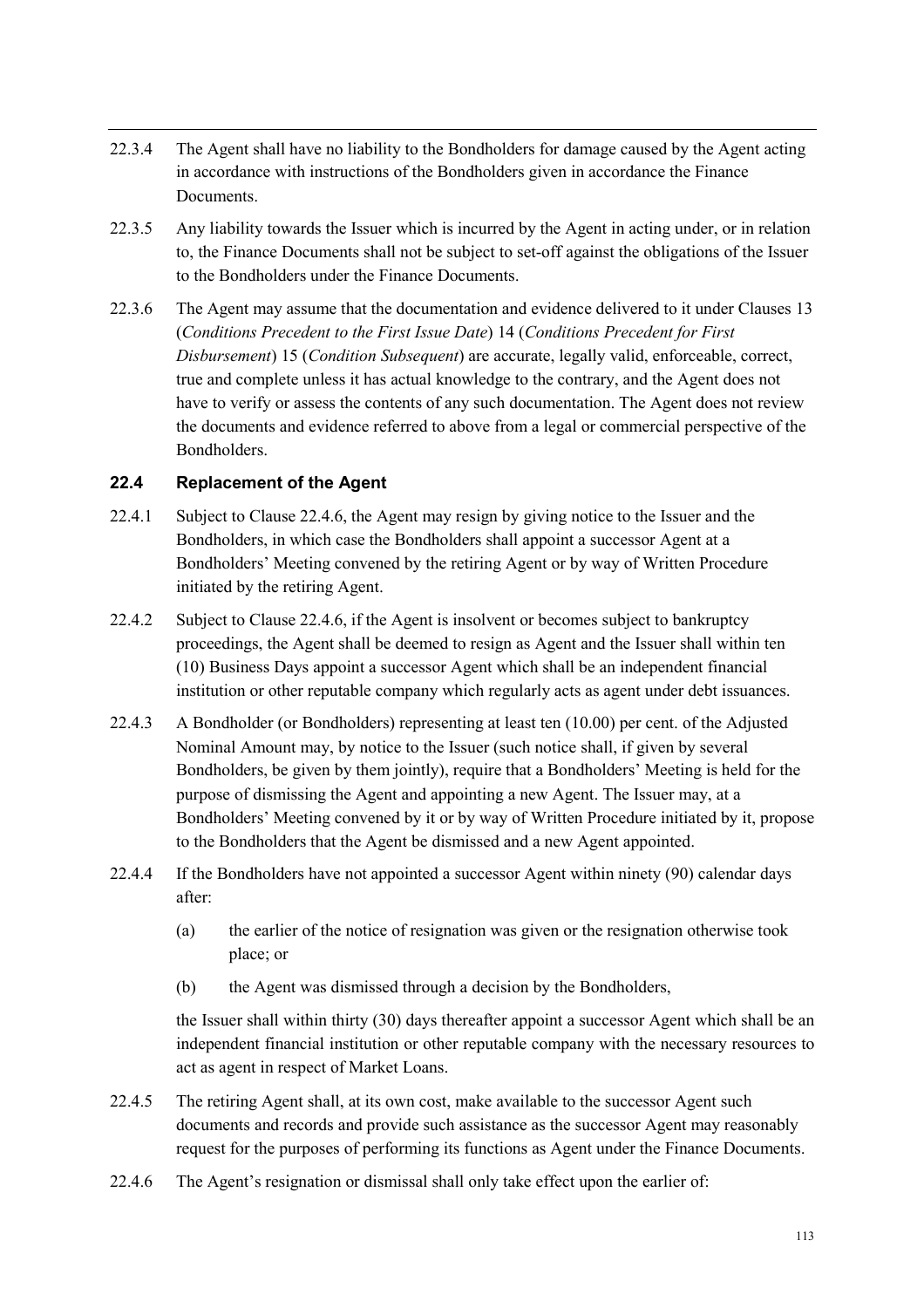22.3.4 The Agent shall have no liability to the Bondholders for damage caused by the Agent acting in accordance with instructions of the Bondholders given in accordance the Finance Documents.

22.3.5 Any liability towards the Issuer which is incurred by the Agent in acting under, or in relation to, the Finance Documents shall not be subject to set-off against the obligations of the Issuer to the Bondholders under the Finance Documents.

22.3.6 The Agent may assume that the documentation and evidence delivered to it under Clauses 13 (*Conditions Precedent to the First Issue Date*) 14 (*Conditions Precedent for First Disbursement*) 15 (*Condition Subsequent*) are accurate, legally valid, enforceable, correct, true and complete unless it has actual knowledge to the contrary, and the Agent does not have to verify or assess the contents of any such documentation. The Agent does not review the documents and evidence referred to above from a legal or commercial perspective of the Bondholders.

### 22.4 Replacement of the Agent

22.4.1 Subject to Clause 22.4.6, the Agent may resign by giving notice to the Issuer and the Bondholders, in which case the Bondholders shall appoint a successor Agent at a Bondholders' Meeting convened by the retiring Agent or by way of Written Procedure initiated by the retiring Agent.

22.4.2 Subject to Clause 22.4.6, if the Agent is insolvent or becomes subject to bankruptcy proceedings, the Agent shall be deemed to resign as Agent and the Issuer shall within ten (10) Business Days appoint a successor Agent which shall be an independent financial institution or other reputable company which regularly acts as agent under debt issuances.

22.4.3 A Bondholder (or Bondholders) representing at least ten (10.00) per cent. of the Adjusted Nominal Amount may, by notice to the Issuer (such notice shall, if given by several Bondholders, be given by them jointly), require that a Bondholders' Meeting is held for the purpose of dismissing the Agent and appointing a new Agent. The Issuer may, at a Bondholders' Meeting convened by it or by way of Written Procedure initiated by it, propose to the Bondholders that the Agent be dismissed and a new Agent appointed.

22.4.4 If the Bondholders have not appointed a successor Agent within ninety (90) calendar days after:

(a) the earlier of the notice of resignation was given or the resignation otherwise took place; or

(b) the Agent was dismissed through a decision by the Bondholders,

the Issuer shall within thirty (30) days thereafter appoint a successor Agent which shall be an independent financial institution or other reputable company with the necessary resources to act as agent in respect of Market Loans.

22.4.5 The retiring Agent shall, at its own cost, make available to the successor Agent such documents and records and provide such assistance as the successor Agent may reasonably request for the purposes of performing its functions as Agent under the Finance Documents.

22.4.6 The Agent's resignation or dismissal shall only take effect upon the earlier of: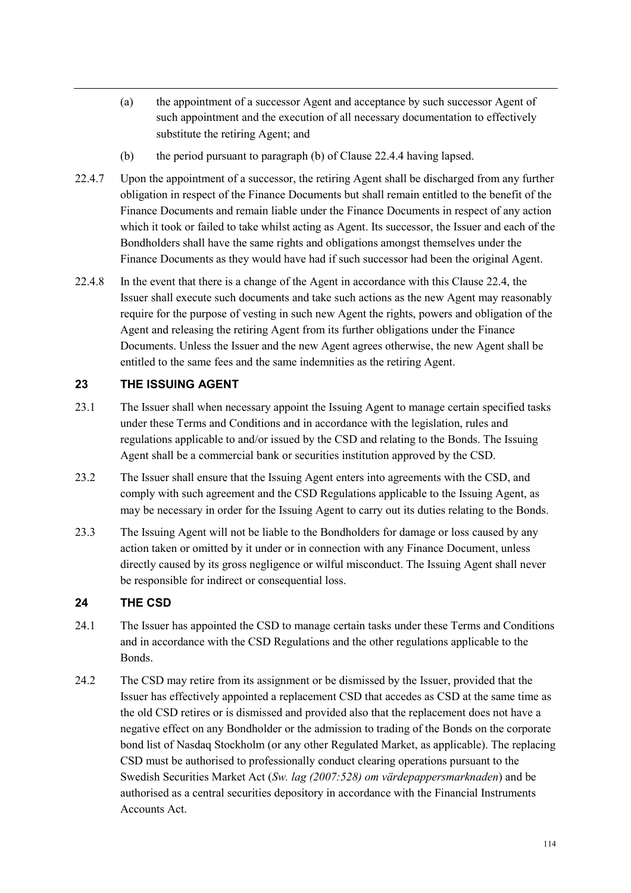(a) the appointment of a successor Agent and acceptance by such successor Agent of such appointment and the execution of all necessary documentation to effectively substitute the retiring Agent; and

(b) the period pursuant to paragraph (b) of Clause 22.4.4 having lapsed.

22.4.7 Upon the appointment of a successor, the retiring Agent shall be discharged from any further obligation in respect of the Finance Documents but shall remain entitled to the benefit of the Finance Documents and remain liable under the Finance Documents in respect of any action which it took or failed to take whilst acting as Agent. Its successor, the Issuer and each of the Bondholders shall have the same rights and obligations amongst themselves under the Finance Documents as they would have had if such successor had been the original Agent.

22.4.8 In the event that there is a change of the Agent in accordance with this Clause 22.4, the Issuer shall execute such documents and take such actions as the new Agent may reasonably require for the purpose of vesting in such new Agent the rights, powers and obligation of the Agent and releasing the retiring Agent from its further obligations under the Finance Documents. Unless the Issuer and the new Agent agrees otherwise, the new Agent shall be entitled to the same fees and the same indemnities as the retiring Agent.

## 23 THE ISSUING AGENT

23.1 The Issuer shall when necessary appoint the Issuing Agent to manage certain specified tasks under these Terms and Conditions and in accordance with the legislation, rules and regulations applicable to and/or issued by the CSD and relating to the Bonds. The Issuing Agent shall be a commercial bank or securities institution approved by the CSD.

23.2 The Issuer shall ensure that the Issuing Agent enters into agreements with the CSD, and comply with such agreement and the CSD Regulations applicable to the Issuing Agent, as may be necessary in order for the Issuing Agent to carry out its duties relating to the Bonds.

23.3 The Issuing Agent will not be liable to the Bondholders for damage or loss caused by any action taken or omitted by it under or in connection with any Finance Document, unless directly caused by its gross negligence or wilful misconduct. The Issuing Agent shall never be responsible for indirect or consequential loss.

## 24 THE CSD

24.1 The Issuer has appointed the CSD to manage certain tasks under these Terms and Conditions and in accordance with the CSD Regulations and the other regulations applicable to the Bonds.

24.2 The CSD may retire from its assignment or be dismissed by the Issuer, provided that the Issuer has effectively appointed a replacement CSD that accedes as CSD at the same time as the old CSD retires or is dismissed and provided also that the replacement does not have a negative effect on any Bondholder or the admission to trading of the Bonds on the corporate bond list of Nasdaq Stockholm (or any other Regulated Market, as applicable). The replacing CSD must be authorised to professionally conduct clearing operations pursuant to the Swedish Securities Market Act (*Sw. lag (2007:528) om värdepappersmarknaden*) and be authorised as a central securities depository in accordance with the Financial Instruments Accounts Act.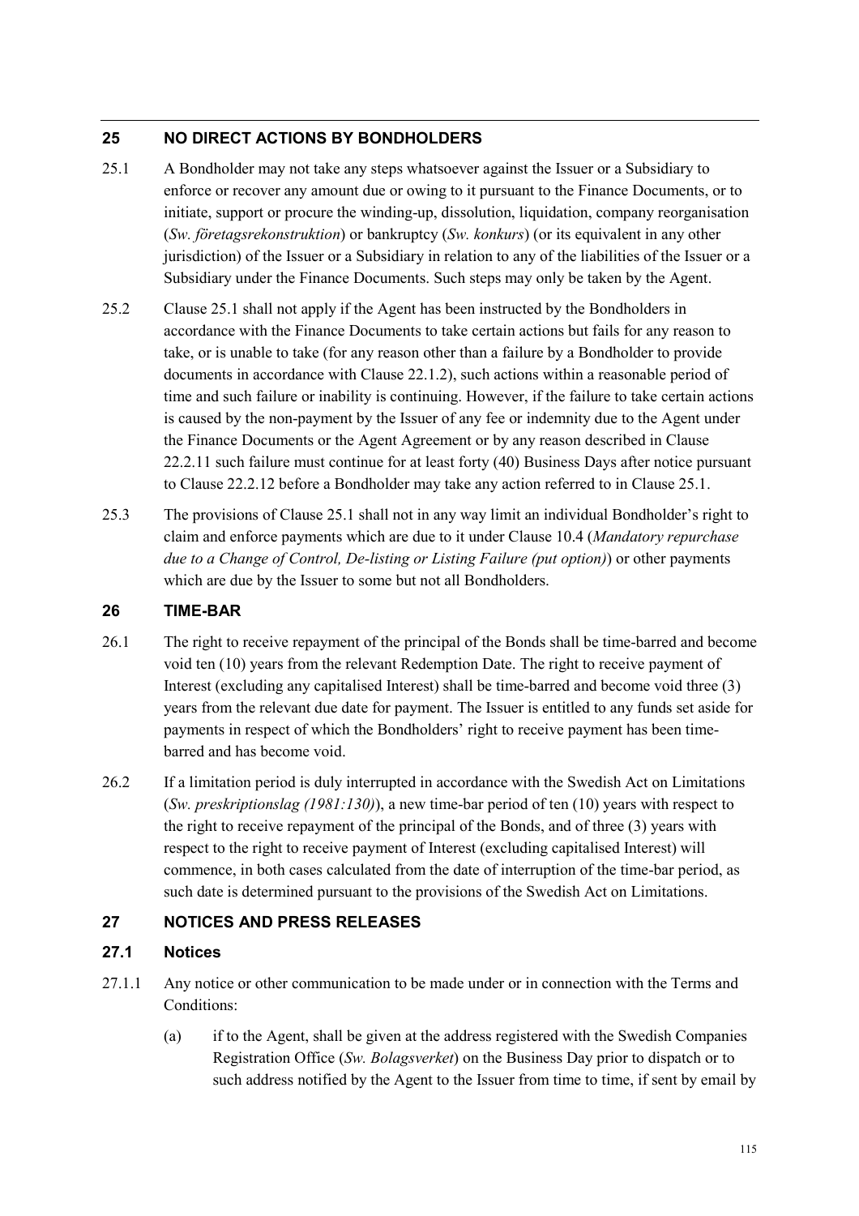## 25 NO DIRECT ACTIONS BY BONDHOLDERS

25.1 A Bondholder may not take any steps whatsoever against the Issuer or a Subsidiary to enforce or recover any amount due or owing to it pursuant to the Finance Documents, or to initiate, support or procure the winding-up, dissolution, liquidation, company reorganisation (*Sw. företagsrekonstruktion*) or bankruptcy (*Sw. konkurs*) (or its equivalent in any other jurisdiction) of the Issuer or a Subsidiary in relation to any of the liabilities of the Issuer or a Subsidiary under the Finance Documents. Such steps may only be taken by the Agent.

25.2 Clause 25.1 shall not apply if the Agent has been instructed by the Bondholders in accordance with the Finance Documents to take certain actions but fails for any reason to take, or is unable to take (for any reason other than a failure by a Bondholder to provide documents in accordance with Clause 22.1.2), such actions within a reasonable period of time and such failure or inability is continuing. However, if the failure to take certain actions is caused by the non-payment by the Issuer of any fee or indemnity due to the Agent under the Finance Documents or the Agent Agreement or by any reason described in Clause 22.2.11 such failure must continue for at least forty (40) Business Days after notice pursuant to Clause 22.2.12 before a Bondholder may take any action referred to in Clause 25.1.

25.3 The provisions of Clause 25.1 shall not in any way limit an individual Bondholder's right to claim and enforce payments which are due to it under Clause 10.4 (*Mandatory repurchase due to a Change of Control, De-listing or Listing Failure (put option)*) or other payments which are due by the Issuer to some but not all Bondholders.

## 26 TIME-BAR

26.1 The right to receive repayment of the principal of the Bonds shall be time-barred and become void ten (10) years from the relevant Redemption Date. The right to receive payment of Interest (excluding any capitalised Interest) shall be time-barred and become void three (3) years from the relevant due date for payment. The Issuer is entitled to any funds set aside for payments in respect of which the Bondholders' right to receive payment has been time-barred and has become void.

26.2 If a limitation period is duly interrupted in accordance with the Swedish Act on Limitations (*Sw. preskriptionslag (1981:130)*), a new time-bar period of ten (10) years with respect to the right to receive repayment of the principal of the Bonds, and of three (3) years with respect to the right to receive payment of Interest (excluding capitalised Interest) will commence, in both cases calculated from the date of interruption of the time-bar period, as such date is determined pursuant to the provisions of the Swedish Act on Limitations.

## 27 NOTICES AND PRESS RELEASES

### 27.1 Notices

27.1.1 Any notice or other communication to be made under or in connection with the Terms and Conditions:

(a) if to the Agent, shall be given at the address registered with the Swedish Companies Registration Office (*Sw. Bolagsverket*) on the Business Day prior to dispatch or to such address notified by the Agent to the Issuer from time to time, if sent by email by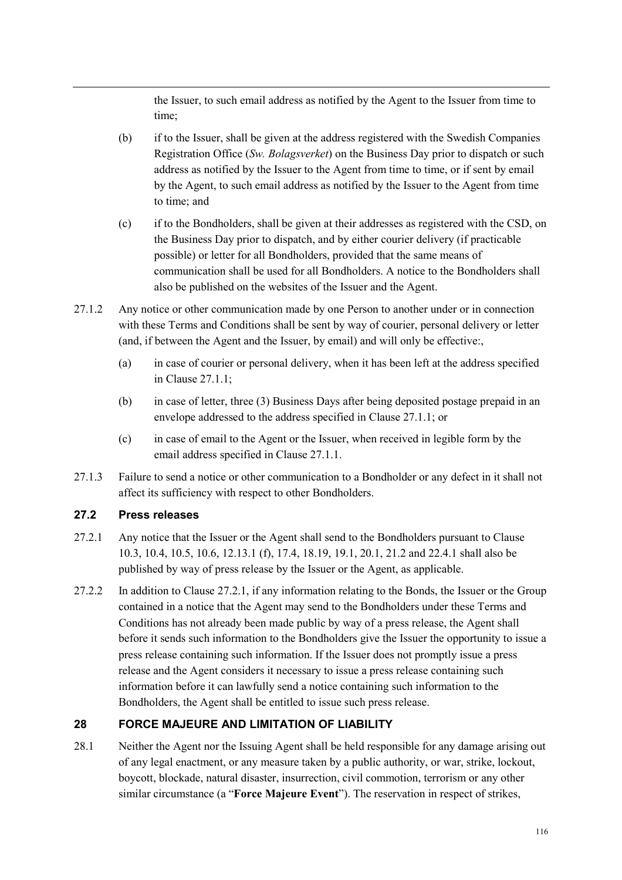the Issuer, to such email address as notified by the Agent to the Issuer from time to time;

(b) if to the Issuer, shall be given at the address registered with the Swedish Companies Registration Office (*Sw. Bolagsverket*) on the Business Day prior to dispatch or such address as notified by the Issuer to the Agent from time to time, or if sent by email by the Agent, to such email address as notified by the Issuer to the Agent from time to time; and

(c) if to the Bondholders, shall be given at their addresses as registered with the CSD, on the Business Day prior to dispatch, and by either courier delivery (if practicable possible) or letter for all Bondholders, provided that the same means of communication shall be used for all Bondholders. A notice to the Bondholders shall also be published on the websites of the Issuer and the Agent.

27.1.2 Any notice or other communication made by one Person to another under or in connection with these Terms and Conditions shall be sent by way of courier, personal delivery or letter (and, if between the Agent and the Issuer, by email) and will only be effective:,

(a) in case of courier or personal delivery, when it has been left at the address specified in Clause 27.1.1;

(b) in case of letter, three (3) Business Days after being deposited postage prepaid in an envelope addressed to the address specified in Clause 27.1.1; or

(c) in case of email to the Agent or the Issuer, when received in legible form by the email address specified in Clause 27.1.1.

27.1.3 Failure to send a notice or other communication to a Bondholder or any defect in it shall not affect its sufficiency with respect to other Bondholders.

### 27.2 Press releases

27.2.1 Any notice that the Issuer or the Agent shall send to the Bondholders pursuant to Clause 10.3, 10.4, 10.5, 10.6, 12.13.1 (f), 17.4, 18.19, 19.1, 20.1, 21.2 and 22.4.1 shall also be published by way of press release by the Issuer or the Agent, as applicable.

27.2.2 In addition to Clause 27.2.1, if any information relating to the Bonds, the Issuer or the Group contained in a notice that the Agent may send to the Bondholders under these Terms and Conditions has not already been made public by way of a press release, the Agent shall before it sends such information to the Bondholders give the Issuer the opportunity to issue a press release containing such information. If the Issuer does not promptly issue a press release and the Agent considers it necessary to issue a press release containing such information before it can lawfully send a notice containing such information to the Bondholders, the Agent shall be entitled to issue such press release.

## 28 FORCE MAJEURE AND LIMITATION OF LIABILITY

28.1 Neither the Agent nor the Issuing Agent shall be held responsible for any damage arising out of any legal enactment, or any measure taken by a public authority, or war, strike, lockout, boycott, blockade, natural disaster, insurrection, civil commotion, terrorism or any other similar circumstance (a "**Force Majeure Event**"). The reservation in respect of strikes,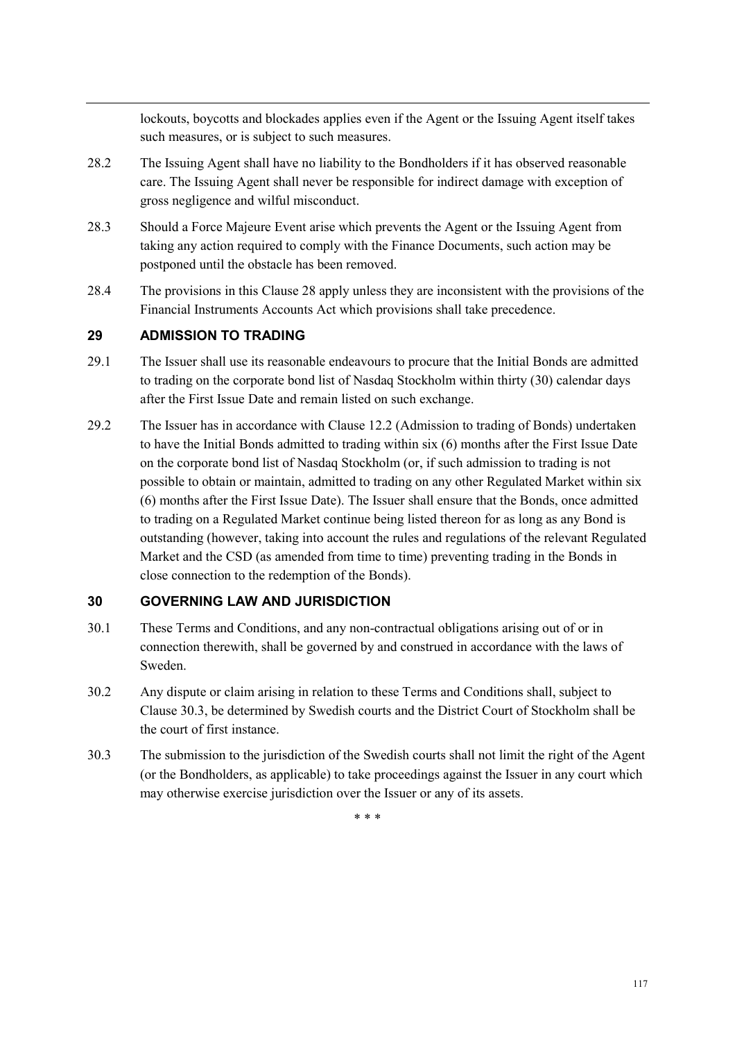lockouts, boycotts and blockades applies even if the Agent or the Issuing Agent itself takes such measures, or is subject to such measures.

28.2 The Issuing Agent shall have no liability to the Bondholders if it has observed reasonable care. The Issuing Agent shall never be responsible for indirect damage with exception of gross negligence and wilful misconduct.

28.3 Should a Force Majeure Event arise which prevents the Agent or the Issuing Agent from taking any action required to comply with the Finance Documents, such action may be postponed until the obstacle has been removed.

28.4 The provisions in this Clause 28 apply unless they are inconsistent with the provisions of the Financial Instruments Accounts Act which provisions shall take precedence.

## 29 ADMISSION TO TRADING

29.1 The Issuer shall use its reasonable endeavours to procure that the Initial Bonds are admitted to trading on the corporate bond list of Nasdaq Stockholm within thirty (30) calendar days after the First Issue Date and remain listed on such exchange.

29.2 The Issuer has in accordance with Clause 12.2 (Admission to trading of Bonds) undertaken to have the Initial Bonds admitted to trading within six (6) months after the First Issue Date on the corporate bond list of Nasdaq Stockholm (or, if such admission to trading is not possible to obtain or maintain, admitted to trading on any other Regulated Market within six (6) months after the First Issue Date). The Issuer shall ensure that the Bonds, once admitted to trading on a Regulated Market continue being listed thereon for as long as any Bond is outstanding (however, taking into account the rules and regulations of the relevant Regulated Market and the CSD (as amended from time to time) preventing trading in the Bonds in close connection to the redemption of the Bonds).

## 30 GOVERNING LAW AND JURISDICTION

30.1 These Terms and Conditions, and any non-contractual obligations arising out of or in connection therewith, shall be governed by and construed in accordance with the laws of Sweden.

30.2 Any dispute or claim arising in relation to these Terms and Conditions shall, subject to Clause 30.3, be determined by Swedish courts and the District Court of Stockholm shall be the court of first instance.

30.3 The submission to the jurisdiction of the Swedish courts shall not limit the right of the Agent (or the Bondholders, as applicable) to take proceedings against the Issuer in any court which may otherwise exercise jurisdiction over the Issuer or any of its assets.

\* \* \*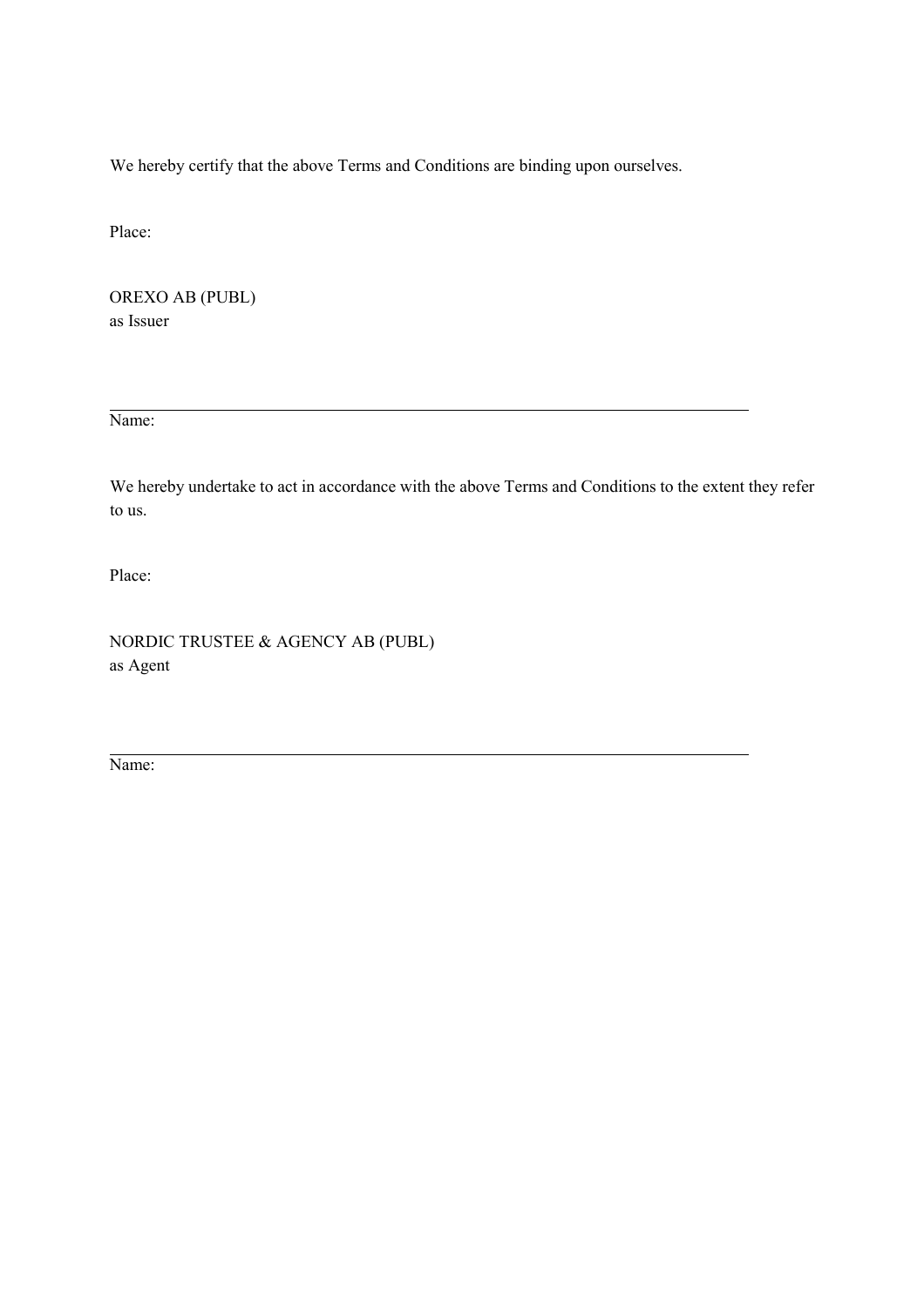We hereby certify that the above Terms and Conditions are binding upon ourselves.

Place:

OREXO AB (PUBL)
as Issuer

\_\_\_\_\_\_\_\_\_\_\_\_\_\_\_\_\_\_\_\_\_\_\_\_\_\_\_\_\_\_\_\_\_\_\_\_\_\_\_\_\_\_\_\_\_\_\_\_\_\_\_\_\_\_\_\_\_\_\_\_\_\_

Name:

We hereby undertake to act in accordance with the above Terms and Conditions to the extent they refer to us.

Place:

NORDIC TRUSTEE & AGENCY AB (PUBL)
as Agent

\_\_\_\_\_\_\_\_\_\_\_\_\_\_\_\_\_\_\_\_\_\_\_\_\_\_\_\_\_\_\_\_\_\_\_\_\_\_\_\_\_\_\_\_\_\_\_\_\_\_\_\_\_\_\_\_\_\_\_\_\_\_

Name: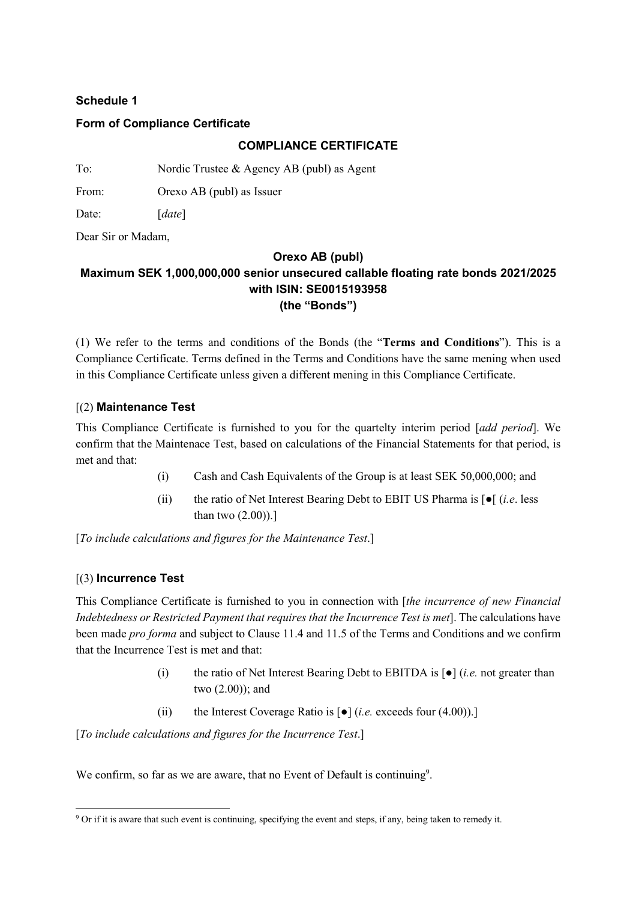**Schedule 1**

**Form of Compliance Certificate**

**COMPLIANCE CERTIFICATE**

To: Nordic Trustee & Agency AB (publ) as Agent

From: Orexo AB (publ) as Issuer

Date: [*date*]

Dear Sir or Madam,

**Orexo AB (publ)**
**Maximum SEK 1,000,000,000 senior unsecured callable floating rate bonds 2021/2025 with ISIN: SE0015193958**
**(the "Bonds")**

(1) We refer to the terms and conditions of the Bonds (the "**Terms and Conditions**"). This is a Compliance Certificate. Terms defined in the Terms and Conditions have the same mening when used in this Compliance Certificate unless given a different mening in this Compliance Certificate.

[(2) **Maintenance Test**

This Compliance Certificate is furnished to you for the quartelty interim period [*add period*]. We confirm that the Maintenace Test, based on calculations of the Financial Statements for that period, is met and that:

(i) Cash and Cash Equivalents of the Group is at least SEK 50,000,000; and

(ii) the ratio of Net Interest Bearing Debt to EBIT US Pharma is [●[ (*i.e*. less than two (2.00)).]

[*To include calculations and figures for the Maintenance Test*.]

[(3) **Incurrence Test**

This Compliance Certificate is furnished to you in connection with [*the incurrence of new Financial Indebtedness or Restricted Payment that requires that the Incurrence Test is met*]. The calculations have been made *pro forma* and subject to Clause 11.4 and 11.5 of the Terms and Conditions and we confirm that the Incurrence Test is met and that:

(i) the ratio of Net Interest Bearing Debt to EBITDA is [●] (*i.e.* not greater than two (2.00)); and

(ii) the Interest Coverage Ratio is [●] (*i.e.* exceeds four (4.00)).]

[*To include calculations and figures for the Incurrence Test*.]

We confirm, so far as we are aware, that no Event of Default is continuing[9].

[9] Or if it is aware that such event is continuing, specifying the event and steps, if any, being taken to remedy it.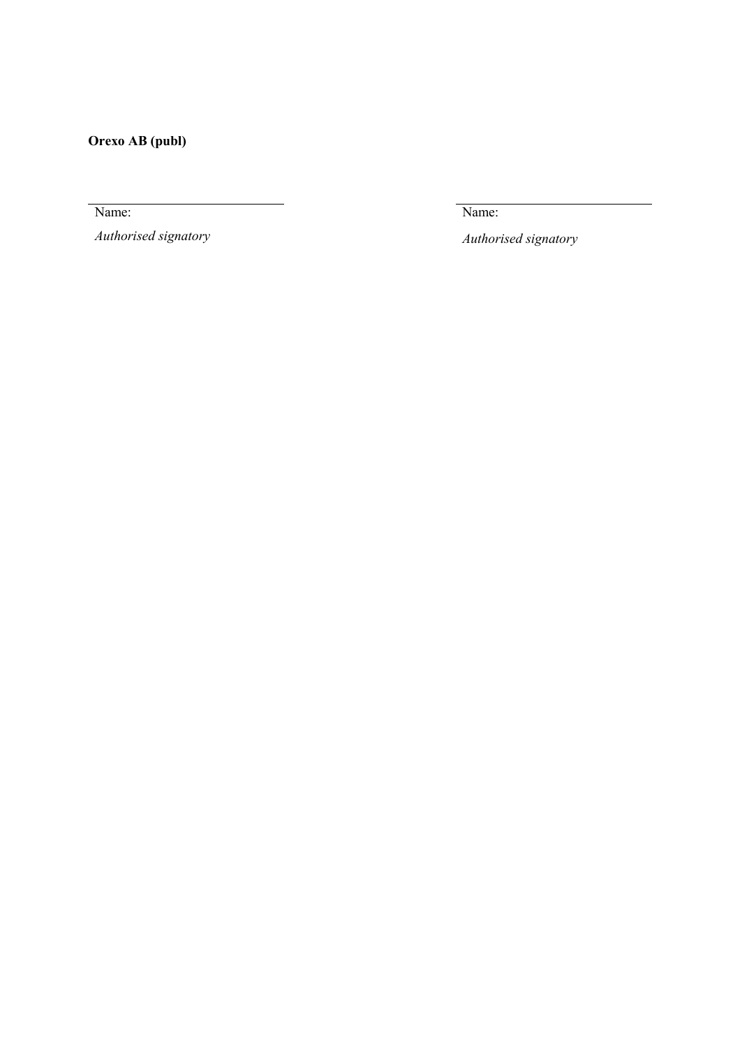**Orexo AB (publ)**

\_\_\_\_\_\_\_\_\_\_\_\_\_\_\_\_\_\_\_\_\_\_\_\_\_\_\_\_\_\_\_\_  
Name:  
*Authorised signatory*

\_\_\_\_\_\_\_\_\_\_\_\_\_\_\_\_\_\_\_\_\_\_\_\_\_\_\_\_\_\_\_\_  
Name:  
*Authorised signatory*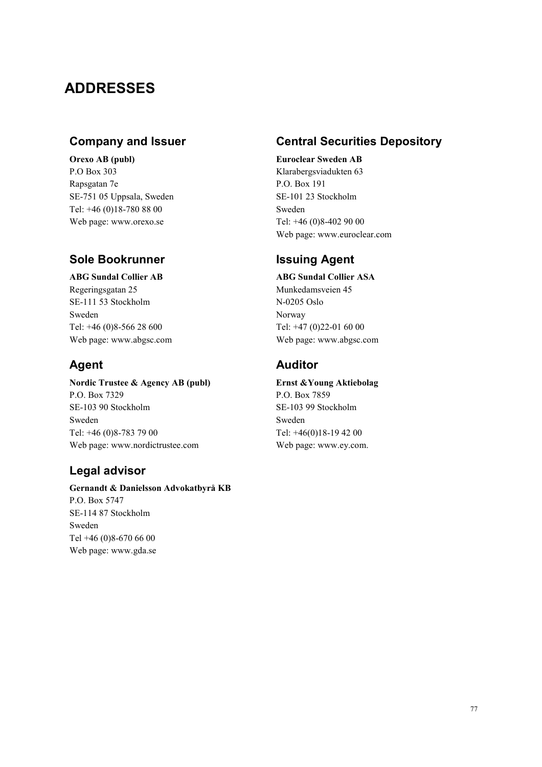# ADDRESSES

## Company and Issuer

**Orexo AB (publ)**
P.O Box 303
Rapsgatan 7e
SE-751 05 Uppsala, Sweden
Tel: +46 (0)18-780 88 00
Web page: www.orexo.se

## Central Securities Depository

**Euroclear Sweden AB**
Klarabergsviadukten 63
P.O. Box 191
SE-101 23 Stockholm
Sweden
Tel: +46 (0)8-402 90 00
Web page: www.euroclear.com

## Sole Bookrunner

**ABG Sundal Collier AB**
Regeringsgatan 25
SE-111 53 Stockholm
Sweden
Tel: +46 (0)8-566 28 600
Web page: www.abgsc.com

## Issuing Agent

**ABG Sundal Collier ASA**
Munkedamsveien 45
N-0205 Oslo
Norway
Tel: +47 (0)22-01 60 00
Web page: www.abgsc.com

## Agent

**Nordic Trustee & Agency AB (publ)**
P.O. Box 7329
SE-103 90 Stockholm
Sweden
Tel: +46 (0)8-783 79 00
Web page: www.nordictrustee.com

## Auditor

**Ernst &Young Aktiebolag**
P.O. Box 7859
SE-103 99 Stockholm
Sweden
Tel: +46(0)18-19 42 00
Web page: www.ey.com.

## Legal advisor

**Gernandt & Danielsson Advokatbyrå KB**
P.O. Box 5747
SE-114 87 Stockholm
Sweden
Tel +46 (0)8-670 66 00
Web page: www.gda.se